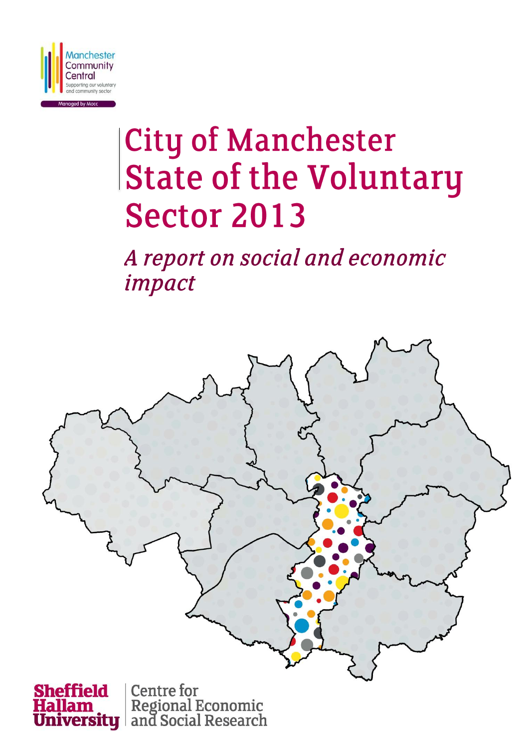Manchester Community Central

Supporting our voluntary and community sector

Managed by Macc

# City of Manchester State of the Voluntary Sector 2013

## *A report on social and economic impact*

Sheffield Hallam University

Centre for Regional Economic and Social Research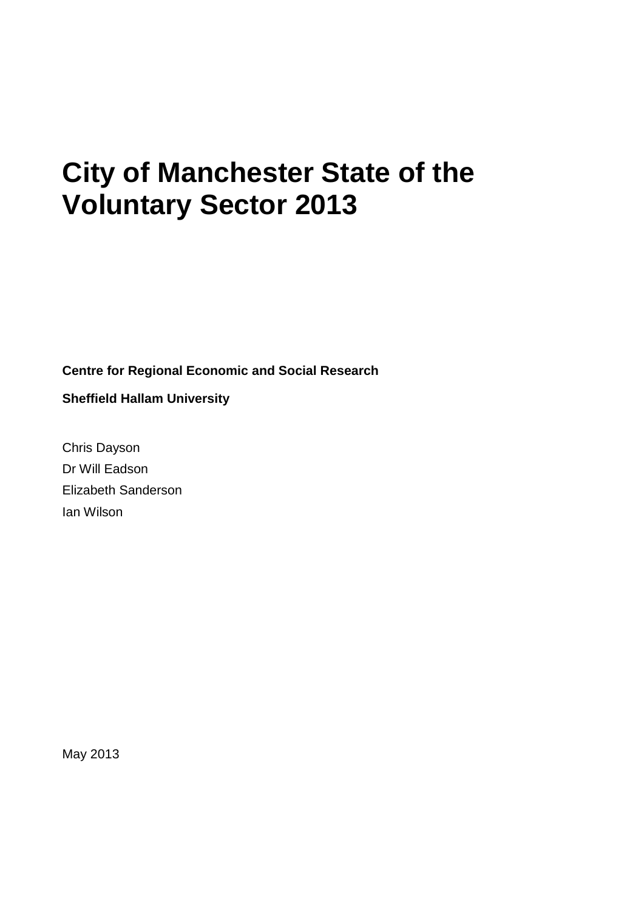# City of Manchester State of the Voluntary Sector 2013

**Centre for Regional Economic and Social Research**

**Sheffield Hallam University**

Chris Dayson

Dr Will Eadson

Elizabeth Sanderson

Ian Wilson

May 2013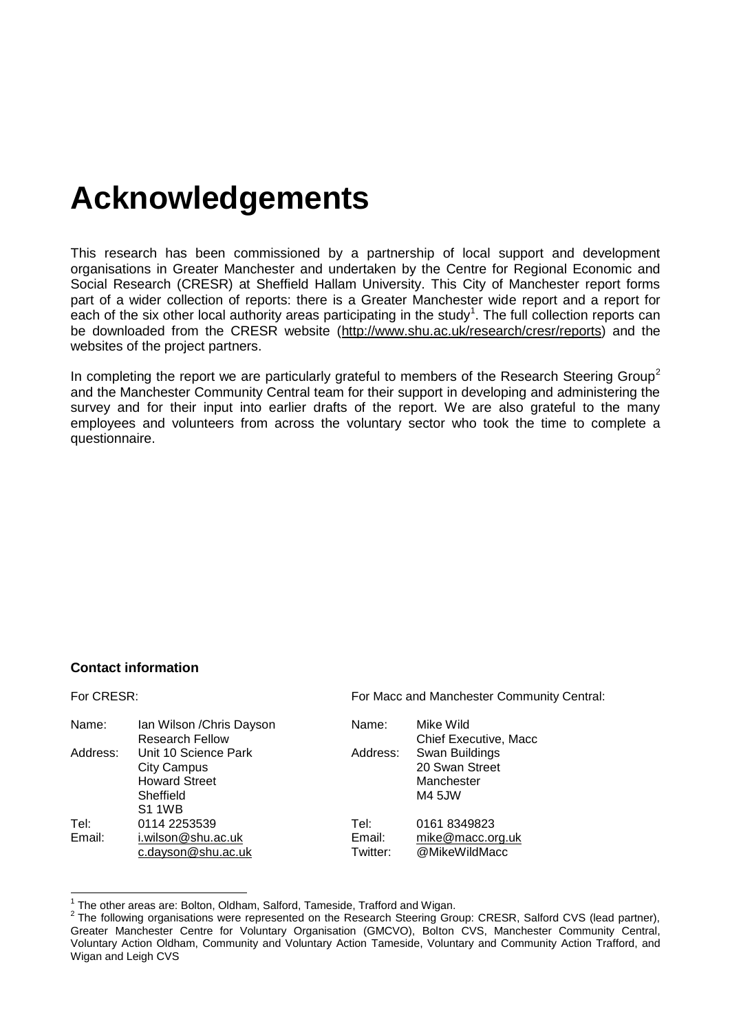# Acknowledgements

This research has been commissioned by a partnership of local support and development organisations in Greater Manchester and undertaken by the Centre for Regional Economic and Social Research (CRESR) at Sheffield Hallam University. This City of Manchester report forms part of a wider collection of reports: there is a Greater Manchester wide report and a report for each of the six other local authority areas participating in the study[1]. The full collection reports can be downloaded from the CRESR website (http://www.shu.ac.uk/research/cresr/reports) and the websites of the project partners.

In completing the report we are particularly grateful to members of the Research Steering Group[2] and the Manchester Community Central team for their support in developing and administering the survey and for their input into earlier drafts of the report. We are also grateful to the many employees and volunteers from across the voluntary sector who took the time to complete a questionnaire.

**Contact information**

For CRESR:

| | |
|---|---|
| Name: | Ian Wilson /Chris Dayson<br>Research Fellow |
| Address: | Unit 10 Science Park<br>City Campus<br>Howard Street<br>Sheffield<br>S1 1WB |
| Tel: | 0114 2253539 |
| Email: | i.wilson@shu.ac.uk<br>c.dayson@shu.ac.uk |

For Macc and Manchester Community Central:

| | |
|---|---|
| Name: | Mike Wild<br>Chief Executive, Macc |
| Address: | Swan Buildings<br>20 Swan Street<br>Manchester<br>M4 5JW |
| Tel: | 0161 8349823 |
| Email: | mike@macc.org.uk |
| Twitter: | @MikeWildMacc |

[1] The other areas are: Bolton, Oldham, Salford, Tameside, Trafford and Wigan.

[2] The following organisations were represented on the Research Steering Group: CRESR, Salford CVS (lead partner), Greater Manchester Centre for Voluntary Organisation (GMCVO), Bolton CVS, Manchester Community Central, Voluntary Action Oldham, Community and Voluntary Action Tameside, Voluntary and Community Action Trafford, and Wigan and Leigh CVS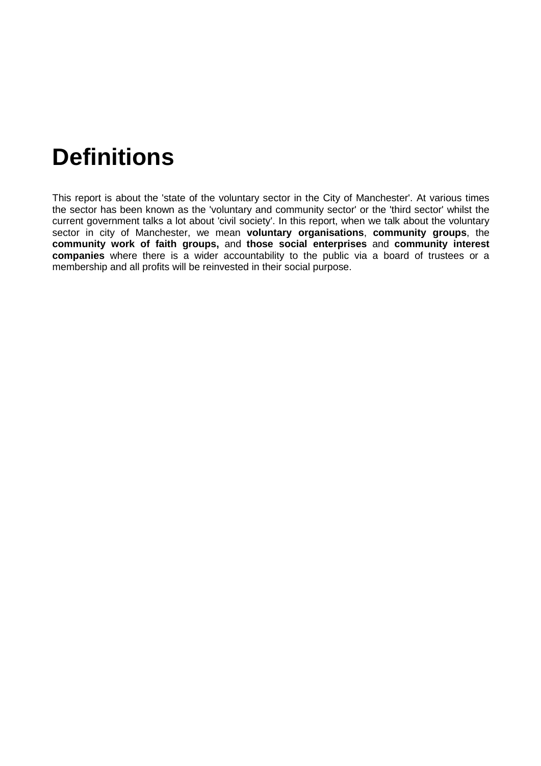# Definitions

This report is about the 'state of the voluntary sector in the City of Manchester'. At various times the sector has been known as the 'voluntary and community sector' or the 'third sector' whilst the current government talks a lot about 'civil society'. In this report, when we talk about the voluntary sector in city of Manchester, we mean **voluntary organisations**, **community groups**, the **community work of faith groups,** and **those social enterprises** and **community interest companies** where there is a wider accountability to the public via a board of trustees or a membership and all profits will be reinvested in their social purpose.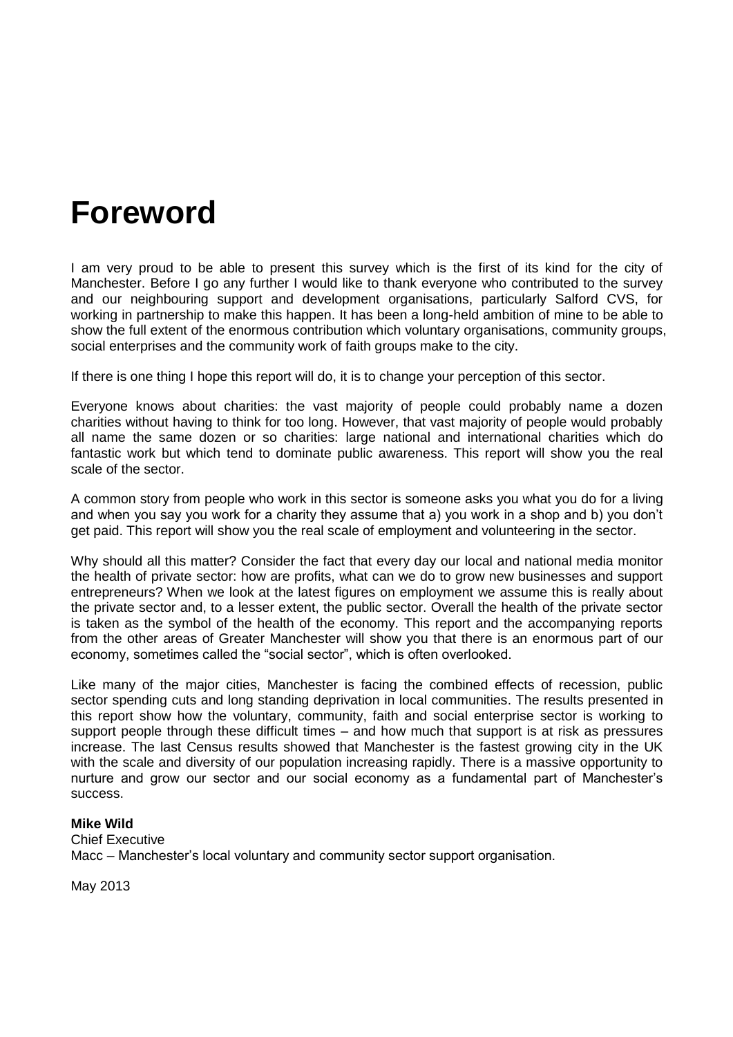# Foreword

I am very proud to be able to present this survey which is the first of its kind for the city of Manchester. Before I go any further I would like to thank everyone who contributed to the survey and our neighbouring support and development organisations, particularly Salford CVS, for working in partnership to make this happen. It has been a long-held ambition of mine to be able to show the full extent of the enormous contribution which voluntary organisations, community groups, social enterprises and the community work of faith groups make to the city.

If there is one thing I hope this report will do, it is to change your perception of this sector.

Everyone knows about charities: the vast majority of people could probably name a dozen charities without having to think for too long. However, that vast majority of people would probably all name the same dozen or so charities: large national and international charities which do fantastic work but which tend to dominate public awareness. This report will show you the real scale of the sector.

A common story from people who work in this sector is someone asks you what you do for a living and when you say you work for a charity they assume that a) you work in a shop and b) you don't get paid. This report will show you the real scale of employment and volunteering in the sector.

Why should all this matter? Consider the fact that every day our local and national media monitor the health of private sector: how are profits, what can we do to grow new businesses and support entrepreneurs? When we look at the latest figures on employment we assume this is really about the private sector and, to a lesser extent, the public sector. Overall the health of the private sector is taken as the symbol of the health of the economy. This report and the accompanying reports from the other areas of Greater Manchester will show you that there is an enormous part of our economy, sometimes called the "social sector", which is often overlooked.

Like many of the major cities, Manchester is facing the combined effects of recession, public sector spending cuts and long standing deprivation in local communities. The results presented in this report show how the voluntary, community, faith and social enterprise sector is working to support people through these difficult times – and how much that support is at risk as pressures increase. The last Census results showed that Manchester is the fastest growing city in the UK with the scale and diversity of our population increasing rapidly. There is a massive opportunity to nurture and grow our sector and our social economy as a fundamental part of Manchester's success.

**Mike Wild**
Chief Executive
Macc – Manchester's local voluntary and community sector support organisation.

May 2013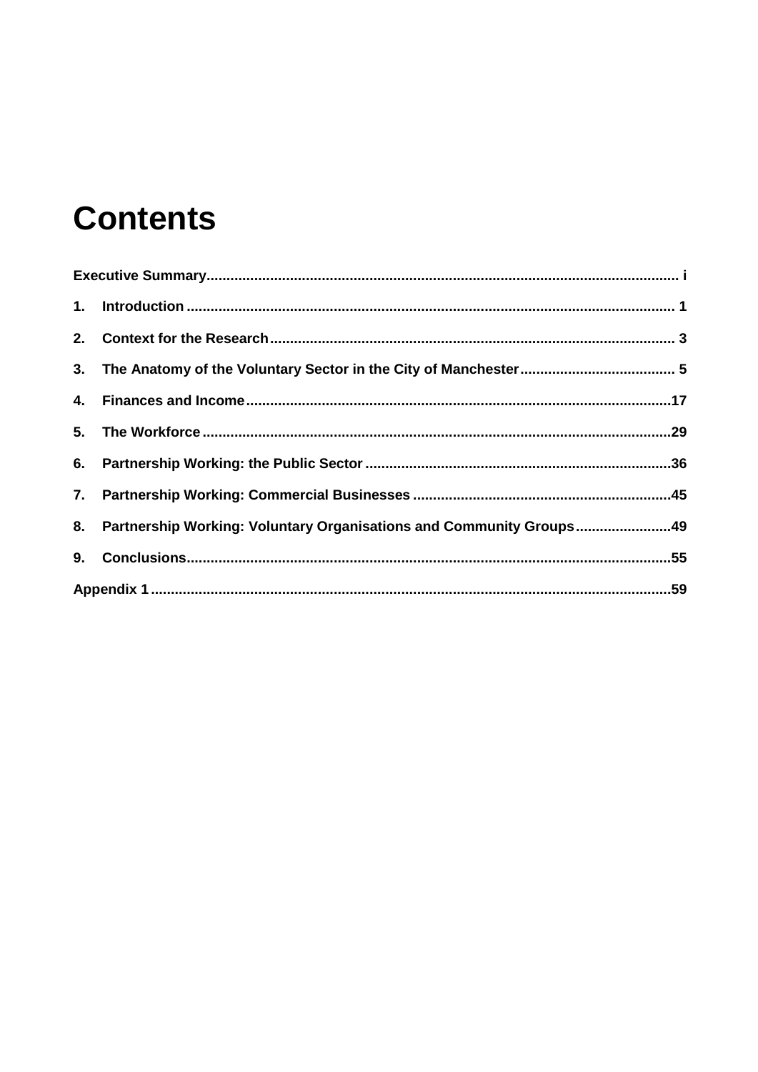# Contents

Executive Summary ..................................................................................................................... i

1. Introduction ......................................................................................................................... 1

2. Context for the Research ..................................................................................................... 3

3. The Anatomy of the Voluntary Sector in the City of Manchester ....................................... 5

4. Finances and Income .........................................................................................................17

5. The Workforce ....................................................................................................................29

6. Partnership Working: the Public Sector ............................................................................36

7. Partnership Working: Commercial Businesses .................................................................45

8. Partnership Working: Voluntary Organisations and Community Groups ........................49

9. Conclusions ........................................................................................................................55

Appendix 1 .................................................................................................................................59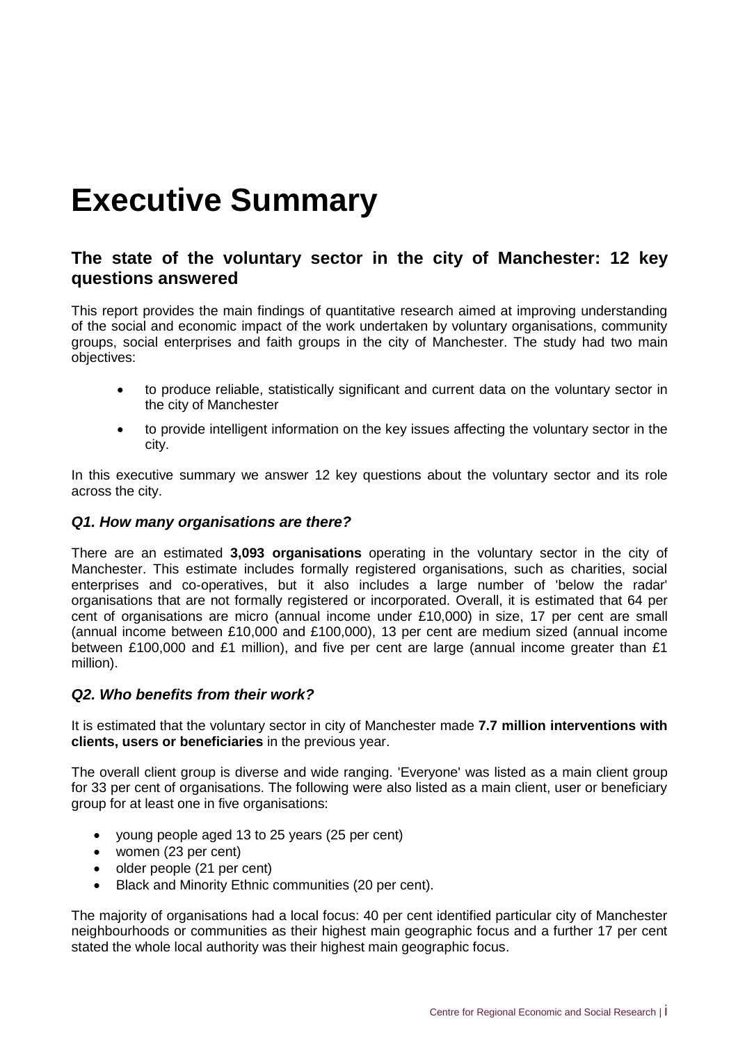# Executive Summary

## The state of the voluntary sector in the city of Manchester: 12 key questions answered

This report provides the main findings of quantitative research aimed at improving understanding of the social and economic impact of the work undertaken by voluntary organisations, community groups, social enterprises and faith groups in the city of Manchester. The study had two main objectives:

- to produce reliable, statistically significant and current data on the voluntary sector in the city of Manchester
- to provide intelligent information on the key issues affecting the voluntary sector in the city.

In this executive summary we answer 12 key questions about the voluntary sector and its role across the city.

### *Q1. How many organisations are there?*

There are an estimated **3,093 organisations** operating in the voluntary sector in the city of Manchester. This estimate includes formally registered organisations, such as charities, social enterprises and co-operatives, but it also includes a large number of 'below the radar' organisations that are not formally registered or incorporated. Overall, it is estimated that 64 per cent of organisations are micro (annual income under £10,000) in size, 17 per cent are small (annual income between £10,000 and £100,000), 13 per cent are medium sized (annual income between £100,000 and £1 million), and five per cent are large (annual income greater than £1 million).

### *Q2. Who benefits from their work?*

It is estimated that the voluntary sector in city of Manchester made **7.7 million interventions with clients, users or beneficiaries** in the previous year.

The overall client group is diverse and wide ranging. 'Everyone' was listed as a main client group for 33 per cent of organisations. The following were also listed as a main client, user or beneficiary group for at least one in five organisations:

- young people aged 13 to 25 years (25 per cent)
- women (23 per cent)
- older people (21 per cent)
- Black and Minority Ethnic communities (20 per cent).

The majority of organisations had a local focus: 40 per cent identified particular city of Manchester neighbourhoods or communities as their highest main geographic focus and a further 17 per cent stated the whole local authority was their highest main geographic focus.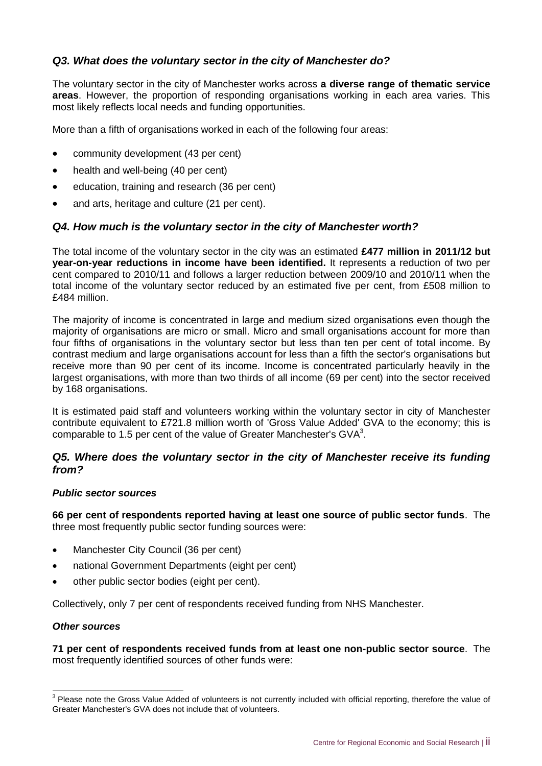### *Q3. What does the voluntary sector in the city of Manchester do?*

The voluntary sector in the city of Manchester works across **a diverse range of thematic service areas**. However, the proportion of responding organisations working in each area varies. This most likely reflects local needs and funding opportunities.

More than a fifth of organisations worked in each of the following four areas:

- community development (43 per cent)
- health and well-being (40 per cent)
- education, training and research (36 per cent)
- and arts, heritage and culture (21 per cent).

### *Q4. How much is the voluntary sector in the city of Manchester worth?*

The total income of the voluntary sector in the city was an estimated **£477 million in 2011/12 but year-on-year reductions in income have been identified.** It represents a reduction of two per cent compared to 2010/11 and follows a larger reduction between 2009/10 and 2010/11 when the total income of the voluntary sector reduced by an estimated five per cent, from £508 million to £484 million.

The majority of income is concentrated in large and medium sized organisations even though the majority of organisations are micro or small. Micro and small organisations account for more than four fifths of organisations in the voluntary sector but less than ten per cent of total income. By contrast medium and large organisations account for less than a fifth the sector's organisations but receive more than 90 per cent of its income. Income is concentrated particularly heavily in the largest organisations, with more than two thirds of all income (69 per cent) into the sector received by 168 organisations.

It is estimated paid staff and volunteers working within the voluntary sector in city of Manchester contribute equivalent to £721.8 million worth of 'Gross Value Added' GVA to the economy; this is comparable to 1.5 per cent of the value of Greater Manchester's GVA[3].

### *Q5. Where does the voluntary sector in the city of Manchester receive its funding from?*

#### *Public sector sources*

**66 per cent of respondents reported having at least one source of public sector funds**. The three most frequently public sector funding sources were:

- Manchester City Council (36 per cent)
- national Government Departments (eight per cent)
- other public sector bodies (eight per cent).

Collectively, only 7 per cent of respondents received funding from NHS Manchester.

#### *Other sources*

**71 per cent of respondents received funds from at least one non-public sector source**. The most frequently identified sources of other funds were:

[3] Please note the Gross Value Added of volunteers is not currently included with official reporting, therefore the value of Greater Manchester's GVA does not include that of volunteers.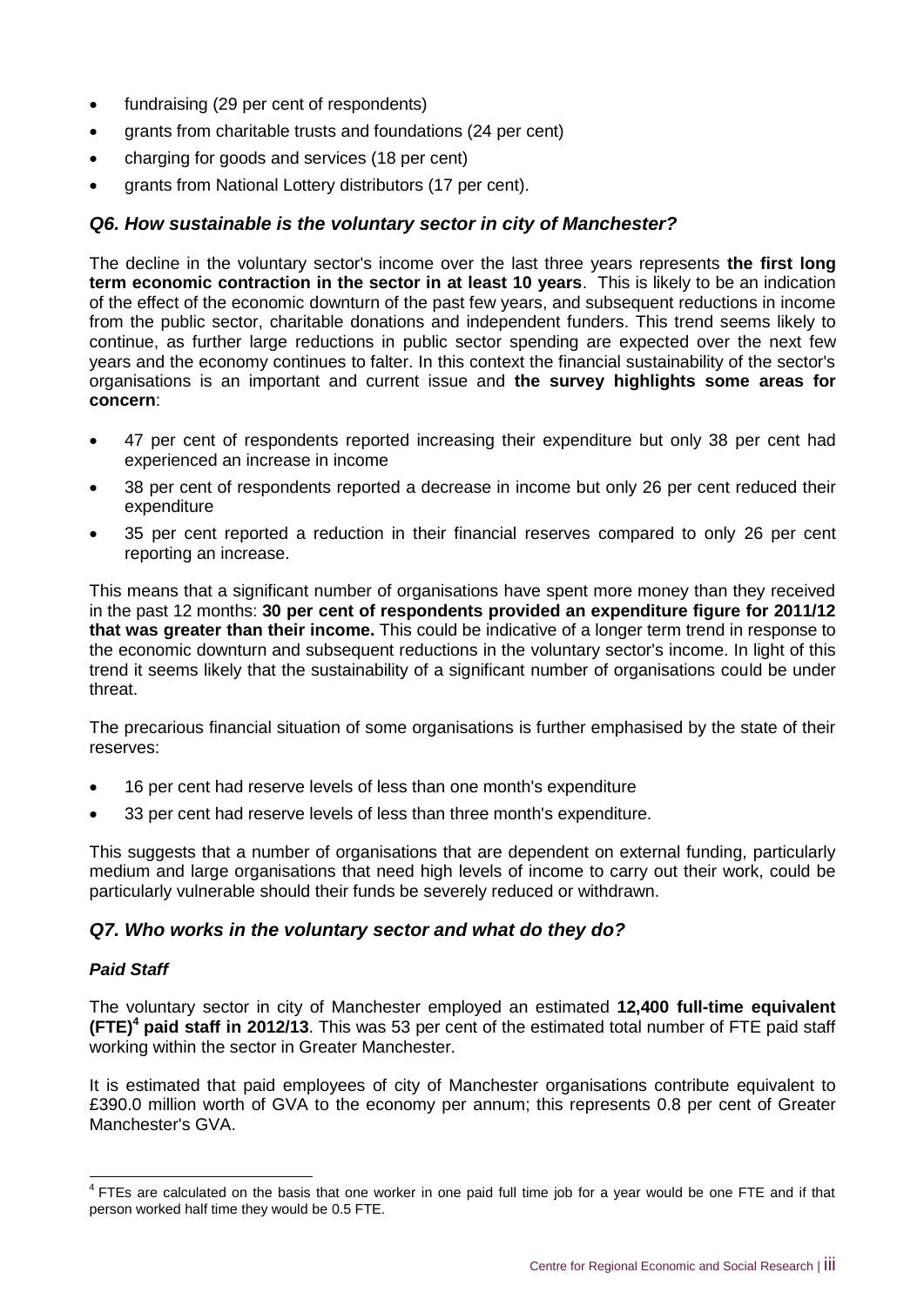- fundraising (29 per cent of respondents)
- grants from charitable trusts and foundations (24 per cent)
- charging for goods and services (18 per cent)
- grants from National Lottery distributors (17 per cent).

### *Q6. How sustainable is the voluntary sector in city of Manchester?*

The decline in the voluntary sector's income over the last three years represents **the first long term economic contraction in the sector in at least 10 years**. This is likely to be an indication of the effect of the economic downturn of the past few years, and subsequent reductions in income from the public sector, charitable donations and independent funders. This trend seems likely to continue, as further large reductions in public sector spending are expected over the next few years and the economy continues to falter. In this context the financial sustainability of the sector's organisations is an important and current issue and **the survey highlights some areas for concern**:

- 47 per cent of respondents reported increasing their expenditure but only 38 per cent had experienced an increase in income
- 38 per cent of respondents reported a decrease in income but only 26 per cent reduced their expenditure
- 35 per cent reported a reduction in their financial reserves compared to only 26 per cent reporting an increase.

This means that a significant number of organisations have spent more money than they received in the past 12 months: **30 per cent of respondents provided an expenditure figure for 2011/12 that was greater than their income.** This could be indicative of a longer term trend in response to the economic downturn and subsequent reductions in the voluntary sector's income. In light of this trend it seems likely that the sustainability of a significant number of organisations could be under threat.

The precarious financial situation of some organisations is further emphasised by the state of their reserves:

- 16 per cent had reserve levels of less than one month's expenditure
- 33 per cent had reserve levels of less than three month's expenditure.

This suggests that a number of organisations that are dependent on external funding, particularly medium and large organisations that need high levels of income to carry out their work, could be particularly vulnerable should their funds be severely reduced or withdrawn.

### *Q7. Who works in the voluntary sector and what do they do?*

#### *Paid Staff*

The voluntary sector in city of Manchester employed an estimated **12,400 full-time equivalent (FTE)[4] paid staff in 2012/13**. This was 53 per cent of the estimated total number of FTE paid staff working within the sector in Greater Manchester.

It is estimated that paid employees of city of Manchester organisations contribute equivalent to £390.0 million worth of GVA to the economy per annum; this represents 0.8 per cent of Greater Manchester's GVA.

[4] FTEs are calculated on the basis that one worker in one paid full time job for a year would be one FTE and if that person worked half time they would be 0.5 FTE.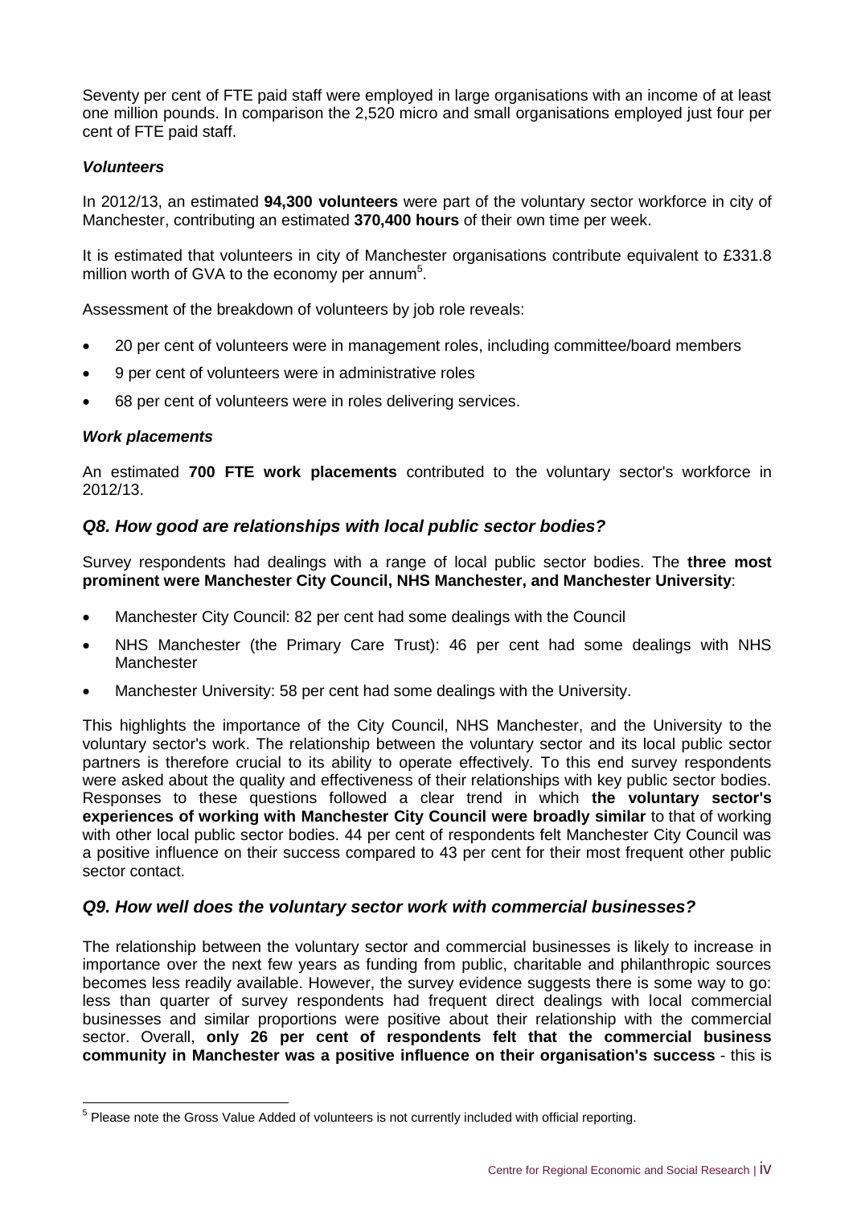Seventy per cent of FTE paid staff were employed in large organisations with an income of at least one million pounds. In comparison the 2,520 micro and small organisations employed just four per cent of FTE paid staff.

#### *Volunteers*

In 2012/13, an estimated **94,300 volunteers** were part of the voluntary sector workforce in city of Manchester, contributing an estimated **370,400 hours** of their own time per week.

It is estimated that volunteers in city of Manchester organisations contribute equivalent to £331.8 million worth of GVA to the economy per annum[5].

Assessment of the breakdown of volunteers by job role reveals:

- 20 per cent of volunteers were in management roles, including committee/board members
- 9 per cent of volunteers were in administrative roles
- 68 per cent of volunteers were in roles delivering services.

#### *Work placements*

An estimated **700 FTE work placements** contributed to the voluntary sector's workforce in 2012/13.

### *Q8. How good are relationships with local public sector bodies?*

Survey respondents had dealings with a range of local public sector bodies. The **three most prominent were Manchester City Council, NHS Manchester, and Manchester University**:

- Manchester City Council: 82 per cent had some dealings with the Council
- NHS Manchester (the Primary Care Trust): 46 per cent had some dealings with NHS Manchester
- Manchester University: 58 per cent had some dealings with the University.

This highlights the importance of the City Council, NHS Manchester, and the University to the voluntary sector's work. The relationship between the voluntary sector and its local public sector partners is therefore crucial to its ability to operate effectively. To this end survey respondents were asked about the quality and effectiveness of their relationships with key public sector bodies. Responses to these questions followed a clear trend in which **the voluntary sector's experiences of working with Manchester City Council were broadly similar** to that of working with other local public sector bodies. 44 per cent of respondents felt Manchester City Council was a positive influence on their success compared to 43 per cent for their most frequent other public sector contact.

### *Q9. How well does the voluntary sector work with commercial businesses?*

The relationship between the voluntary sector and commercial businesses is likely to increase in importance over the next few years as funding from public, charitable and philanthropic sources becomes less readily available. However, the survey evidence suggests there is some way to go: less than quarter of survey respondents had frequent direct dealings with local commercial businesses and similar proportions were positive about their relationship with the commercial sector. Overall, **only 26 per cent of respondents felt that the commercial business community in Manchester was a positive influence on their organisation's success** - this is

[5] Please note the Gross Value Added of volunteers is not currently included with official reporting.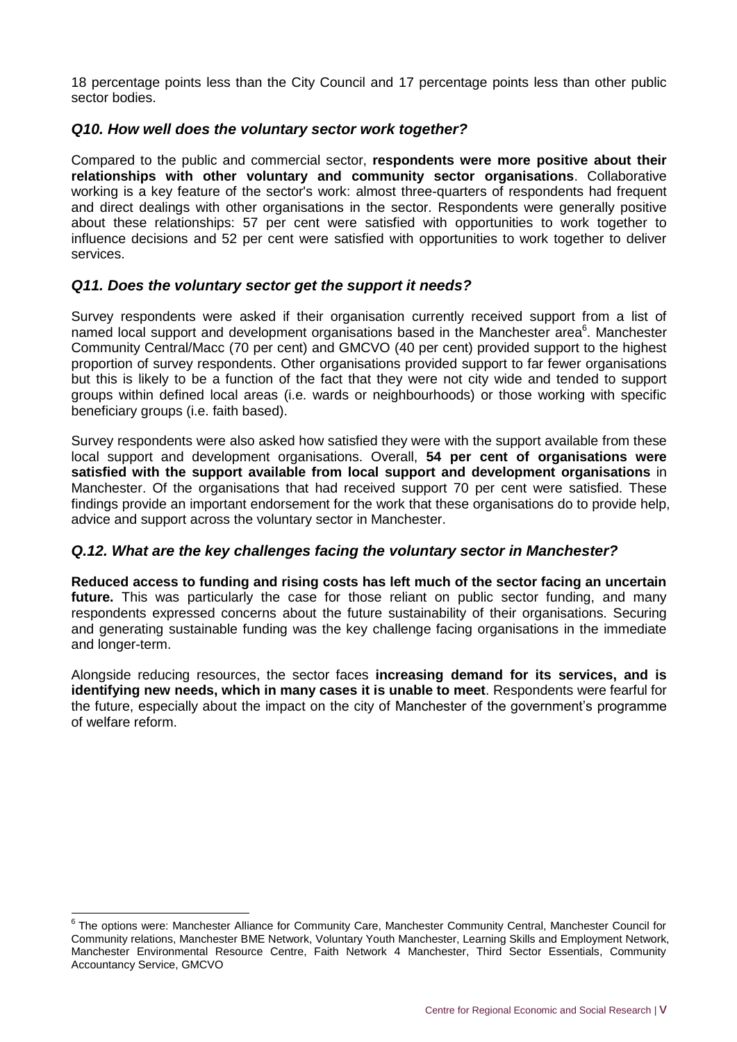18 percentage points less than the City Council and 17 percentage points less than other public sector bodies.

### *Q10. How well does the voluntary sector work together?*

Compared to the public and commercial sector, **respondents were more positive about their relationships with other voluntary and community sector organisations**. Collaborative working is a key feature of the sector's work: almost three-quarters of respondents had frequent and direct dealings with other organisations in the sector. Respondents were generally positive about these relationships: 57 per cent were satisfied with opportunities to work together to influence decisions and 52 per cent were satisfied with opportunities to work together to deliver services.

### *Q11. Does the voluntary sector get the support it needs?*

Survey respondents were asked if their organisation currently received support from a list of named local support and development organisations based in the Manchester area[6]. Manchester Community Central/Macc (70 per cent) and GMCVO (40 per cent) provided support to the highest proportion of survey respondents. Other organisations provided support to far fewer organisations but this is likely to be a function of the fact that they were not city wide and tended to support groups within defined local areas (i.e. wards or neighbourhoods) or those working with specific beneficiary groups (i.e. faith based).

Survey respondents were also asked how satisfied they were with the support available from these local support and development organisations. Overall, **54 per cent of organisations were satisfied with the support available from local support and development organisations** in Manchester. Of the organisations that had received support 70 per cent were satisfied. These findings provide an important endorsement for the work that these organisations do to provide help, advice and support across the voluntary sector in Manchester.

### *Q.12. What are the key challenges facing the voluntary sector in Manchester?*

**Reduced access to funding and rising costs has left much of the sector facing an uncertain future.** This was particularly the case for those reliant on public sector funding, and many respondents expressed concerns about the future sustainability of their organisations. Securing and generating sustainable funding was the key challenge facing organisations in the immediate and longer-term.

Alongside reducing resources, the sector faces **increasing demand for its services, and is identifying new needs, which in many cases it is unable to meet**. Respondents were fearful for the future, especially about the impact on the city of Manchester of the government's programme of welfare reform.

---

[6] The options were: Manchester Alliance for Community Care, Manchester Community Central, Manchester Council for Community relations, Manchester BME Network, Voluntary Youth Manchester, Learning Skills and Employment Network, Manchester Environmental Resource Centre, Faith Network 4 Manchester, Third Sector Essentials, Community Accountancy Service, GMCVO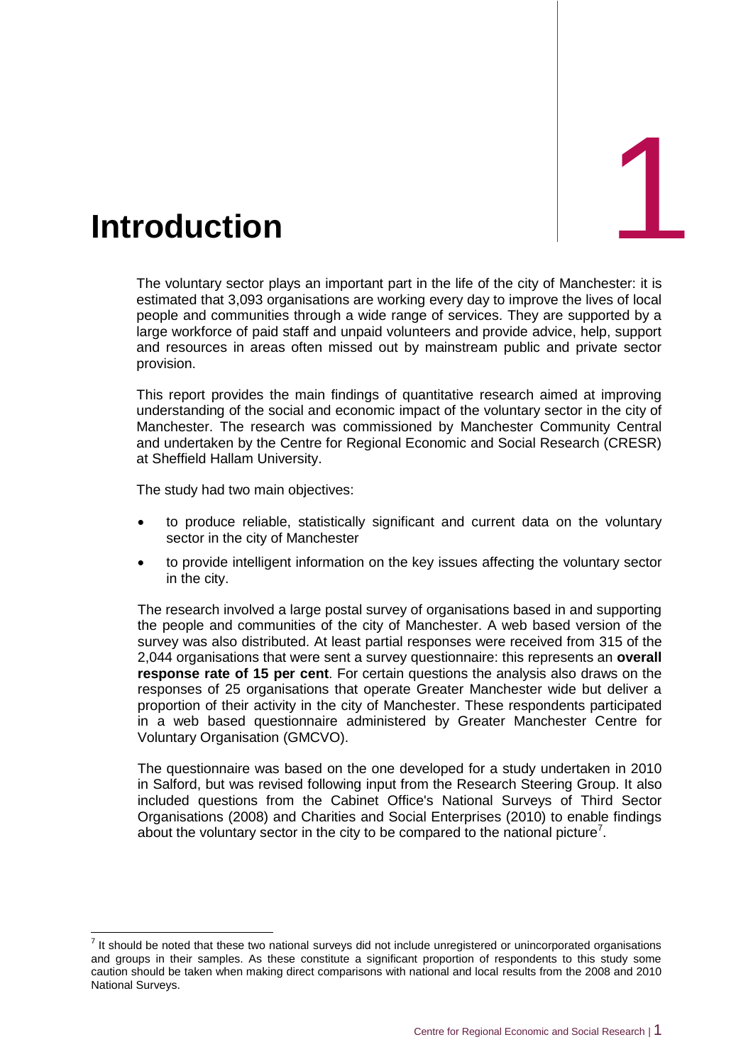# 1 Introduction

The voluntary sector plays an important part in the life of the city of Manchester: it is estimated that 3,093 organisations are working every day to improve the lives of local people and communities through a wide range of services. They are supported by a large workforce of paid staff and unpaid volunteers and provide advice, help, support and resources in areas often missed out by mainstream public and private sector provision.

This report provides the main findings of quantitative research aimed at improving understanding of the social and economic impact of the voluntary sector in the city of Manchester. The research was commissioned by Manchester Community Central and undertaken by the Centre for Regional Economic and Social Research (CRESR) at Sheffield Hallam University.

The study had two main objectives:

- to produce reliable, statistically significant and current data on the voluntary sector in the city of Manchester
- to provide intelligent information on the key issues affecting the voluntary sector in the city.

The research involved a large postal survey of organisations based in and supporting the people and communities of the city of Manchester. A web based version of the survey was also distributed. At least partial responses were received from 315 of the 2,044 organisations that were sent a survey questionnaire: this represents an **overall response rate of 15 per cent**. For certain questions the analysis also draws on the responses of 25 organisations that operate Greater Manchester wide but deliver a proportion of their activity in the city of Manchester. These respondents participated in a web based questionnaire administered by Greater Manchester Centre for Voluntary Organisation (GMCVO).

The questionnaire was based on the one developed for a study undertaken in 2010 in Salford, but was revised following input from the Research Steering Group. It also included questions from the Cabinet Office's National Surveys of Third Sector Organisations (2008) and Charities and Social Enterprises (2010) to enable findings about the voluntary sector in the city to be compared to the national picture[7].

[7] It should be noted that these two national surveys did not include unregistered or unincorporated organisations and groups in their samples. As these constitute a significant proportion of respondents to this study some caution should be taken when making direct comparisons with national and local results from the 2008 and 2010 National Surveys.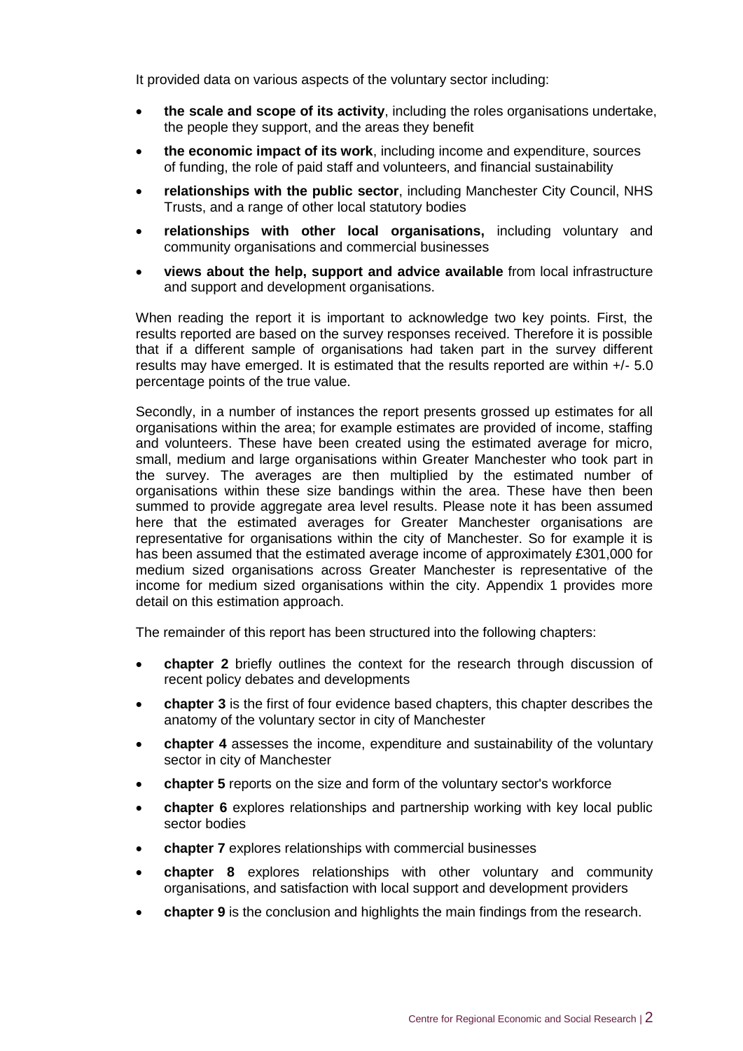It provided data on various aspects of the voluntary sector including:

- **the scale and scope of its activity**, including the roles organisations undertake, the people they support, and the areas they benefit
- **the economic impact of its work**, including income and expenditure, sources of funding, the role of paid staff and volunteers, and financial sustainability
- **relationships with the public sector**, including Manchester City Council, NHS Trusts, and a range of other local statutory bodies
- **relationships with other local organisations,** including voluntary and community organisations and commercial businesses
- **views about the help, support and advice available** from local infrastructure and support and development organisations.

When reading the report it is important to acknowledge two key points. First, the results reported are based on the survey responses received. Therefore it is possible that if a different sample of organisations had taken part in the survey different results may have emerged. It is estimated that the results reported are within +/- 5.0 percentage points of the true value.

Secondly, in a number of instances the report presents grossed up estimates for all organisations within the area; for example estimates are provided of income, staffing and volunteers. These have been created using the estimated average for micro, small, medium and large organisations within Greater Manchester who took part in the survey. The averages are then multiplied by the estimated number of organisations within these size bandings within the area. These have then been summed to provide aggregate area level results. Please note it has been assumed here that the estimated averages for Greater Manchester organisations are representative for organisations within the city of Manchester. So for example it is has been assumed that the estimated average income of approximately £301,000 for medium sized organisations across Greater Manchester is representative of the income for medium sized organisations within the city. Appendix 1 provides more detail on this estimation approach.

The remainder of this report has been structured into the following chapters:

- **chapter 2** briefly outlines the context for the research through discussion of recent policy debates and developments
- **chapter 3** is the first of four evidence based chapters, this chapter describes the anatomy of the voluntary sector in city of Manchester
- **chapter 4** assesses the income, expenditure and sustainability of the voluntary sector in city of Manchester
- **chapter 5** reports on the size and form of the voluntary sector's workforce
- **chapter 6** explores relationships and partnership working with key local public sector bodies
- **chapter 7** explores relationships with commercial businesses
- **chapter 8** explores relationships with other voluntary and community organisations, and satisfaction with local support and development providers
- **chapter 9** is the conclusion and highlights the main findings from the research.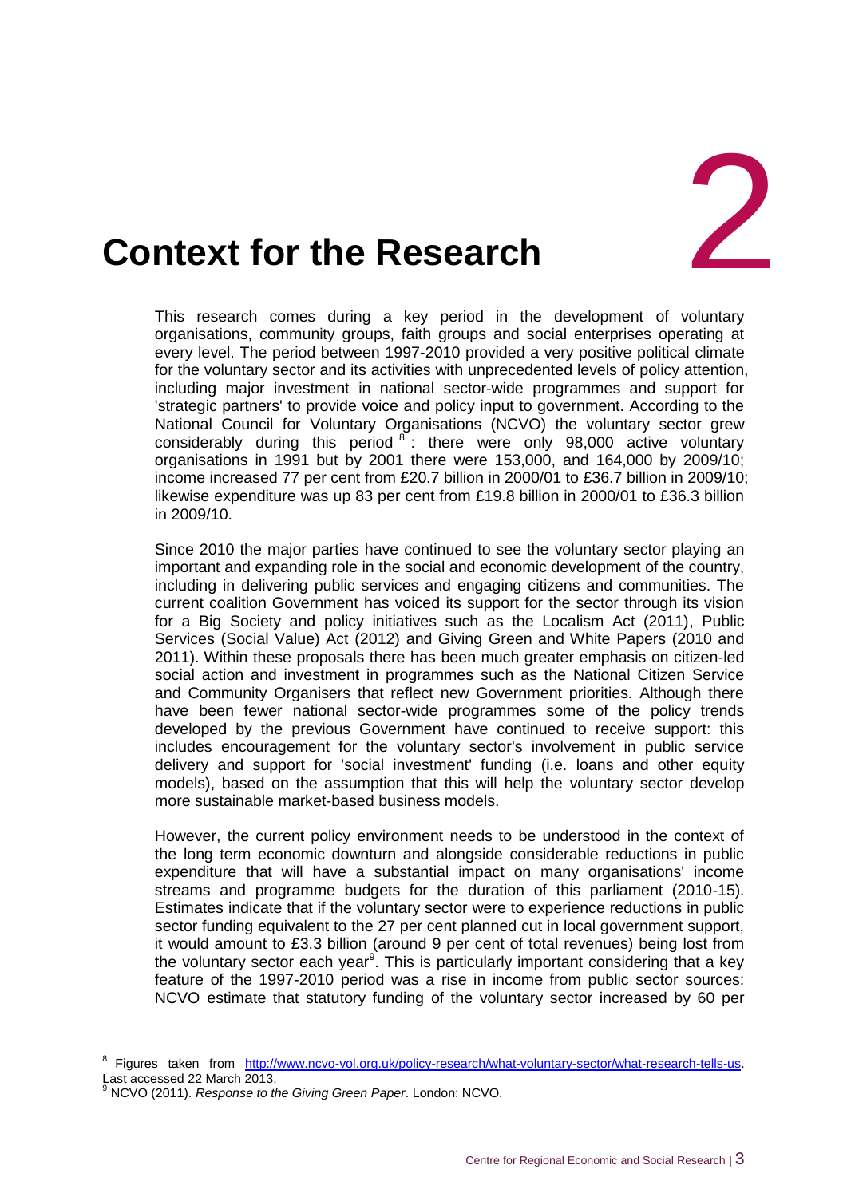# 2 Context for the Research

This research comes during a key period in the development of voluntary organisations, community groups, faith groups and social enterprises operating at every level. The period between 1997-2010 provided a very positive political climate for the voluntary sector and its activities with unprecedented levels of policy attention, including major investment in national sector-wide programmes and support for 'strategic partners' to provide voice and policy input to government. According to the National Council for Voluntary Organisations (NCVO) the voluntary sector grew considerably during this period [8]: there were only 98,000 active voluntary organisations in 1991 but by 2001 there were 153,000, and 164,000 by 2009/10; income increased 77 per cent from £20.7 billion in 2000/01 to £36.7 billion in 2009/10; likewise expenditure was up 83 per cent from £19.8 billion in 2000/01 to £36.3 billion in 2009/10.

Since 2010 the major parties have continued to see the voluntary sector playing an important and expanding role in the social and economic development of the country, including in delivering public services and engaging citizens and communities. The current coalition Government has voiced its support for the sector through its vision for a Big Society and policy initiatives such as the Localism Act (2011), Public Services (Social Value) Act (2012) and Giving Green and White Papers (2010 and 2011). Within these proposals there has been much greater emphasis on citizen-led social action and investment in programmes such as the National Citizen Service and Community Organisers that reflect new Government priorities. Although there have been fewer national sector-wide programmes some of the policy trends developed by the previous Government have continued to receive support: this includes encouragement for the voluntary sector's involvement in public service delivery and support for 'social investment' funding (i.e. loans and other equity models), based on the assumption that this will help the voluntary sector develop more sustainable market-based business models.

However, the current policy environment needs to be understood in the context of the long term economic downturn and alongside considerable reductions in public expenditure that will have a substantial impact on many organisations' income streams and programme budgets for the duration of this parliament (2010-15). Estimates indicate that if the voluntary sector were to experience reductions in public sector funding equivalent to the 27 per cent planned cut in local government support, it would amount to £3.3 billion (around 9 per cent of total revenues) being lost from the voluntary sector each year[9]. This is particularly important considering that a key feature of the 1997-2010 period was a rise in income from public sector sources: NCVO estimate that statutory funding of the voluntary sector increased by 60 per

---

[8] Figures taken from http://www.ncvo-vol.org.uk/policy-research/what-voluntary-sector/what-research-tells-us. Last accessed 22 March 2013.

[9] NCVO (2011). *Response to the Giving Green Paper*. London: NCVO.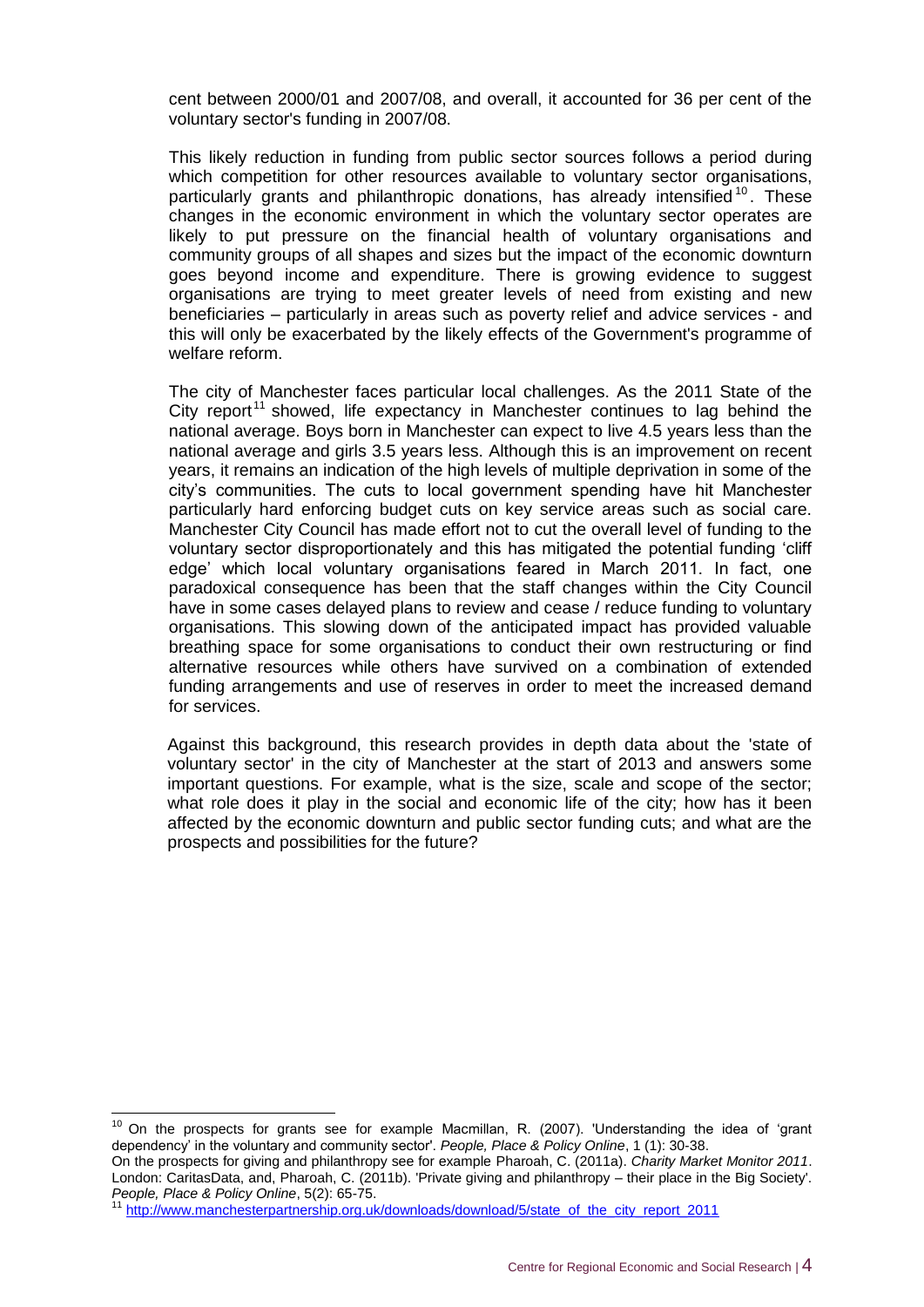cent between 2000/01 and 2007/08, and overall, it accounted for 36 per cent of the voluntary sector's funding in 2007/08.

This likely reduction in funding from public sector sources follows a period during which competition for other resources available to voluntary sector organisations, particularly grants and philanthropic donations, has already intensified[10]. These changes in the economic environment in which the voluntary sector operates are likely to put pressure on the financial health of voluntary organisations and community groups of all shapes and sizes but the impact of the economic downturn goes beyond income and expenditure. There is growing evidence to suggest organisations are trying to meet greater levels of need from existing and new beneficiaries – particularly in areas such as poverty relief and advice services - and this will only be exacerbated by the likely effects of the Government's programme of welfare reform.

The city of Manchester faces particular local challenges. As the 2011 State of the City report[11] showed, life expectancy in Manchester continues to lag behind the national average. Boys born in Manchester can expect to live 4.5 years less than the national average and girls 3.5 years less. Although this is an improvement on recent years, it remains an indication of the high levels of multiple deprivation in some of the city's communities. The cuts to local government spending have hit Manchester particularly hard enforcing budget cuts on key service areas such as social care. Manchester City Council has made effort not to cut the overall level of funding to the voluntary sector disproportionately and this has mitigated the potential funding 'cliff edge' which local voluntary organisations feared in March 2011. In fact, one paradoxical consequence has been that the staff changes within the City Council have in some cases delayed plans to review and cease / reduce funding to voluntary organisations. This slowing down of the anticipated impact has provided valuable breathing space for some organisations to conduct their own restructuring or find alternative resources while others have survived on a combination of extended funding arrangements and use of reserves in order to meet the increased demand for services.

Against this background, this research provides in depth data about the 'state of voluntary sector' in the city of Manchester at the start of 2013 and answers some important questions. For example, what is the size, scale and scope of the sector; what role does it play in the social and economic life of the city; how has it been affected by the economic downturn and public sector funding cuts; and what are the prospects and possibilities for the future?

---

[10] On the prospects for grants see for example Macmillan, R. (2007). 'Understanding the idea of 'grant dependency' in the voluntary and community sector'. *People, Place & Policy Online*, 1 (1): 30-38.
On the prospects for giving and philanthropy see for example Pharoah, C. (2011a). *Charity Market Monitor 2011*. London: CaritasData, and, Pharoah, C. (2011b). 'Private giving and philanthropy – their place in the Big Society'. *People, Place & Policy Online*, 5(2): 65-75.

[11] http://www.manchesterpartnership.org.uk/downloads/download/5/state_of_the_city_report_2011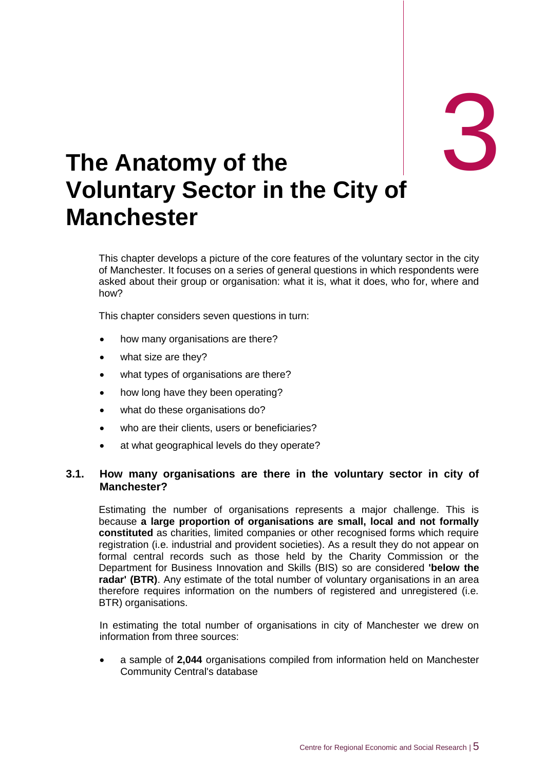# 3

# The Anatomy of the Voluntary Sector in the City of Manchester

This chapter develops a picture of the core features of the voluntary sector in the city of Manchester. It focuses on a series of general questions in which respondents were asked about their group or organisation: what it is, what it does, who for, where and how?

This chapter considers seven questions in turn:

- how many organisations are there?
- what size are they?
- what types of organisations are there?
- how long have they been operating?
- what do these organisations do?
- who are their clients, users or beneficiaries?
- at what geographical levels do they operate?

## 3.1. How many organisations are there in the voluntary sector in city of Manchester?

Estimating the number of organisations represents a major challenge. This is because **a large proportion of organisations are small, local and not formally constituted** as charities, limited companies or other recognised forms which require registration (i.e. industrial and provident societies). As a result they do not appear on formal central records such as those held by the Charity Commission or the Department for Business Innovation and Skills (BIS) so are considered **'below the radar' (BTR)**. Any estimate of the total number of voluntary organisations in an area therefore requires information on the numbers of registered and unregistered (i.e. BTR) organisations.

In estimating the total number of organisations in city of Manchester we drew on information from three sources:

- a sample of **2,044** organisations compiled from information held on Manchester Community Central's database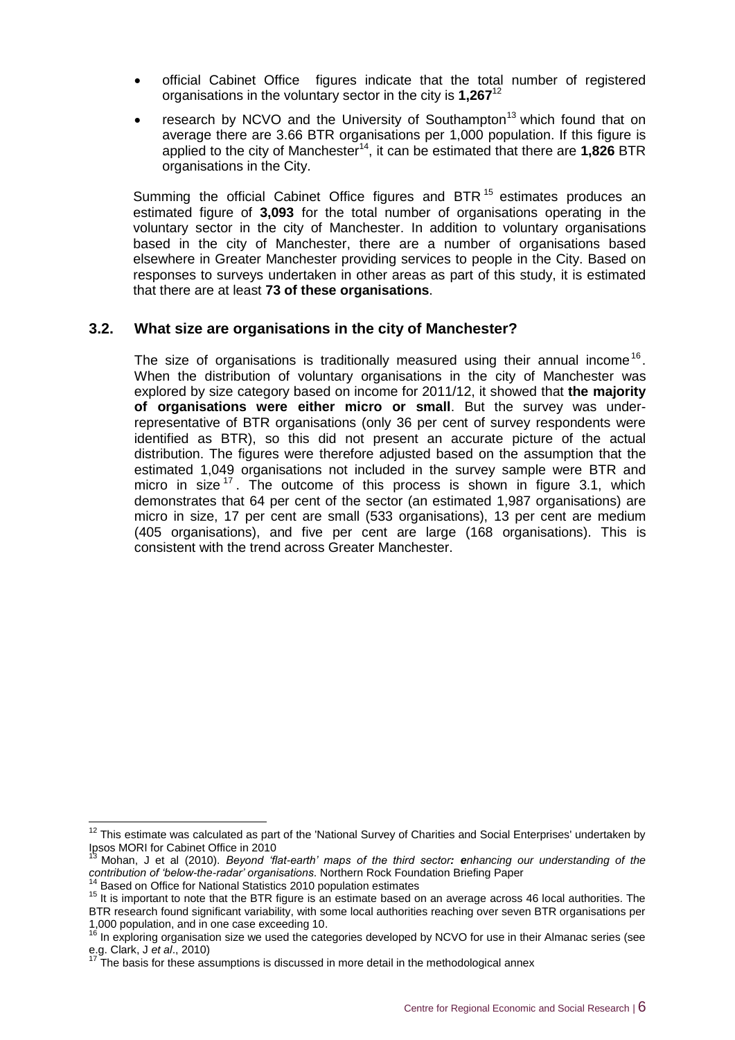- official Cabinet Office figures indicate that the total number of registered organisations in the voluntary sector in the city is **1,267**[12]
- research by NCVO and the University of Southampton[13] which found that on average there are 3.66 BTR organisations per 1,000 population. If this figure is applied to the city of Manchester[14], it can be estimated that there are **1,826** BTR organisations in the City.

Summing the official Cabinet Office figures and BTR[15] estimates produces an estimated figure of **3,093** for the total number of organisations operating in the voluntary sector in the city of Manchester. In addition to voluntary organisations based in the city of Manchester, there are a number of organisations based elsewhere in Greater Manchester providing services to people in the City. Based on responses to surveys undertaken in other areas as part of this study, it is estimated that there are at least **73 of these organisations**.

### 3.2. What size are organisations in the city of Manchester?

The size of organisations is traditionally measured using their annual income[16]. When the distribution of voluntary organisations in the city of Manchester was explored by size category based on income for 2011/12, it showed that **the majority of organisations were either micro or small**. But the survey was under-representative of BTR organisations (only 36 per cent of survey respondents were identified as BTR), so this did not present an accurate picture of the actual distribution. The figures were therefore adjusted based on the assumption that the estimated 1,049 organisations not included in the survey sample were BTR and micro in size[17]. The outcome of this process is shown in figure 3.1, which demonstrates that 64 per cent of the sector (an estimated 1,987 organisations) are micro in size, 17 per cent are small (533 organisations), 13 per cent are medium (405 organisations), and five per cent are large (168 organisations). This is consistent with the trend across Greater Manchester.

---

[12] This estimate was calculated as part of the 'National Survey of Charities and Social Enterprises' undertaken by Ipsos MORI for Cabinet Office in 2010

[13] Mohan, J et al (2010). *Beyond 'flat-earth' maps of the third sector: enhancing our understanding of the contribution of 'below-the-radar' organisations*. Northern Rock Foundation Briefing Paper

[14] Based on Office for National Statistics 2010 population estimates

[15] It is important to note that the BTR figure is an estimate based on an average across 46 local authorities. The BTR research found significant variability, with some local authorities reaching over seven BTR organisations per 1,000 population, and in one case exceeding 10.

[16] In exploring organisation size we used the categories developed by NCVO for use in their Almanac series (see e.g. Clark, J *et al*., 2010)

[17] The basis for these assumptions is discussed in more detail in the methodological annex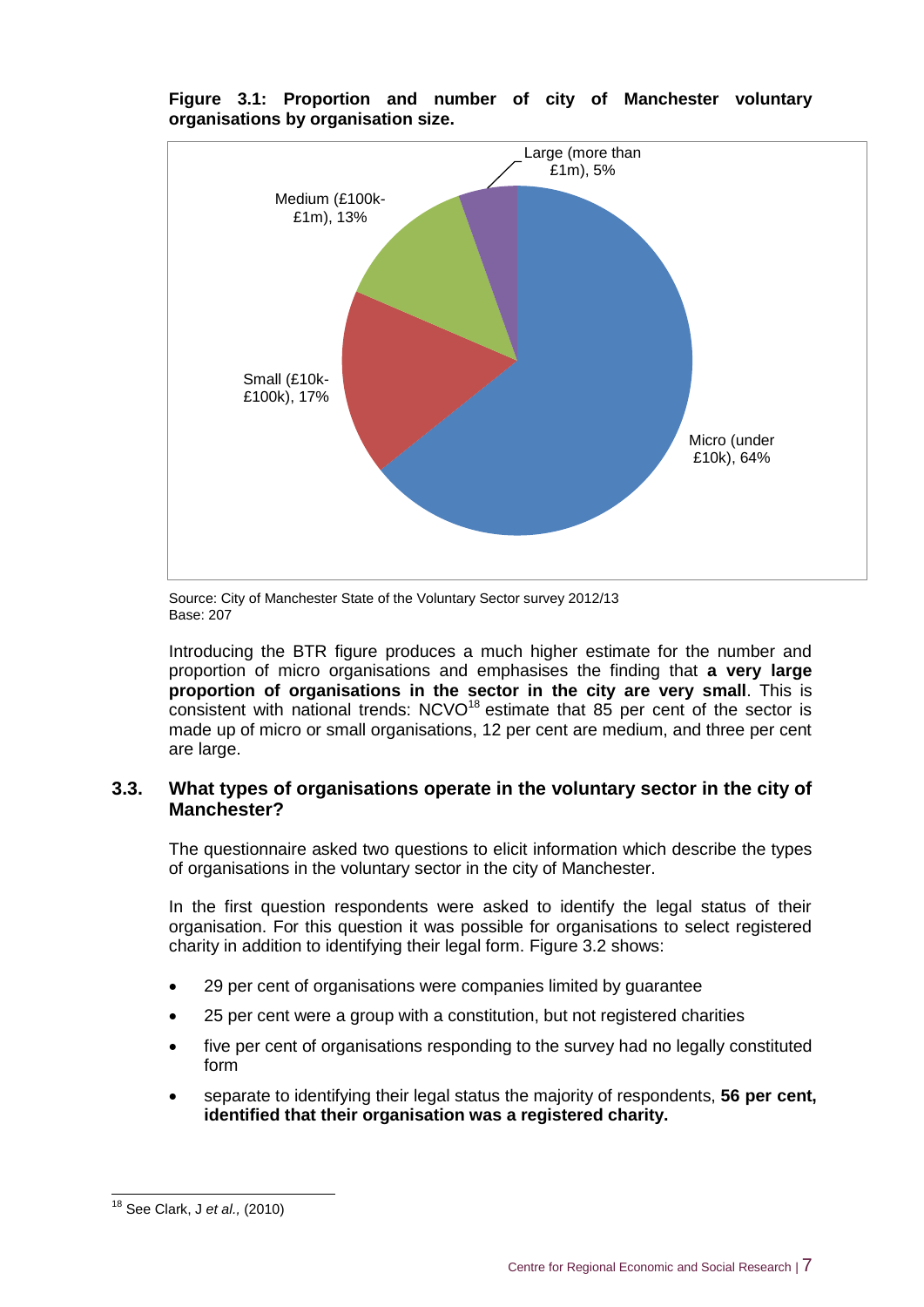**Figure 3.1: Proportion and number of city of Manchester voluntary organisations by organisation size.**

Large (more than £1m), 5%

Medium (£100k-£1m), 13%

Small (£10k-£100k), 17%

Micro (under £10k), 64%

Source: City of Manchester State of the Voluntary Sector survey 2012/13
Base: 207

Introducing the BTR figure produces a much higher estimate for the number and proportion of micro organisations and emphasises the finding that **a very large proportion of organisations in the sector in the city are very small**. This is consistent with national trends: NCVO[18] estimate that 85 per cent of the sector is made up of micro or small organisations, 12 per cent are medium, and three per cent are large.

## 3.3. What types of organisations operate in the voluntary sector in the city of Manchester?

The questionnaire asked two questions to elicit information which describe the types of organisations in the voluntary sector in the city of Manchester.

In the first question respondents were asked to identify the legal status of their organisation. For this question it was possible for organisations to select registered charity in addition to identifying their legal form. Figure 3.2 shows:

- 29 per cent of organisations were companies limited by guarantee
- 25 per cent were a group with a constitution, but not registered charities
- five per cent of organisations responding to the survey had no legally constituted form
- separate to identifying their legal status the majority of respondents, **56 per cent, identified that their organisation was a registered charity.**

---

[18] See Clark, J *et al.,* (2010)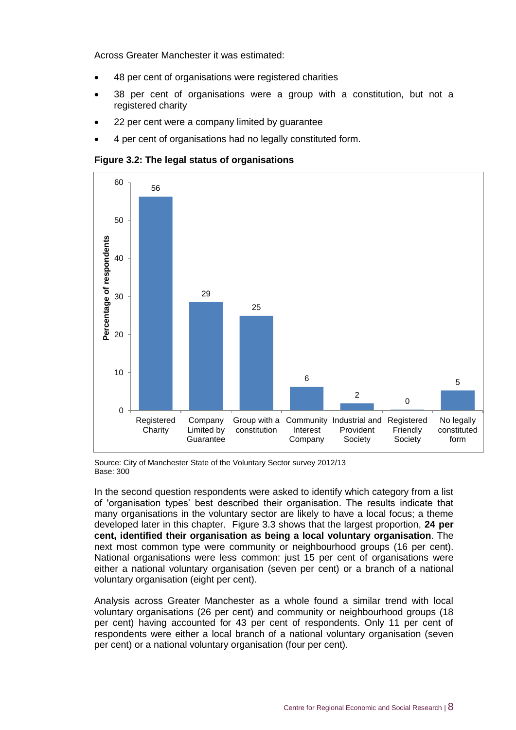Across Greater Manchester it was estimated:

- 48 per cent of organisations were registered charities
- 38 per cent of organisations were a group with a constitution, but not a registered charity
- 22 per cent were a company limited by guarantee
- 4 per cent of organisations had no legally constituted form.

**Figure 3.2: The legal status of organisations**

| Legal status | Percentage of respondents |
|---|---|
| Registered Charity | 56 |
| Company Limited by Guarantee | 29 |
| Group with a constitution | 25 |
| Community Interest Company | 6 |
| Industrial and Provident Society | 2 |
| Registered Friendly Society | 0 |
| No legally constituted form | 5 |

Source: City of Manchester State of the Voluntary Sector survey 2012/13
Base: 300

In the second question respondents were asked to identify which category from a list of 'organisation types' best described their organisation. The results indicate that many organisations in the voluntary sector are likely to have a local focus; a theme developed later in this chapter. Figure 3.3 shows that the largest proportion, **24 per cent, identified their organisation as being a local voluntary organisation**. The next most common type were community or neighbourhood groups (16 per cent). National organisations were less common: just 15 per cent of organisations were either a national voluntary organisation (seven per cent) or a branch of a national voluntary organisation (eight per cent).

Analysis across Greater Manchester as a whole found a similar trend with local voluntary organisations (26 per cent) and community or neighbourhood groups (18 per cent) having accounted for 43 per cent of respondents. Only 11 per cent of respondents were either a local branch of a national voluntary organisation (seven per cent) or a national voluntary organisation (four per cent).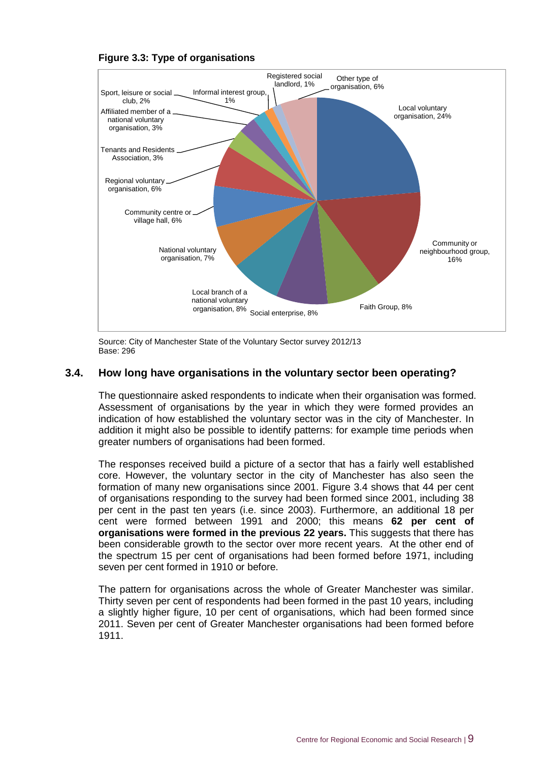**Figure 3.3: Type of organisations**

Local voluntary organisation, 24%
Community or neighbourhood group, 16%
Faith Group, 8%
Social enterprise, 8%
Local branch of a national voluntary organisation, 8%
National voluntary organisation, 7%
Community centre or village hall, 6%
Regional voluntary organisation, 6%
Tenants and Residents Association, 3%
Affiliated member of a national voluntary organisation, 3%
Sport, leisure or social club, 2%
Informal interest group, 1%
Registered social landlord, 1%
Other type of organisation, 6%

Source: City of Manchester State of the Voluntary Sector survey 2012/13
Base: 296

## 3.4. How long have organisations in the voluntary sector been operating?

The questionnaire asked respondents to indicate when their organisation was formed. Assessment of organisations by the year in which they were formed provides an indication of how established the voluntary sector was in the city of Manchester. In addition it might also be possible to identify patterns: for example time periods when greater numbers of organisations had been formed.

The responses received build a picture of a sector that has a fairly well established core. However, the voluntary sector in the city of Manchester has also seen the formation of many new organisations since 2001. Figure 3.4 shows that 44 per cent of organisations responding to the survey had been formed since 2001, including 38 per cent in the past ten years (i.e. since 2003). Furthermore, an additional 18 per cent were formed between 1991 and 2000; this means **62 per cent of organisations were formed in the previous 22 years.** This suggests that there has been considerable growth to the sector over more recent years. At the other end of the spectrum 15 per cent of organisations had been formed before 1971, including seven per cent formed in 1910 or before.

The pattern for organisations across the whole of Greater Manchester was similar. Thirty seven per cent of respondents had been formed in the past 10 years, including a slightly higher figure, 10 per cent of organisations, which had been formed since 2011. Seven per cent of Greater Manchester organisations had been formed before 1911.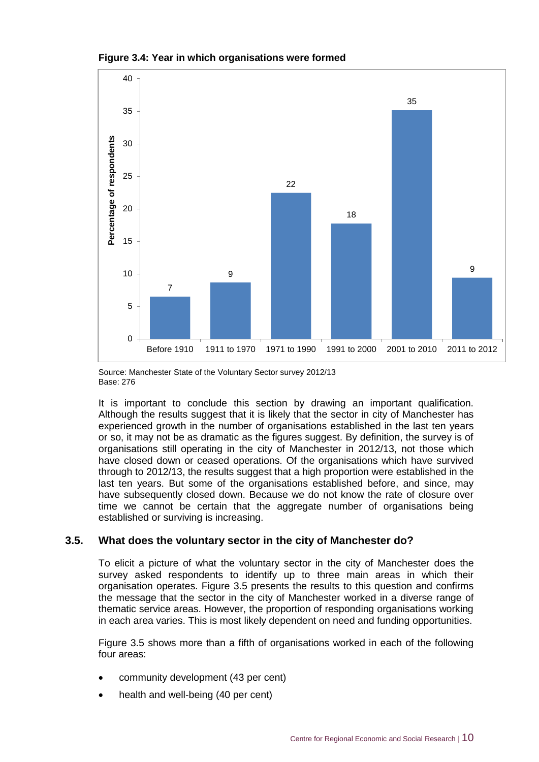**Figure 3.4: Year in which organisations were formed**

| Year formed | Percentage of respondents |
|---|---|
| Before 1910 | 7 |
| 1911 to 1970 | 9 |
| 1971 to 1990 | 22 |
| 1991 to 2000 | 18 |
| 2001 to 2010 | 35 |
| 2011 to 2012 | 9 |

Source: Manchester State of the Voluntary Sector survey 2012/13
Base: 276

It is important to conclude this section by drawing an important qualification. Although the results suggest that it is likely that the sector in city of Manchester has experienced growth in the number of organisations established in the last ten years or so, it may not be as dramatic as the figures suggest. By definition, the survey is of organisations still operating in the city of Manchester in 2012/13, not those which have closed down or ceased operations. Of the organisations which have survived through to 2012/13, the results suggest that a high proportion were established in the last ten years. But some of the organisations established before, and since, may have subsequently closed down. Because we do not know the rate of closure over time we cannot be certain that the aggregate number of organisations being established or surviving is increasing.

## 3.5. What does the voluntary sector in the city of Manchester do?

To elicit a picture of what the voluntary sector in the city of Manchester does the survey asked respondents to identify up to three main areas in which their organisation operates. Figure 3.5 presents the results to this question and confirms the message that the sector in the city of Manchester worked in a diverse range of thematic service areas. However, the proportion of responding organisations working in each area varies. This is most likely dependent on need and funding opportunities.

Figure 3.5 shows more than a fifth of organisations worked in each of the following four areas:

- community development (43 per cent)
- health and well-being (40 per cent)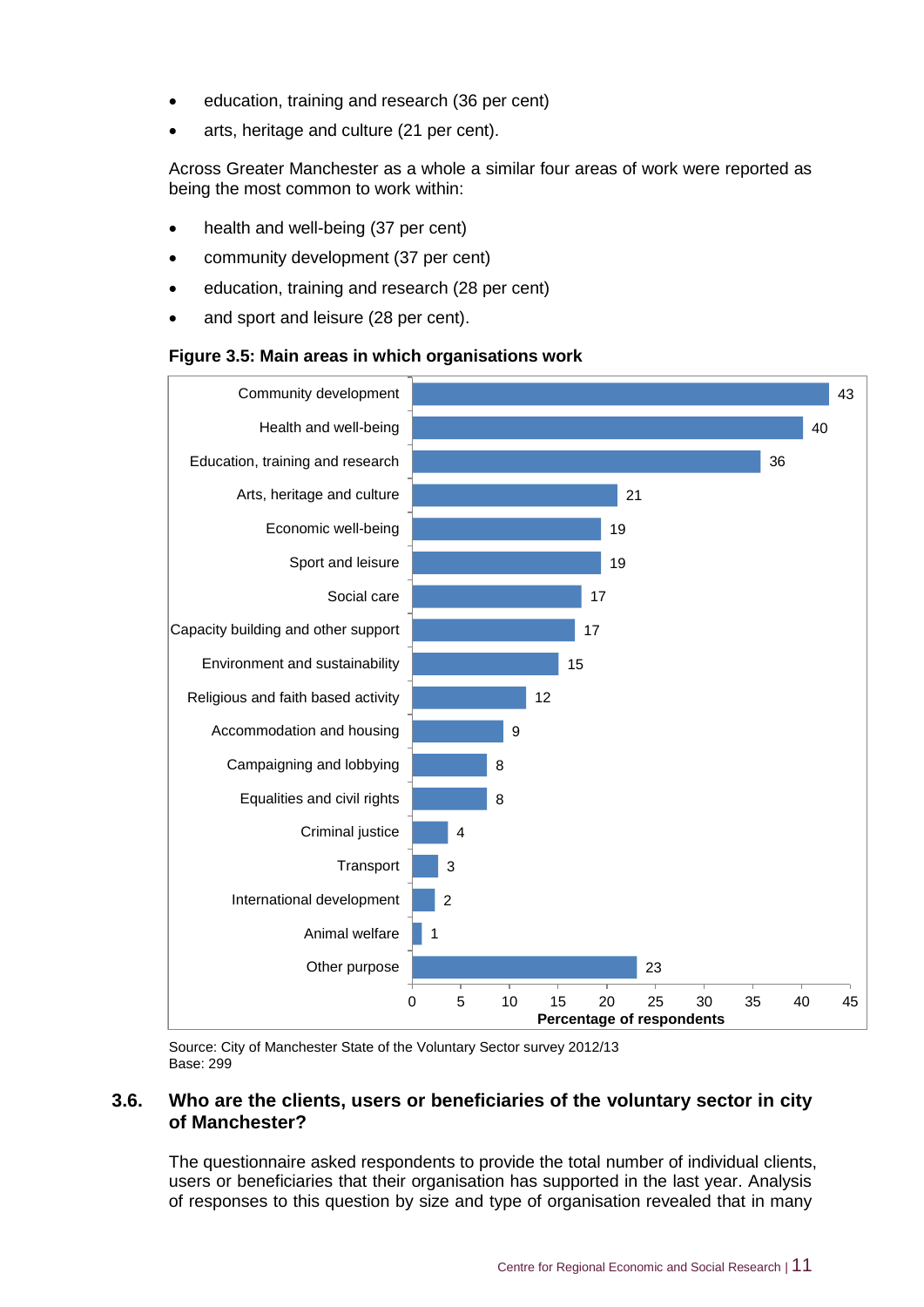- education, training and research (36 per cent)
- arts, heritage and culture (21 per cent).

Across Greater Manchester as a whole a similar four areas of work were reported as being the most common to work within:

- health and well-being (37 per cent)
- community development (37 per cent)
- education, training and research (28 per cent)
- and sport and leisure (28 per cent).

**Figure 3.5: Main areas in which organisations work**

| Area of work | Percentage of respondents |
|---|---|
| Community development | 43 |
| Health and well-being | 40 |
| Education, training and research | 36 |
| Arts, heritage and culture | 21 |
| Economic well-being | 19 |
| Sport and leisure | 19 |
| Social care | 17 |
| Capacity building and other support | 17 |
| Environment and sustainability | 15 |
| Religious and faith based activity | 12 |
| Accommodation and housing | 9 |
| Campaigning and lobbying | 8 |
| Equalities and civil rights | 8 |
| Criminal justice | 4 |
| Transport | 3 |
| International development | 2 |
| Animal welfare | 1 |
| Other purpose | 23 |

Source: City of Manchester State of the Voluntary Sector survey 2012/13
Base: 299

## 3.6. Who are the clients, users or beneficiaries of the voluntary sector in city of Manchester?

The questionnaire asked respondents to provide the total number of individual clients, users or beneficiaries that their organisation has supported in the last year. Analysis of responses to this question by size and type of organisation revealed that in many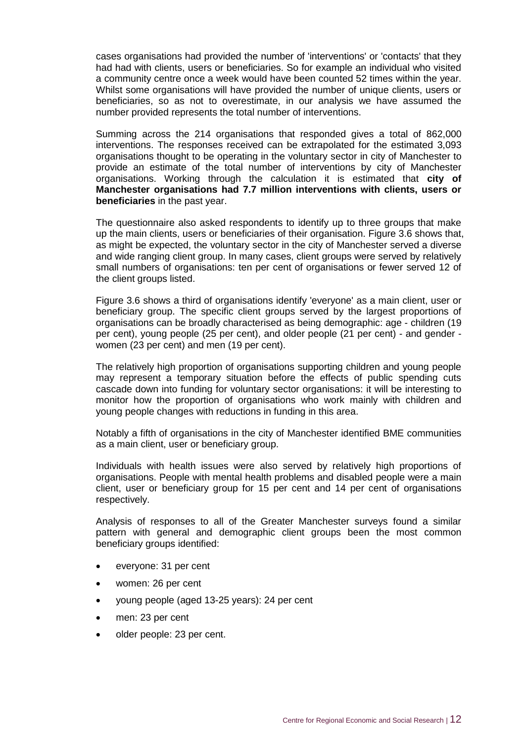cases organisations had provided the number of 'interventions' or 'contacts' that they had had with clients, users or beneficiaries. So for example an individual who visited a community centre once a week would have been counted 52 times within the year. Whilst some organisations will have provided the number of unique clients, users or beneficiaries, so as not to overestimate, in our analysis we have assumed the number provided represents the total number of interventions.

Summing across the 214 organisations that responded gives a total of 862,000 interventions. The responses received can be extrapolated for the estimated 3,093 organisations thought to be operating in the voluntary sector in city of Manchester to provide an estimate of the total number of interventions by city of Manchester organisations. Working through the calculation it is estimated that **city of Manchester organisations had 7.7 million interventions with clients, users or beneficiaries** in the past year.

The questionnaire also asked respondents to identify up to three groups that make up the main clients, users or beneficiaries of their organisation. Figure 3.6 shows that, as might be expected, the voluntary sector in the city of Manchester served a diverse and wide ranging client group. In many cases, client groups were served by relatively small numbers of organisations: ten per cent of organisations or fewer served 12 of the client groups listed.

Figure 3.6 shows a third of organisations identify 'everyone' as a main client, user or beneficiary group. The specific client groups served by the largest proportions of organisations can be broadly characterised as being demographic: age - children (19 per cent), young people (25 per cent), and older people (21 per cent) - and gender - women (23 per cent) and men (19 per cent).

The relatively high proportion of organisations supporting children and young people may represent a temporary situation before the effects of public spending cuts cascade down into funding for voluntary sector organisations: it will be interesting to monitor how the proportion of organisations who work mainly with children and young people changes with reductions in funding in this area.

Notably a fifth of organisations in the city of Manchester identified BME communities as a main client, user or beneficiary group.

Individuals with health issues were also served by relatively high proportions of organisations. People with mental health problems and disabled people were a main client, user or beneficiary group for 15 per cent and 14 per cent of organisations respectively.

Analysis of responses to all of the Greater Manchester surveys found a similar pattern with general and demographic client groups been the most common beneficiary groups identified:

- everyone: 31 per cent
- women: 26 per cent
- young people (aged 13-25 years): 24 per cent
- men: 23 per cent
- older people: 23 per cent.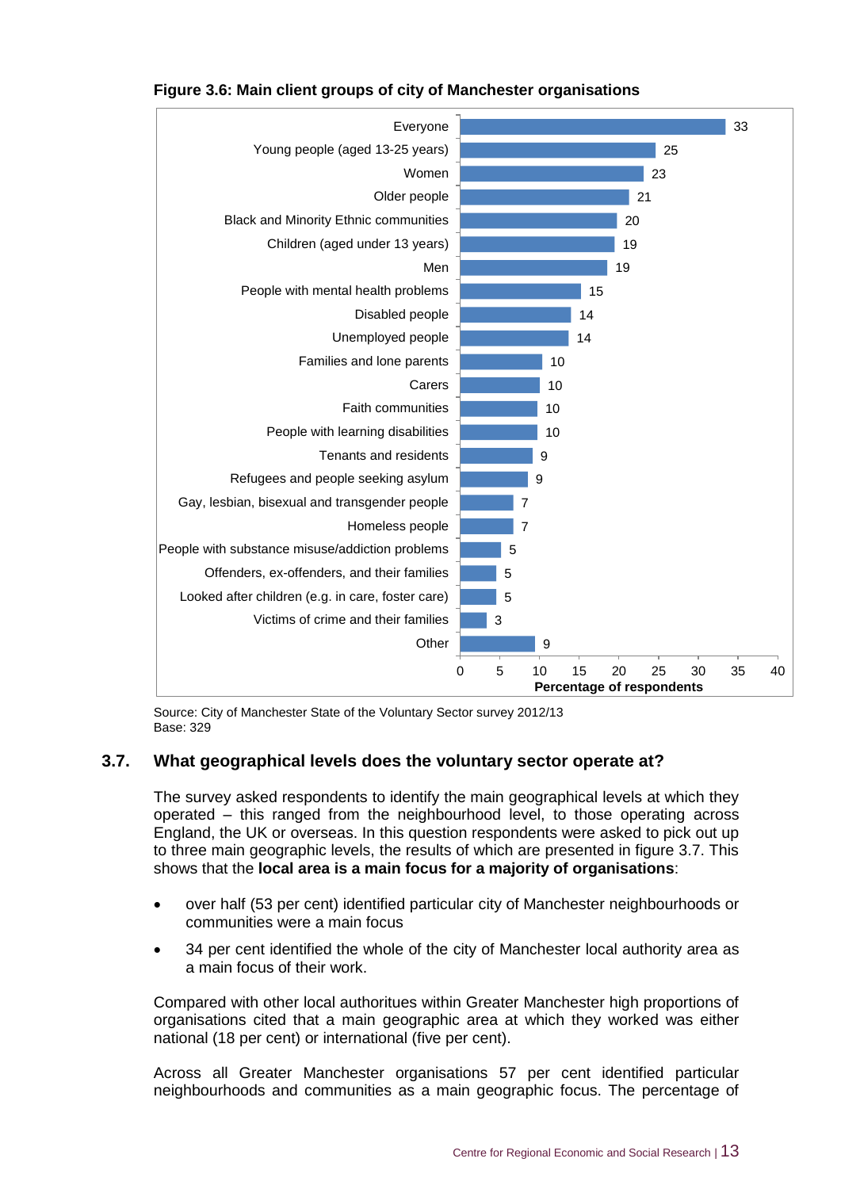**Figure 3.6: Main client groups of city of Manchester organisations**

| Client group | Percentage of respondents |
|---|---|
| Everyone | 33 |
| Young people (aged 13-25 years) | 25 |
| Women | 23 |
| Older people | 21 |
| Black and Minority Ethnic communities | 20 |
| Children (aged under 13 years) | 19 |
| Men | 19 |
| People with mental health problems | 15 |
| Disabled people | 14 |
| Unemployed people | 14 |
| Families and lone parents | 10 |
| Carers | 10 |
| Faith communities | 10 |
| People with learning disabilities | 10 |
| Tenants and residents | 9 |
| Refugees and people seeking asylum | 9 |
| Gay, lesbian, bisexual and transgender people | 7 |
| Homeless people | 7 |
| People with substance misuse/addiction problems | 5 |
| Offenders, ex-offenders, and their families | 5 |
| Looked after children (e.g. in care, foster care) | 5 |
| Victims of crime and their families | 3 |
| Other | 9 |

Source: City of Manchester State of the Voluntary Sector survey 2012/13
Base: 329

## 3.7. What geographical levels does the voluntary sector operate at?

The survey asked respondents to identify the main geographical levels at which they operated – this ranged from the neighbourhood level, to those operating across England, the UK or overseas. In this question respondents were asked to pick out up to three main geographic levels, the results of which are presented in figure 3.7. This shows that the **local area is a main focus for a majority of organisations**:

- over half (53 per cent) identified particular city of Manchester neighbourhoods or communities were a main focus
- 34 per cent identified the whole of the city of Manchester local authority area as a main focus of their work.

Compared with other local authoritues within Greater Manchester high proportions of organisations cited that a main geographic area at which they worked was either national (18 per cent) or international (five per cent).

Across all Greater Manchester organisations 57 per cent identified particular neighbourhoods and communities as a main geographic focus. The percentage of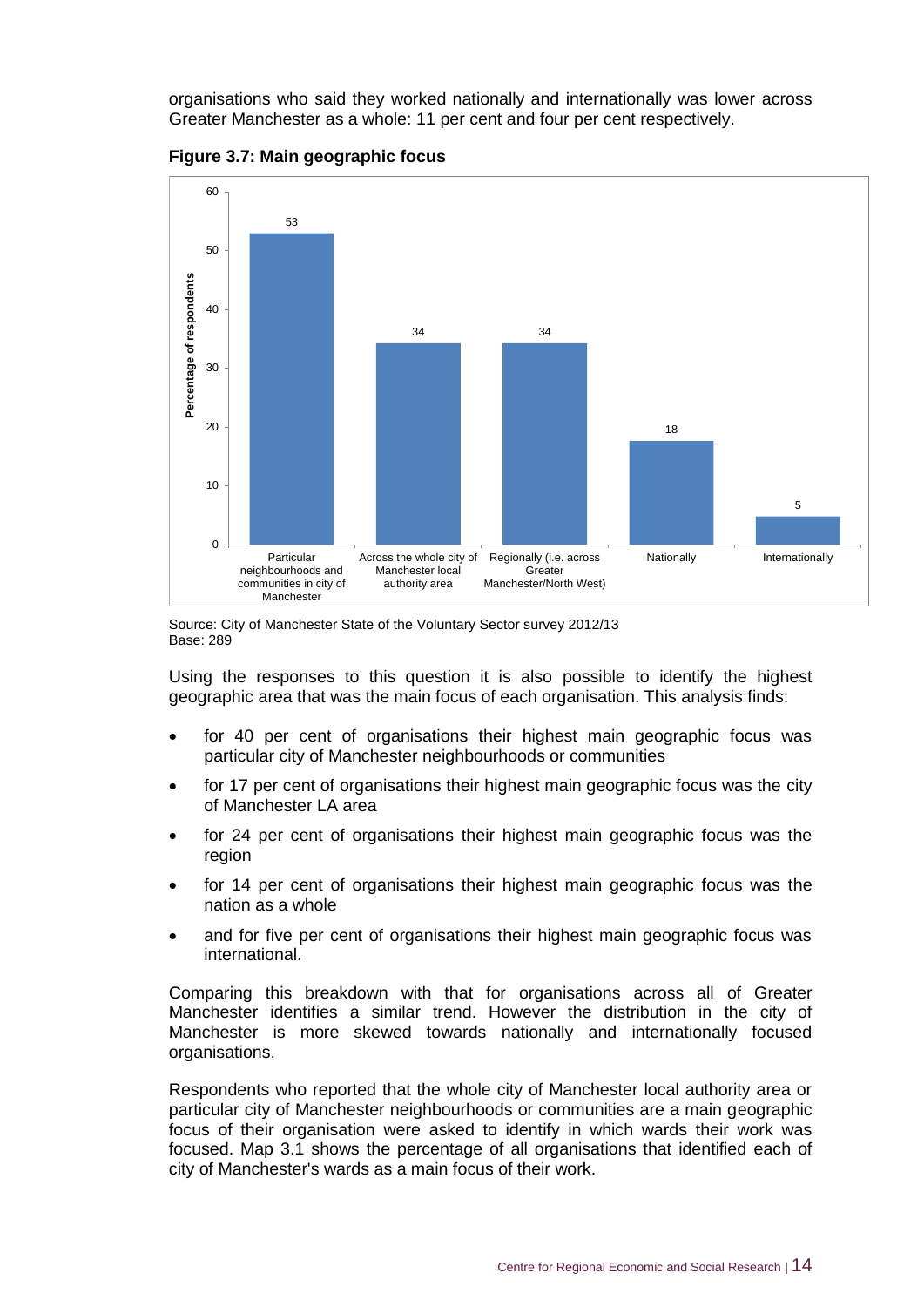organisations who said they worked nationally and internationally was lower across Greater Manchester as a whole: 11 per cent and four per cent respectively.

**Figure 3.7: Main geographic focus**

| Main geographic focus | Percentage of respondents |
|---|---|
| Particular neighbourhoods and communities in city of Manchester | 53 |
| Across the whole city of Manchester local authority area | 34 |
| Regionally (i.e. across Greater Manchester/North West) | 34 |
| Nationally | 18 |
| Internationally | 5 |

Source: City of Manchester State of the Voluntary Sector survey 2012/13
Base: 289

Using the responses to this question it is also possible to identify the highest geographic area that was the main focus of each organisation. This analysis finds:

- for 40 per cent of organisations their highest main geographic focus was particular city of Manchester neighbourhoods or communities
- for 17 per cent of organisations their highest main geographic focus was the city of Manchester LA area
- for 24 per cent of organisations their highest main geographic focus was the region
- for 14 per cent of organisations their highest main geographic focus was the nation as a whole
- and for five per cent of organisations their highest main geographic focus was international.

Comparing this breakdown with that for organisations across all of Greater Manchester identifies a similar trend. However the distribution in the city of Manchester is more skewed towards nationally and internationally focused organisations.

Respondents who reported that the whole city of Manchester local authority area or particular city of Manchester neighbourhoods or communities are a main geographic focus of their organisation were asked to identify in which wards their work was focused. Map 3.1 shows the percentage of all organisations that identified each of city of Manchester's wards as a main focus of their work.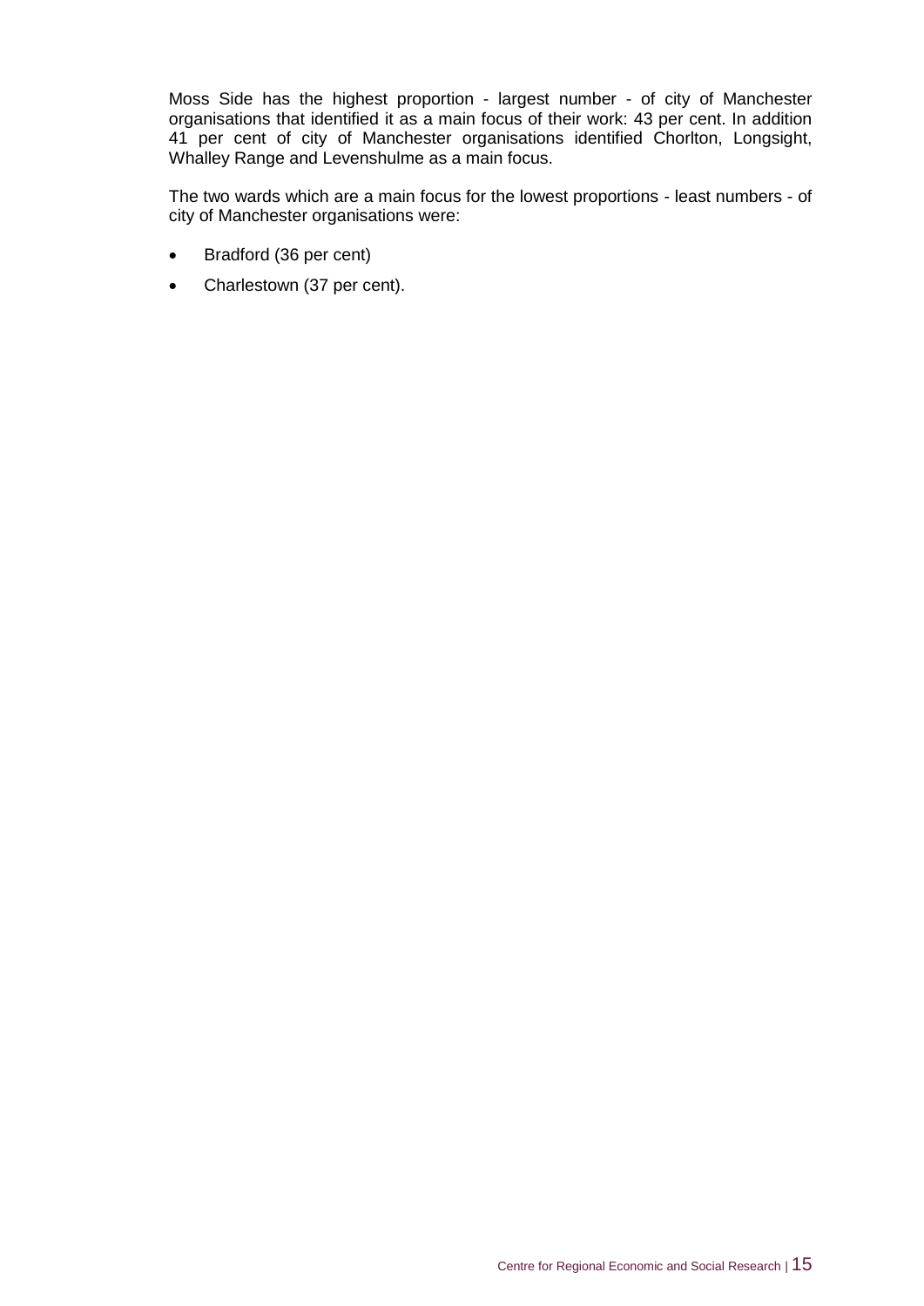Moss Side has the highest proportion - largest number - of city of Manchester organisations that identified it as a main focus of their work: 43 per cent. In addition 41 per cent of city of Manchester organisations identified Chorlton, Longsight, Whalley Range and Levenshulme as a main focus.

The two wards which are a main focus for the lowest proportions - least numbers - of city of Manchester organisations were:

- Bradford (36 per cent)
- Charlestown (37 per cent).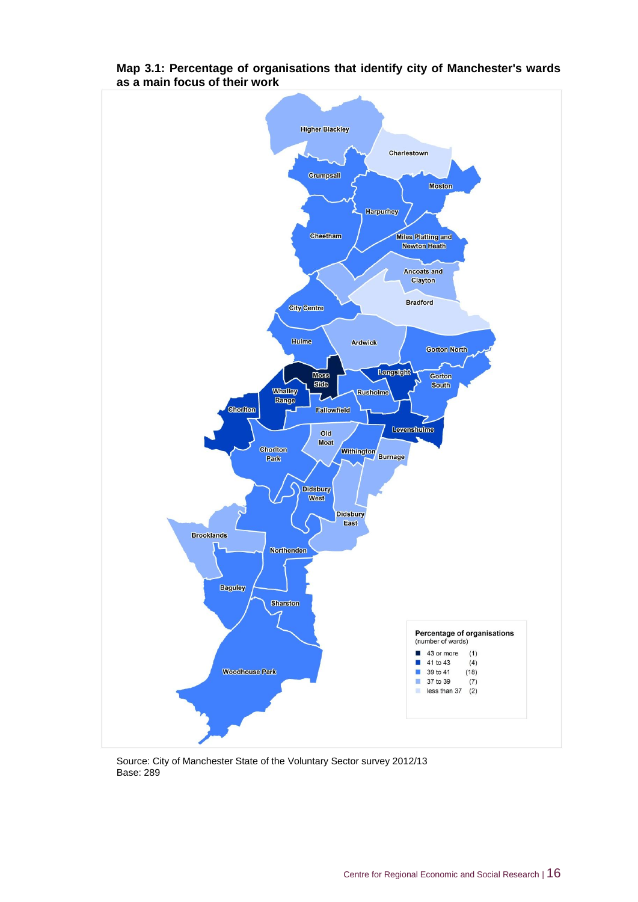**Map 3.1: Percentage of organisations that identify city of Manchester's wards as a main focus of their work**

| Percentage of organisations | (number of wards) |
|---|---|
| 43 or more | (1) |
| 41 to 43 | (4) |
| 39 to 41 | (18) |
| 37 to 39 | (7) |
| less than 37 | (2) |

Source: City of Manchester State of the Voluntary Sector survey 2012/13
Base: 289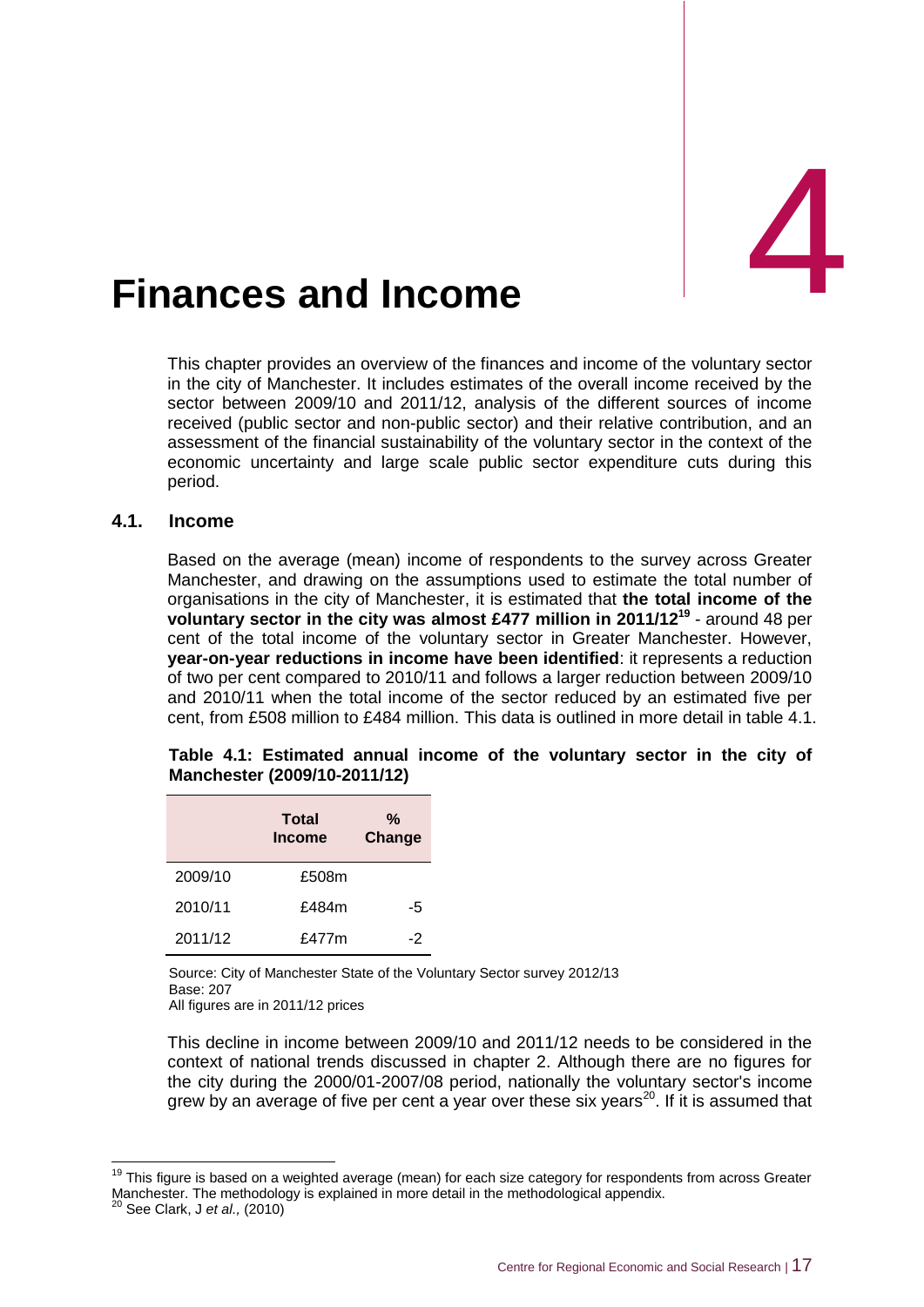# 4 Finances and Income

This chapter provides an overview of the finances and income of the voluntary sector in the city of Manchester. It includes estimates of the overall income received by the sector between 2009/10 and 2011/12, analysis of the different sources of income received (public sector and non-public sector) and their relative contribution, and an assessment of the financial sustainability of the voluntary sector in the context of the economic uncertainty and large scale public sector expenditure cuts during this period.

## 4.1. Income

Based on the average (mean) income of respondents to the survey across Greater Manchester, and drawing on the assumptions used to estimate the total number of organisations in the city of Manchester, it is estimated that **the total income of the voluntary sector in the city was almost £477 million in 2011/12**[19] - around 48 per cent of the total income of the voluntary sector in Greater Manchester. However, **year-on-year reductions in income have been identified**: it represents a reduction of two per cent compared to 2010/11 and follows a larger reduction between 2009/10 and 2010/11 when the total income of the sector reduced by an estimated five per cent, from £508 million to £484 million. This data is outlined in more detail in table 4.1.

**Table 4.1: Estimated annual income of the voluntary sector in the city of Manchester (2009/10-2011/12)**

| | Total Income | % Change |
|---|---|---|
| 2009/10 | £508m | |
| 2010/11 | £484m | -5 |
| 2011/12 | £477m | -2 |

Source: City of Manchester State of the Voluntary Sector survey 2012/13
Base: 207
All figures are in 2011/12 prices

This decline in income between 2009/10 and 2011/12 needs to be considered in the context of national trends discussed in chapter 2. Although there are no figures for the city during the 2000/01-2007/08 period, nationally the voluntary sector's income grew by an average of five per cent a year over these six years[20]. If it is assumed that

[19] This figure is based on a weighted average (mean) for each size category for respondents from across Greater Manchester. The methodology is explained in more detail in the methodological appendix.
[20] See Clark, J *et al.,* (2010)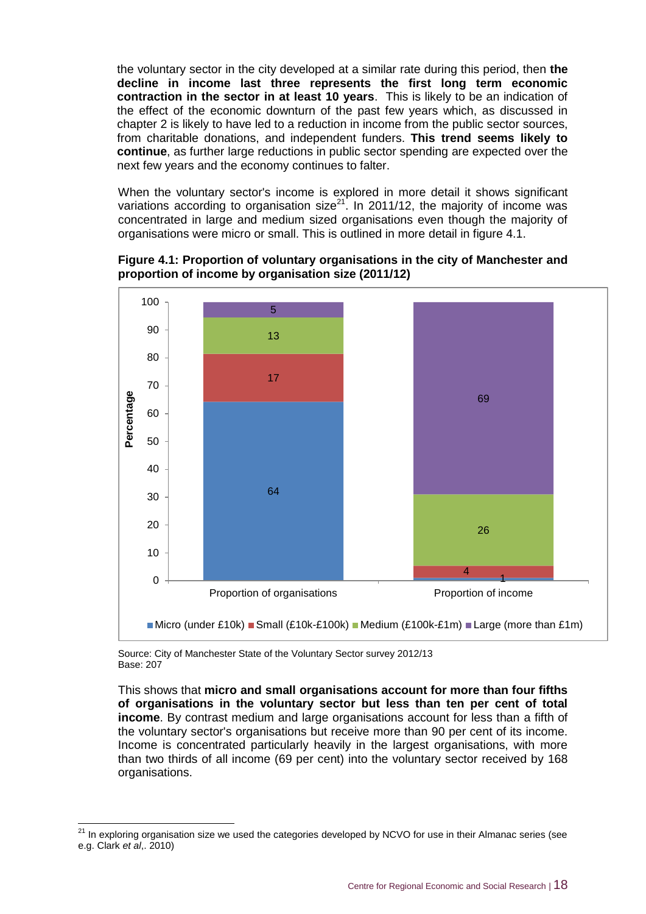the voluntary sector in the city developed at a similar rate during this period, then **the decline in income last three represents the first long term economic contraction in the sector in at least 10 years**. This is likely to be an indication of the effect of the economic downturn of the past few years which, as discussed in chapter 2 is likely to have led to a reduction in income from the public sector sources, from charitable donations, and independent funders. **This trend seems likely to continue**, as further large reductions in public sector spending are expected over the next few years and the economy continues to falter.

When the voluntary sector's income is explored in more detail it shows significant variations according to organisation size[21]. In 2011/12, the majority of income was concentrated in large and medium sized organisations even though the majority of organisations were micro or small. This is outlined in more detail in figure 4.1.

**Figure 4.1: Proportion of voluntary organisations in the city of Manchester and proportion of income by organisation size (2011/12)**

| | Proportion of organisations | Proportion of income |
|---|---|---|
| Micro (under £10k) | 64 | 1 |
| Small (£10k-£100k) | 17 | 4 |
| Medium (£100k-£1m) | 13 | 26 |
| Large (more than £1m) | 5 | 69 |

Source: City of Manchester State of the Voluntary Sector survey 2012/13
Base: 207

This shows that **micro and small organisations account for more than four fifths of organisations in the voluntary sector but less than ten per cent of total income**. By contrast medium and large organisations account for less than a fifth of the voluntary sector's organisations but receive more than 90 per cent of its income. Income is concentrated particularly heavily in the largest organisations, with more than two thirds of all income (69 per cent) into the voluntary sector received by 168 organisations.

[21] In exploring organisation size we used the categories developed by NCVO for use in their Almanac series (see e.g. Clark *et al*,. 2010)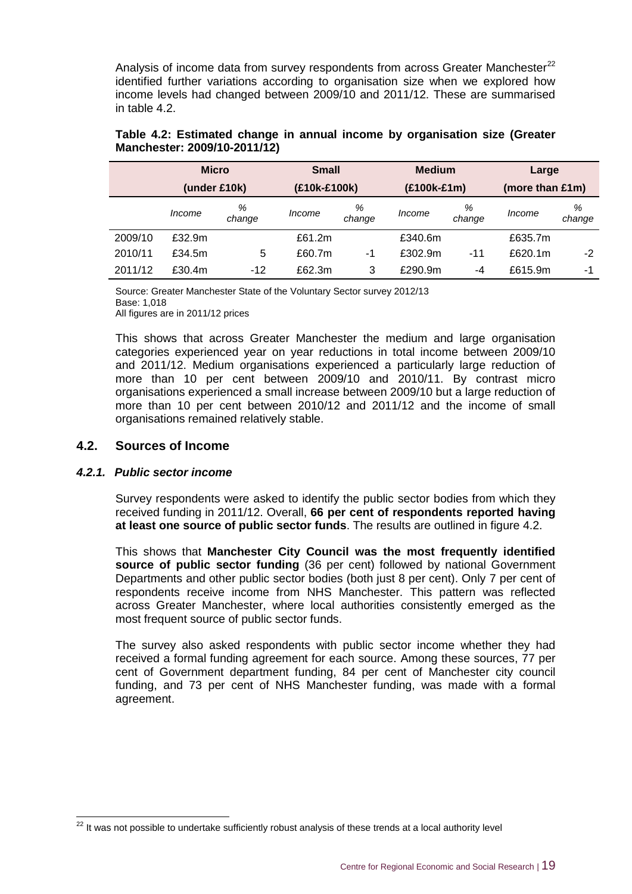Analysis of income data from survey respondents from across Greater Manchester[22] identified further variations according to organisation size when we explored how income levels had changed between 2009/10 and 2011/12. These are summarised in table 4.2.

**Table 4.2: Estimated change in annual income by organisation size (Greater Manchester: 2009/10-2011/12)**

| | Micro (under £10k) | | Small (£10k-£100k) | | Medium (£100k-£1m) | | Large (more than £1m) | |
|---|---|---|---|---|---|---|---|---|
| | *Income* | *% change* | *Income* | *% change* | *Income* | *% change* | *Income* | *% change* |
| 2009/10 | £32.9m | | £61.2m | | £340.6m | | £635.7m | |
| 2010/11 | £34.5m | 5 | £60.7m | -1 | £302.9m | -11 | £620.1m | -2 |
| 2011/12 | £30.4m | -12 | £62.3m | 3 | £290.9m | -4 | £615.9m | -1 |

Source: Greater Manchester State of the Voluntary Sector survey 2012/13
Base: 1,018
All figures are in 2011/12 prices

This shows that across Greater Manchester the medium and large organisation categories experienced year on year reductions in total income between 2009/10 and 2011/12. Medium organisations experienced a particularly large reduction of more than 10 per cent between 2009/10 and 2010/11. By contrast micro organisations experienced a small increase between 2009/10 but a large reduction of more than 10 per cent between 2010/12 and 2011/12 and the income of small organisations remained relatively stable.

## 4.2. Sources of Income

### *4.2.1. Public sector income*

Survey respondents were asked to identify the public sector bodies from which they received funding in 2011/12. Overall, **66 per cent of respondents reported having at least one source of public sector funds**. The results are outlined in figure 4.2.

This shows that **Manchester City Council was the most frequently identified source of public sector funding** (36 per cent) followed by national Government Departments and other public sector bodies (both just 8 per cent). Only 7 per cent of respondents receive income from NHS Manchester. This pattern was reflected across Greater Manchester, where local authorities consistently emerged as the most frequent source of public sector funds.

The survey also asked respondents with public sector income whether they had received a formal funding agreement for each source. Among these sources, 77 per cent of Government department funding, 84 per cent of Manchester city council funding, and 73 per cent of NHS Manchester funding, was made with a formal agreement.

[22] It was not possible to undertake sufficiently robust analysis of these trends at a local authority level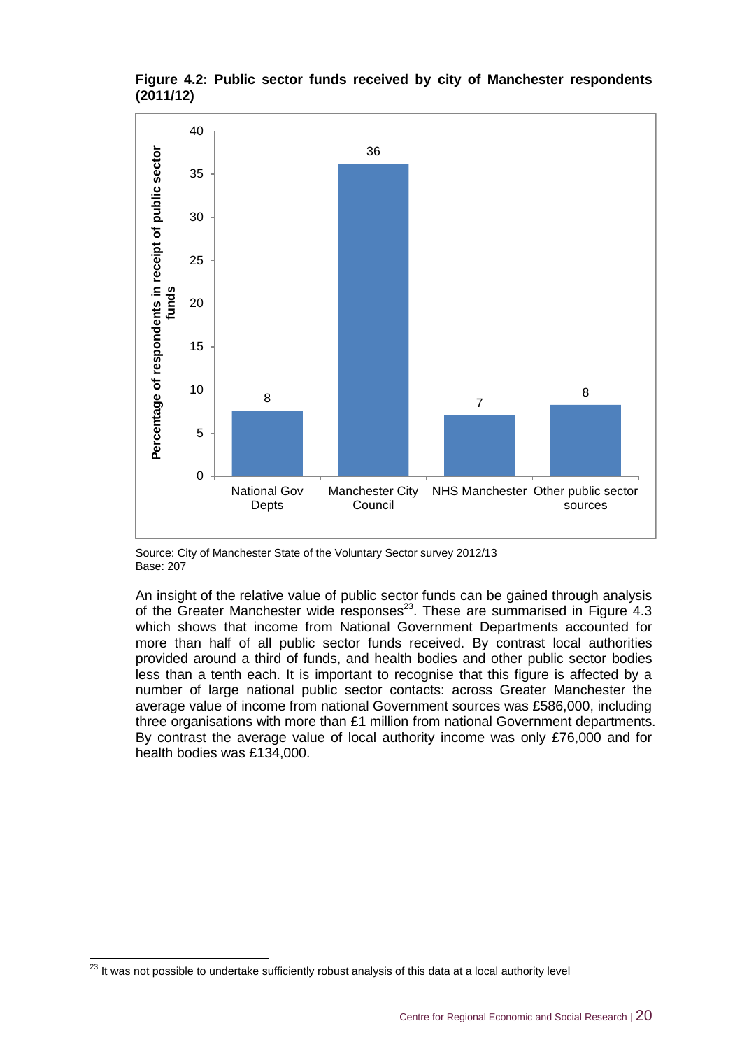**Figure 4.2: Public sector funds received by city of Manchester respondents (2011/12)**

| | Percentage of respondents in receipt of public sector funds |
|---|---|
| National Gov Depts | 8 |
| Manchester City Council | 36 |
| NHS Manchester | 7 |
| Other public sector sources | 8 |

Source: City of Manchester State of the Voluntary Sector survey 2012/13
Base: 207

An insight of the relative value of public sector funds can be gained through analysis of the Greater Manchester wide responses[23]. These are summarised in Figure 4.3 which shows that income from National Government Departments accounted for more than half of all public sector funds received. By contrast local authorities provided around a third of funds, and health bodies and other public sector bodies less than a tenth each. It is important to recognise that this figure is affected by a number of large national public sector contacts: across Greater Manchester the average value of income from national Government sources was £586,000, including three organisations with more than £1 million from national Government departments. By contrast the average value of local authority income was only £76,000 and for health bodies was £134,000.

[23] It was not possible to undertake sufficiently robust analysis of this data at a local authority level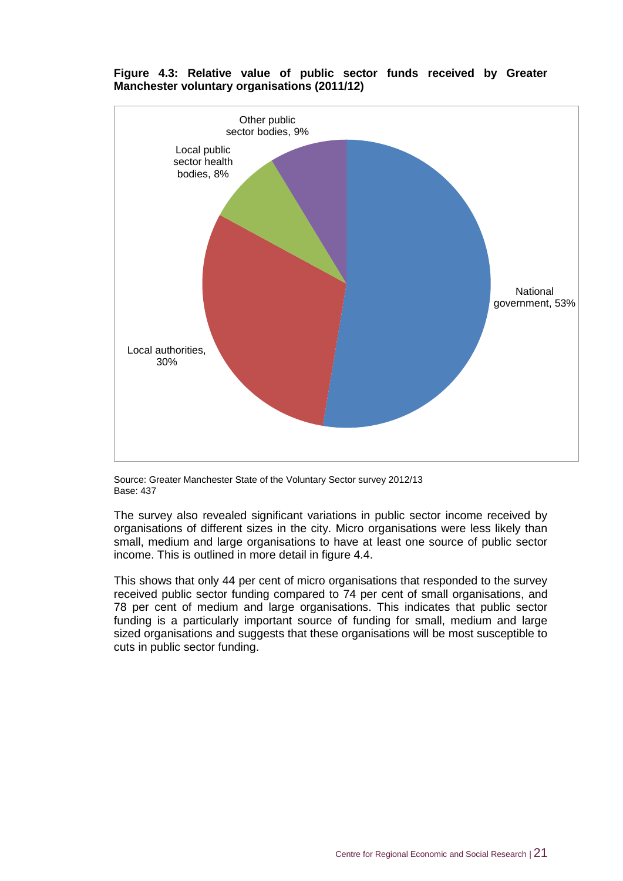**Figure 4.3: Relative value of public sector funds received by Greater Manchester voluntary organisations (2011/12)**

| Source | Share |
|---|---|
| National government | 53% |
| Local authorities | 30% |
| Local public sector health bodies | 8% |
| Other public sector bodies | 9% |

Source: Greater Manchester State of the Voluntary Sector survey 2012/13
Base: 437

The survey also revealed significant variations in public sector income received by organisations of different sizes in the city. Micro organisations were less likely than small, medium and large organisations to have at least one source of public sector income. This is outlined in more detail in figure 4.4.

This shows that only 44 per cent of micro organisations that responded to the survey received public sector funding compared to 74 per cent of small organisations, and 78 per cent of medium and large organisations. This indicates that public sector funding is a particularly important source of funding for small, medium and large sized organisations and suggests that these organisations will be most susceptible to cuts in public sector funding.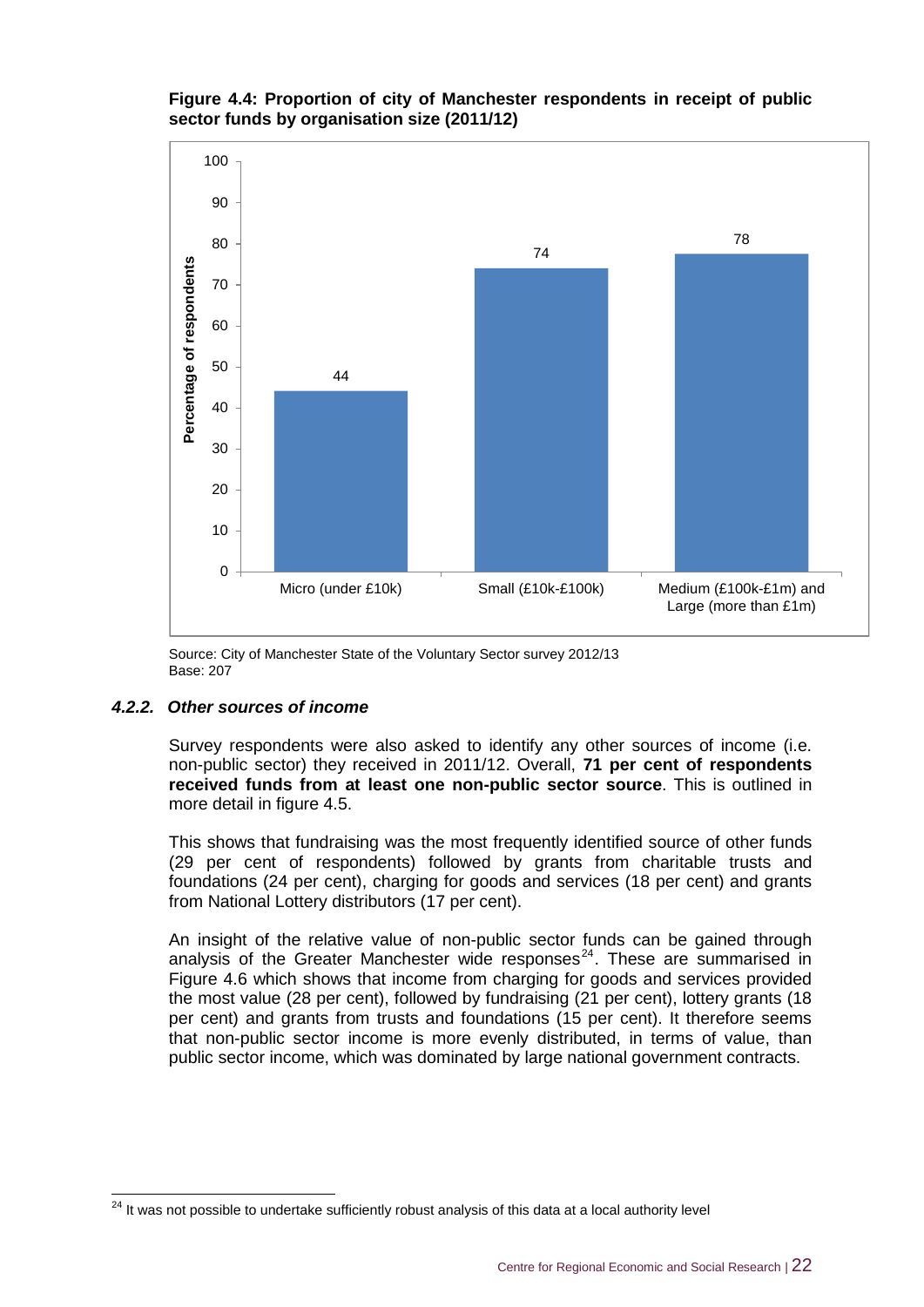**Figure 4.4: Proportion of city of Manchester respondents in receipt of public sector funds by organisation size (2011/12)**

| Organisation size | Percentage of respondents |
|---|---|
| Micro (under £10k) | 44 |
| Small (£10k-£100k) | 74 |
| Medium (£100k-£1m) and Large (more than £1m) | 78 |

Source: City of Manchester State of the Voluntary Sector survey 2012/13
Base: 207

#### *4.2.2. Other sources of income*

Survey respondents were also asked to identify any other sources of income (i.e. non-public sector) they received in 2011/12. Overall, **71 per cent of respondents received funds from at least one non-public sector source**. This is outlined in more detail in figure 4.5.

This shows that fundraising was the most frequently identified source of other funds (29 per cent of respondents) followed by grants from charitable trusts and foundations (24 per cent), charging for goods and services (18 per cent) and grants from National Lottery distributors (17 per cent).

An insight of the relative value of non-public sector funds can be gained through analysis of the Greater Manchester wide responses[24]. These are summarised in Figure 4.6 which shows that income from charging for goods and services provided the most value (28 per cent), followed by fundraising (21 per cent), lottery grants (18 per cent) and grants from trusts and foundations (15 per cent). It therefore seems that non-public sector income is more evenly distributed, in terms of value, than public sector income, which was dominated by large national government contracts.

[24] It was not possible to undertake sufficiently robust analysis of this data at a local authority level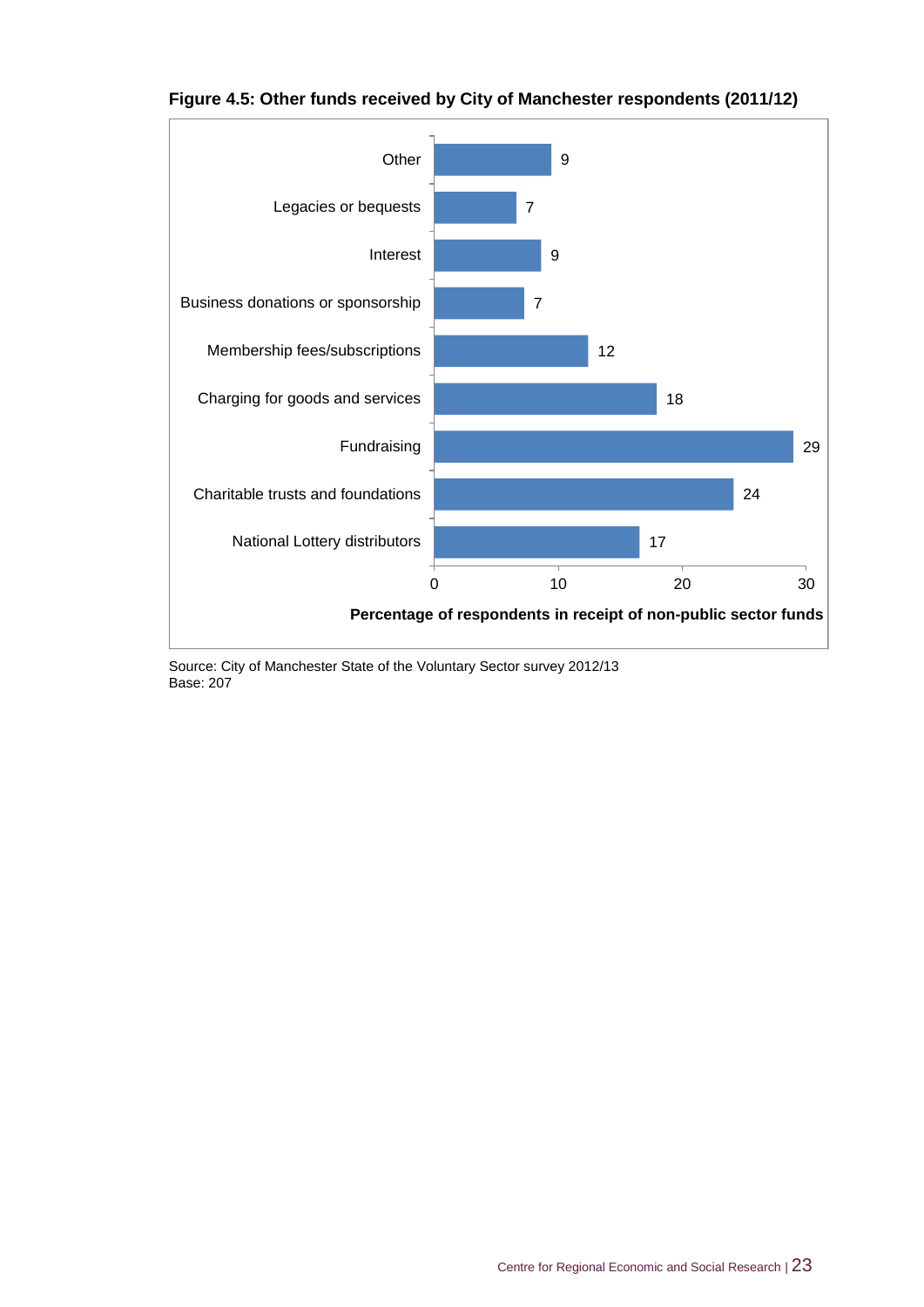**Figure 4.5: Other funds received by City of Manchester respondents (2011/12)**

| Source of funds | Percentage of respondents in receipt of non-public sector funds |
|---|---|
| Other | 9 |
| Legacies or bequests | 7 |
| Interest | 9 |
| Business donations or sponsorship | 7 |
| Membership fees/subscriptions | 12 |
| Charging for goods and services | 18 |
| Fundraising | 29 |
| Charitable trusts and foundations | 24 |
| National Lottery distributors | 17 |

Source: City of Manchester State of the Voluntary Sector survey 2012/13
Base: 207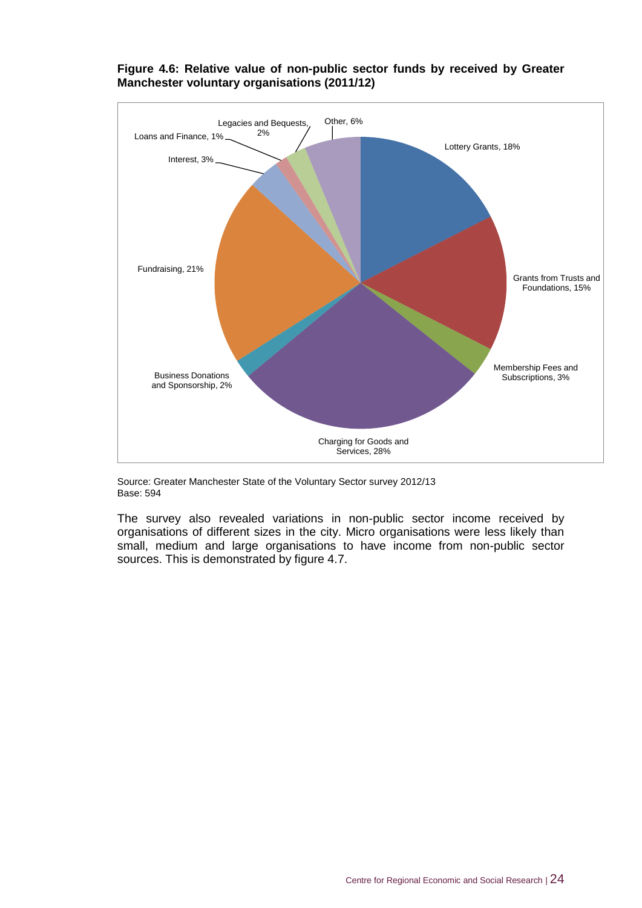**Figure 4.6: Relative value of non-public sector funds by received by Greater Manchester voluntary organisations (2011/12)**

| Source | Value |
| --- | --- |
| Lottery Grants | 18% |
| Grants from Trusts and Foundations | 15% |
| Membership Fees and Subscriptions | 3% |
| Charging for Goods and Services | 28% |
| Business Donations and Sponsorship | 2% |
| Fundraising | 21% |
| Interest | 3% |
| Loans and Finance | 1% |
| Legacies and Bequests | 2% |
| Other | 6% |

Source: Greater Manchester State of the Voluntary Sector survey 2012/13
Base: 594

The survey also revealed variations in non-public sector income received by organisations of different sizes in the city. Micro organisations were less likely than small, medium and large organisations to have income from non-public sector sources. This is demonstrated by figure 4.7.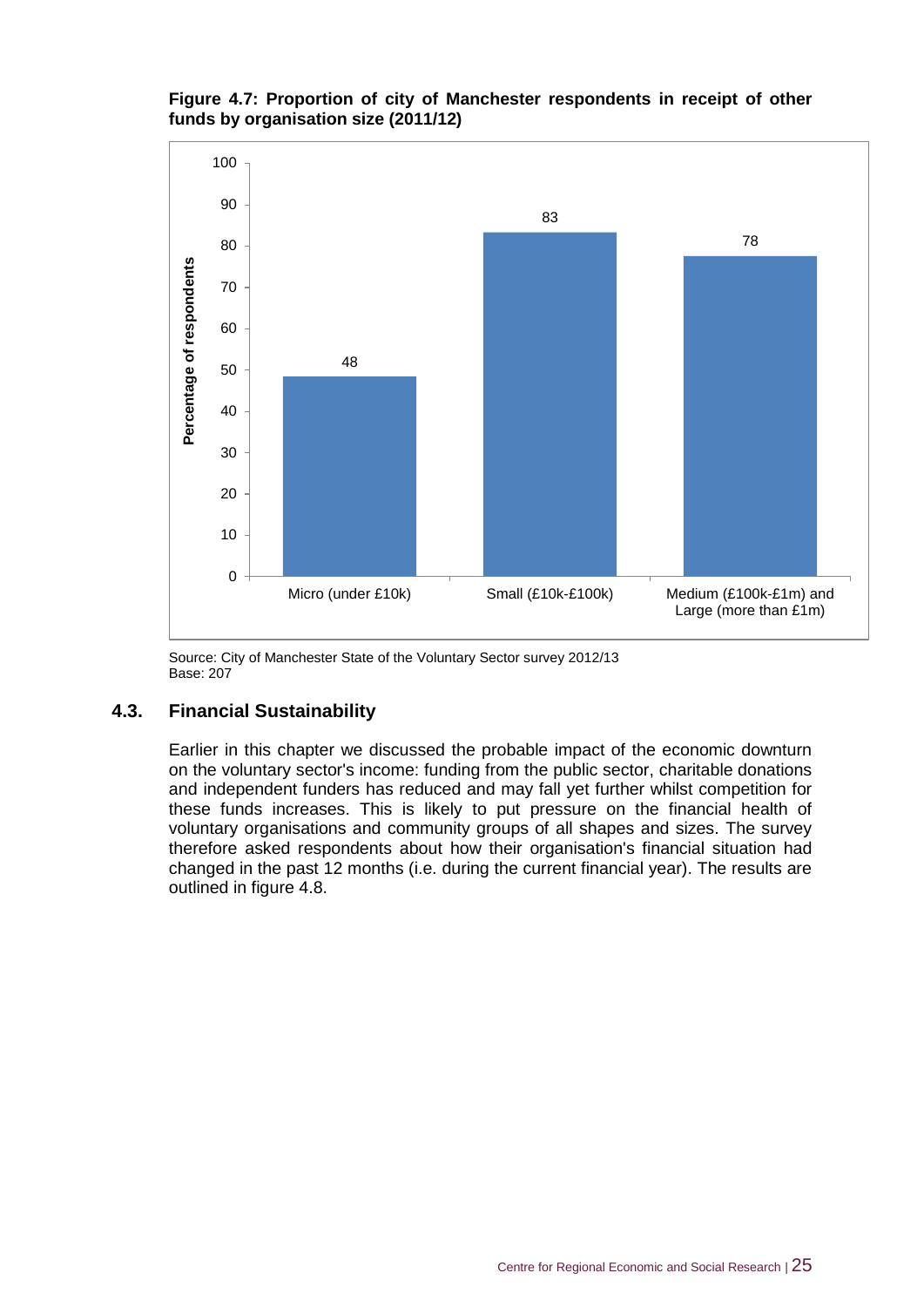**Figure 4.7: Proportion of city of Manchester respondents in receipt of other funds by organisation size (2011/12)**

| Organisation size | Percentage of respondents |
|---|---|
| Micro (under £10k) | 48 |
| Small (£10k-£100k) | 83 |
| Medium (£100k-£1m) and Large (more than £1m) | 78 |

Source: City of Manchester State of the Voluntary Sector survey 2012/13
Base: 207

## 4.3. Financial Sustainability

Earlier in this chapter we discussed the probable impact of the economic downturn on the voluntary sector's income: funding from the public sector, charitable donations and independent funders has reduced and may fall yet further whilst competition for these funds increases. This is likely to put pressure on the financial health of voluntary organisations and community groups of all shapes and sizes. The survey therefore asked respondents about how their organisation's financial situation had changed in the past 12 months (i.e. during the current financial year). The results are outlined in figure 4.8.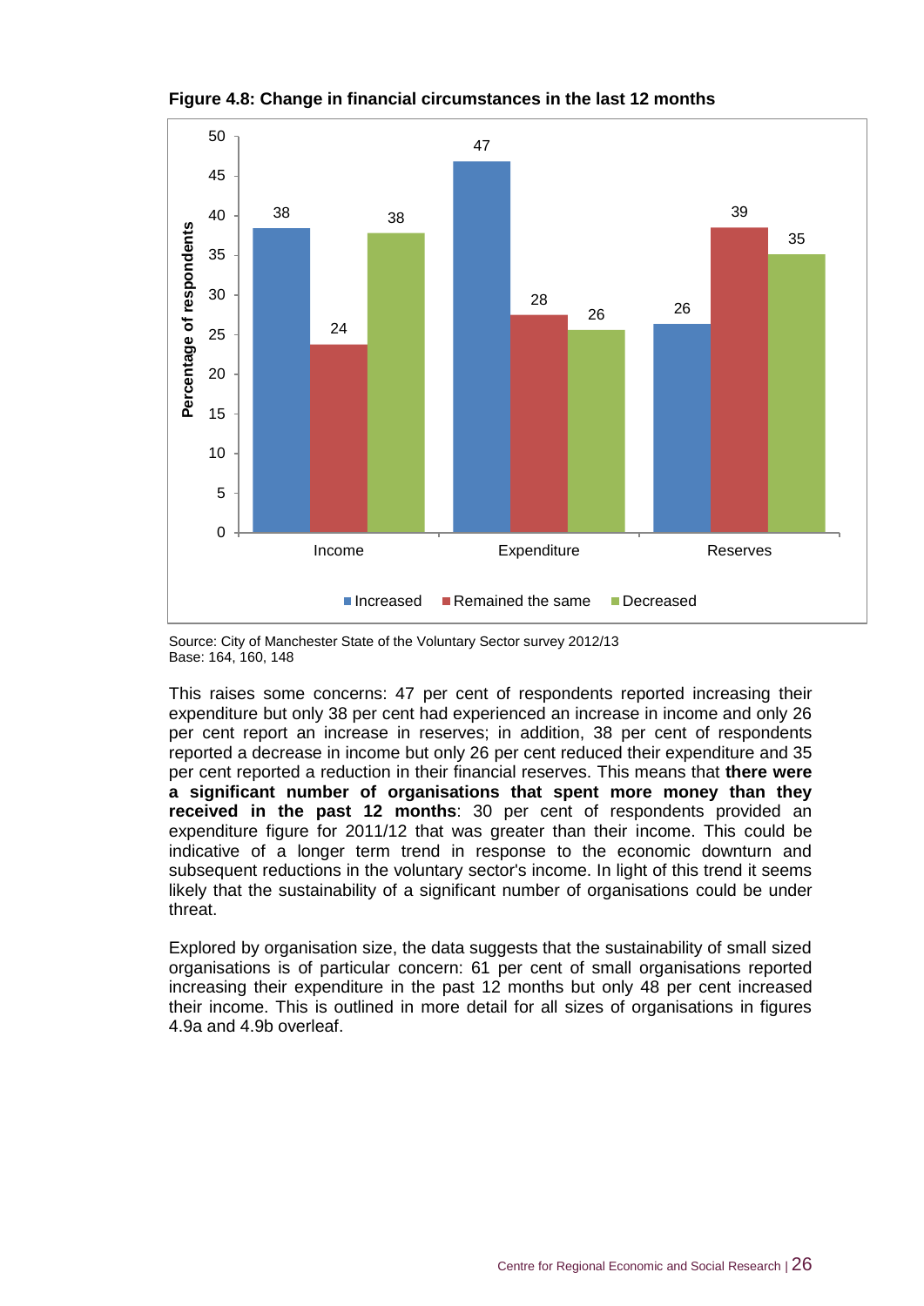**Figure 4.8: Change in financial circumstances in the last 12 months**

| | Increased | Remained the same | Decreased |
|---|---|---|---|
| Income | 38 | 24 | 38 |
| Expenditure | 47 | 28 | 26 |
| Reserves | 26 | 39 | 35 |

Source: City of Manchester State of the Voluntary Sector survey 2012/13
Base: 164, 160, 148

This raises some concerns: 47 per cent of respondents reported increasing their expenditure but only 38 per cent had experienced an increase in income and only 26 per cent report an increase in reserves; in addition, 38 per cent of respondents reported a decrease in income but only 26 per cent reduced their expenditure and 35 per cent reported a reduction in their financial reserves. This means that **there were a significant number of organisations that spent more money than they received in the past 12 months**: 30 per cent of respondents provided an expenditure figure for 2011/12 that was greater than their income. This could be indicative of a longer term trend in response to the economic downturn and subsequent reductions in the voluntary sector's income. In light of this trend it seems likely that the sustainability of a significant number of organisations could be under threat.

Explored by organisation size, the data suggests that the sustainability of small sized organisations is of particular concern: 61 per cent of small organisations reported increasing their expenditure in the past 12 months but only 48 per cent increased their income. This is outlined in more detail for all sizes of organisations in figures 4.9a and 4.9b overleaf.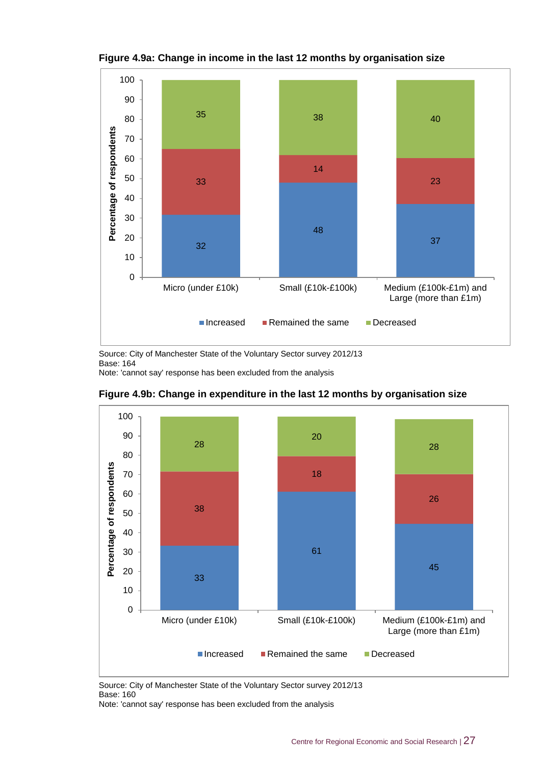**Figure 4.9a: Change in income in the last 12 months by organisation size**

| | Increased | Remained the same | Decreased |
|---|---|---|---|
| Micro (under £10k) | 32 | 33 | 35 |
| Small (£10k-£100k) | 48 | 14 | 38 |
| Medium (£100k-£1m) and Large (more than £1m) | 37 | 23 | 40 |

Source: City of Manchester State of the Voluntary Sector survey 2012/13
Base: 164
Note: 'cannot say' response has been excluded from the analysis

**Figure 4.9b: Change in expenditure in the last 12 months by organisation size**

| | Increased | Remained the same | Decreased |
|---|---|---|---|
| Micro (under £10k) | 33 | 38 | 28 |
| Small (£10k-£100k) | 61 | 18 | 20 |
| Medium (£100k-£1m) and Large (more than £1m) | 45 | 26 | 28 |

Source: City of Manchester State of the Voluntary Sector survey 2012/13
Base: 160
Note: 'cannot say' response has been excluded from the analysis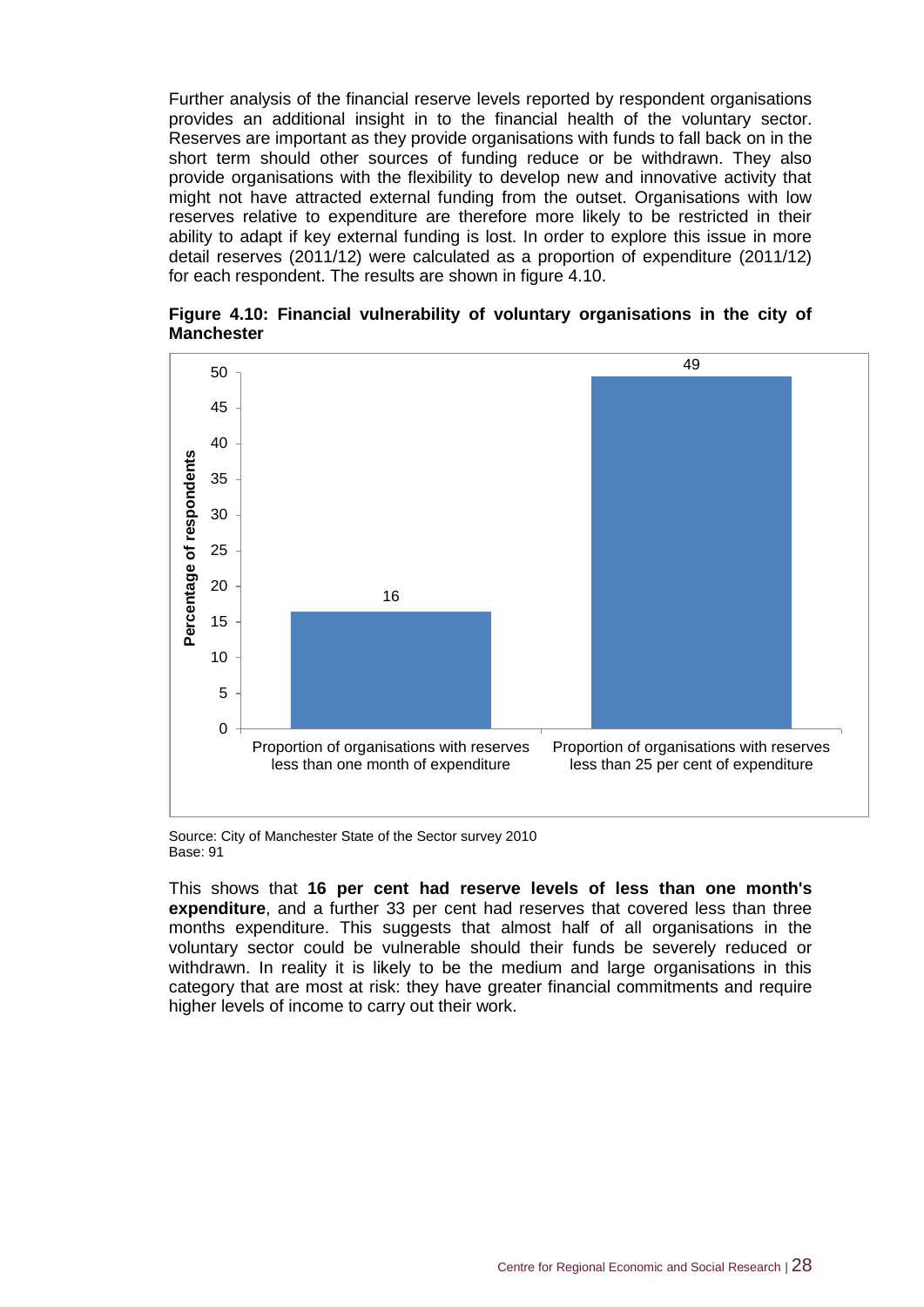Further analysis of the financial reserve levels reported by respondent organisations provides an additional insight in to the financial health of the voluntary sector. Reserves are important as they provide organisations with funds to fall back on in the short term should other sources of funding reduce or be withdrawn. They also provide organisations with the flexibility to develop new and innovative activity that might not have attracted external funding from the outset. Organisations with low reserves relative to expenditure are therefore more likely to be restricted in their ability to adapt if key external funding is lost. In order to explore this issue in more detail reserves (2011/12) were calculated as a proportion of expenditure (2011/12) for each respondent. The results are shown in figure 4.10.

**Figure 4.10: Financial vulnerability of voluntary organisations in the city of Manchester**

| | Percentage of respondents |
|---|---|
| Proportion of organisations with reserves less than one month of expenditure | 16 |
| Proportion of organisations with reserves less than 25 per cent of expenditure | 49 |

Source: City of Manchester State of the Sector survey 2010
Base: 91

This shows that **16 per cent had reserve levels of less than one month's expenditure**, and a further 33 per cent had reserves that covered less than three months expenditure. This suggests that almost half of all organisations in the voluntary sector could be vulnerable should their funds be severely reduced or withdrawn. In reality it is likely to be the medium and large organisations in this category that are most at risk: they have greater financial commitments and require higher levels of income to carry out their work.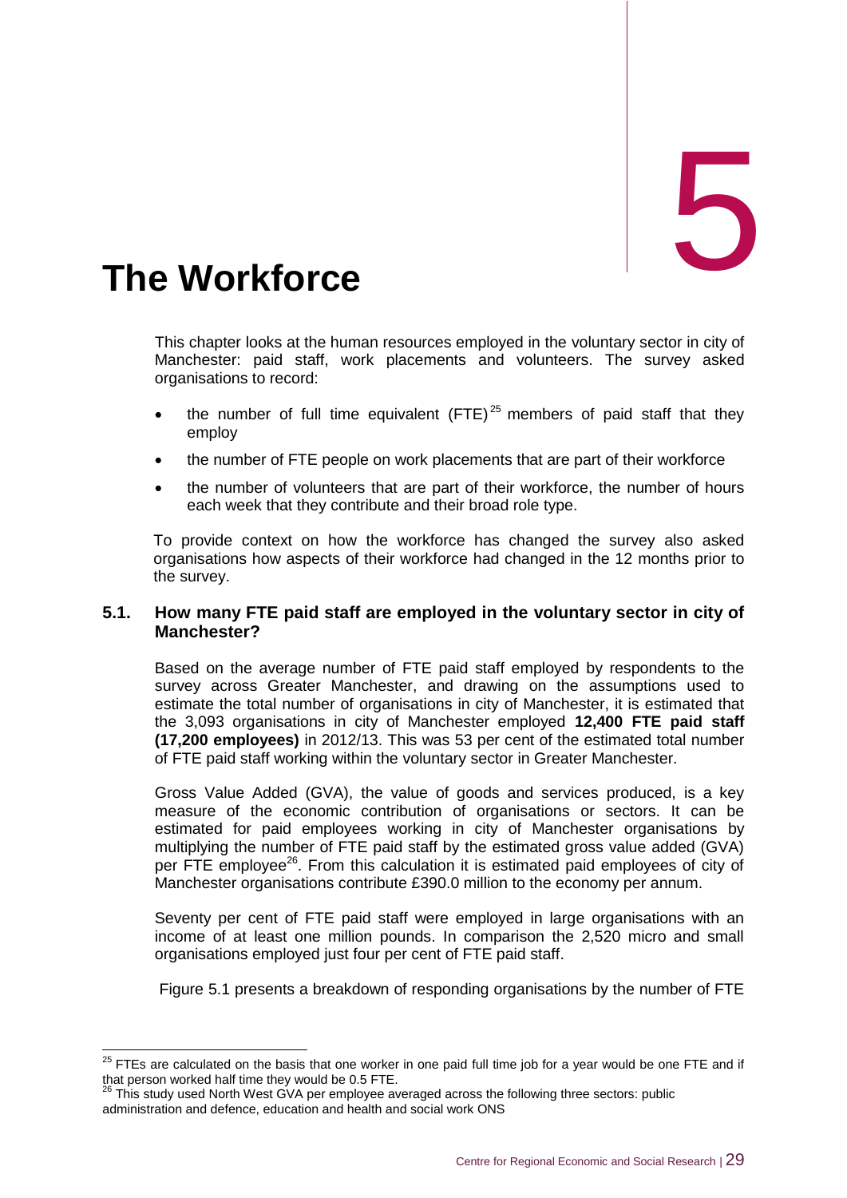# 5

# The Workforce

This chapter looks at the human resources employed in the voluntary sector in city of Manchester: paid staff, work placements and volunteers. The survey asked organisations to record:

- the number of full time equivalent (FTE)[25] members of paid staff that they employ
- the number of FTE people on work placements that are part of their workforce
- the number of volunteers that are part of their workforce, the number of hours each week that they contribute and their broad role type.

To provide context on how the workforce has changed the survey also asked organisations how aspects of their workforce had changed in the 12 months prior to the survey.

## 5.1. How many FTE paid staff are employed in the voluntary sector in city of Manchester?

Based on the average number of FTE paid staff employed by respondents to the survey across Greater Manchester, and drawing on the assumptions used to estimate the total number of organisations in city of Manchester, it is estimated that the 3,093 organisations in city of Manchester employed **12,400 FTE paid staff (17,200 employees)** in 2012/13. This was 53 per cent of the estimated total number of FTE paid staff working within the voluntary sector in Greater Manchester.

Gross Value Added (GVA), the value of goods and services produced, is a key measure of the economic contribution of organisations or sectors. It can be estimated for paid employees working in city of Manchester organisations by multiplying the number of FTE paid staff by the estimated gross value added (GVA) per FTE employee[26]. From this calculation it is estimated paid employees of city of Manchester organisations contribute £390.0 million to the economy per annum.

Seventy per cent of FTE paid staff were employed in large organisations with an income of at least one million pounds. In comparison the 2,520 micro and small organisations employed just four per cent of FTE paid staff.

Figure 5.1 presents a breakdown of responding organisations by the number of FTE

---

[25] FTEs are calculated on the basis that one worker in one paid full time job for a year would be one FTE and if that person worked half time they would be 0.5 FTE.

[26] This study used North West GVA per employee averaged across the following three sectors: public administration and defence, education and health and social work ONS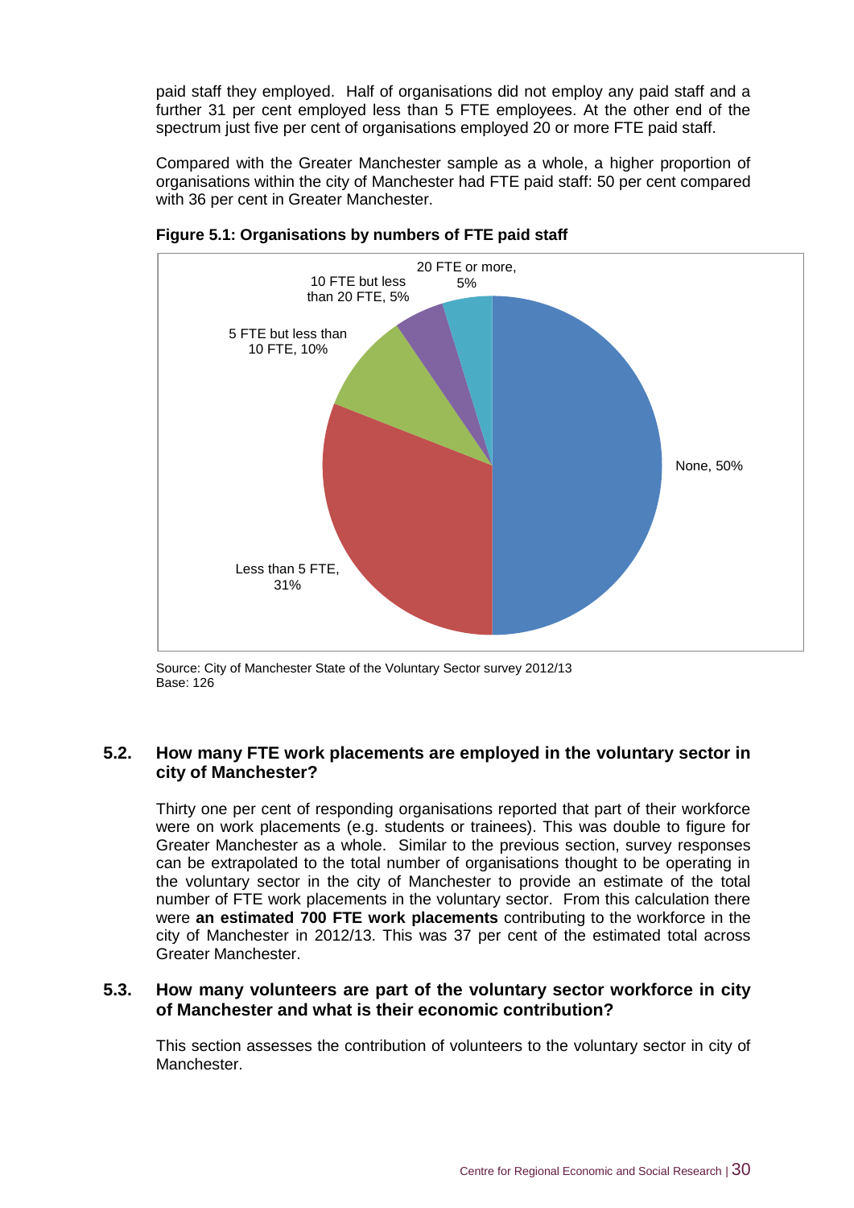paid staff they employed. Half of organisations did not employ any paid staff and a further 31 per cent employed less than 5 FTE employees. At the other end of the spectrum just five per cent of organisations employed 20 or more FTE paid staff.

Compared with the Greater Manchester sample as a whole, a higher proportion of organisations within the city of Manchester had FTE paid staff: 50 per cent compared with 36 per cent in Greater Manchester.

**Figure 5.1: Organisations by numbers of FTE paid staff**

| Number of FTE paid staff | Percentage |
|---|---|
| None | 50% |
| Less than 5 FTE | 31% |
| 5 FTE but less than 10 FTE | 10% |
| 10 FTE but less than 20 FTE | 5% |
| 20 FTE or more | 5% |

Source: City of Manchester State of the Voluntary Sector survey 2012/13
Base: 126

## 5.2. How many FTE work placements are employed in the voluntary sector in city of Manchester?

Thirty one per cent of responding organisations reported that part of their workforce were on work placements (e.g. students or trainees). This was double to figure for Greater Manchester as a whole. Similar to the previous section, survey responses can be extrapolated to the total number of organisations thought to be operating in the voluntary sector in the city of Manchester to provide an estimate of the total number of FTE work placements in the voluntary sector. From this calculation there were **an estimated 700 FTE work placements** contributing to the workforce in the city of Manchester in 2012/13. This was 37 per cent of the estimated total across Greater Manchester.

## 5.3. How many volunteers are part of the voluntary sector workforce in city of Manchester and what is their economic contribution?

This section assesses the contribution of volunteers to the voluntary sector in city of Manchester.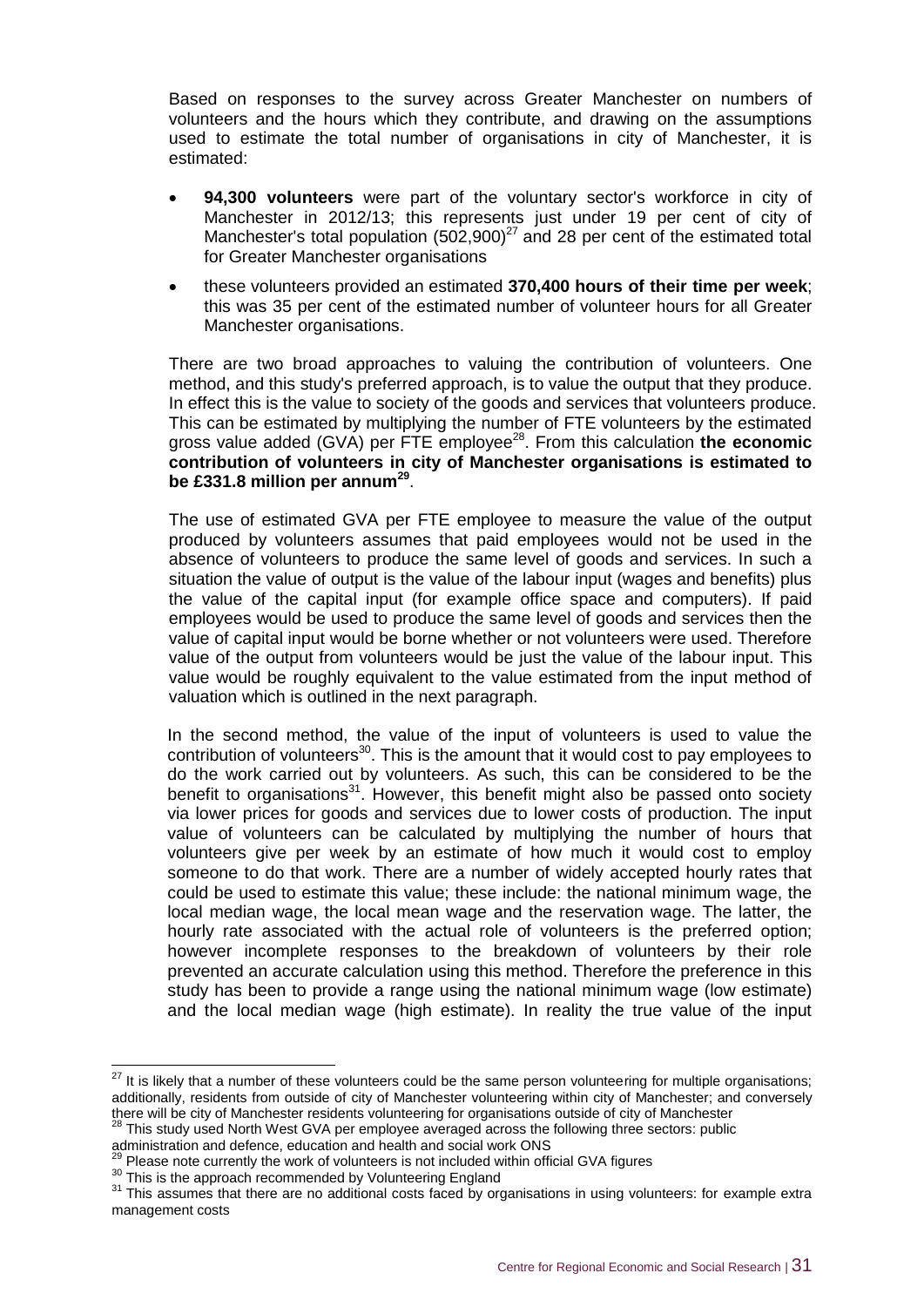Based on responses to the survey across Greater Manchester on numbers of volunteers and the hours which they contribute, and drawing on the assumptions used to estimate the total number of organisations in city of Manchester, it is estimated:

- **94,300 volunteers** were part of the voluntary sector's workforce in city of Manchester in 2012/13; this represents just under 19 per cent of city of Manchester's total population (502,900)[27] and 28 per cent of the estimated total for Greater Manchester organisations
- these volunteers provided an estimated **370,400 hours of their time per week**; this was 35 per cent of the estimated number of volunteer hours for all Greater Manchester organisations.

There are two broad approaches to valuing the contribution of volunteers. One method, and this study's preferred approach, is to value the output that they produce. In effect this is the value to society of the goods and services that volunteers produce. This can be estimated by multiplying the number of FTE volunteers by the estimated gross value added (GVA) per FTE employee[28]. From this calculation **the economic contribution of volunteers in city of Manchester organisations is estimated to be £331.8 million per annum[29]**.

The use of estimated GVA per FTE employee to measure the value of the output produced by volunteers assumes that paid employees would not be used in the absence of volunteers to produce the same level of goods and services. In such a situation the value of output is the value of the labour input (wages and benefits) plus the value of the capital input (for example office space and computers). If paid employees would be used to produce the same level of goods and services then the value of capital input would be borne whether or not volunteers were used. Therefore value of the output from volunteers would be just the value of the labour input. This value would be roughly equivalent to the value estimated from the input method of valuation which is outlined in the next paragraph.

In the second method, the value of the input of volunteers is used to value the contribution of volunteers[30]. This is the amount that it would cost to pay employees to do the work carried out by volunteers. As such, this can be considered to be the benefit to organisations[31]. However, this benefit might also be passed onto society via lower prices for goods and services due to lower costs of production. The input value of volunteers can be calculated by multiplying the number of hours that volunteers give per week by an estimate of how much it would cost to employ someone to do that work. There are a number of widely accepted hourly rates that could be used to estimate this value; these include: the national minimum wage, the local median wage, the local mean wage and the reservation wage. The latter, the hourly rate associated with the actual role of volunteers is the preferred option; however incomplete responses to the breakdown of volunteers by their role prevented an accurate calculation using this method. Therefore the preference in this study has been to provide a range using the national minimum wage (low estimate) and the local median wage (high estimate). In reality the true value of the input

---

[27] It is likely that a number of these volunteers could be the same person volunteering for multiple organisations; additionally, residents from outside of city of Manchester volunteering within city of Manchester; and conversely there will be city of Manchester residents volunteering for organisations outside of city of Manchester

[28] This study used North West GVA per employee averaged across the following three sectors: public administration and defence, education and health and social work ONS

[29] Please note currently the work of volunteers is not included within official GVA figures

[30] This is the approach recommended by Volunteering England

[31] This assumes that there are no additional costs faced by organisations in using volunteers: for example extra management costs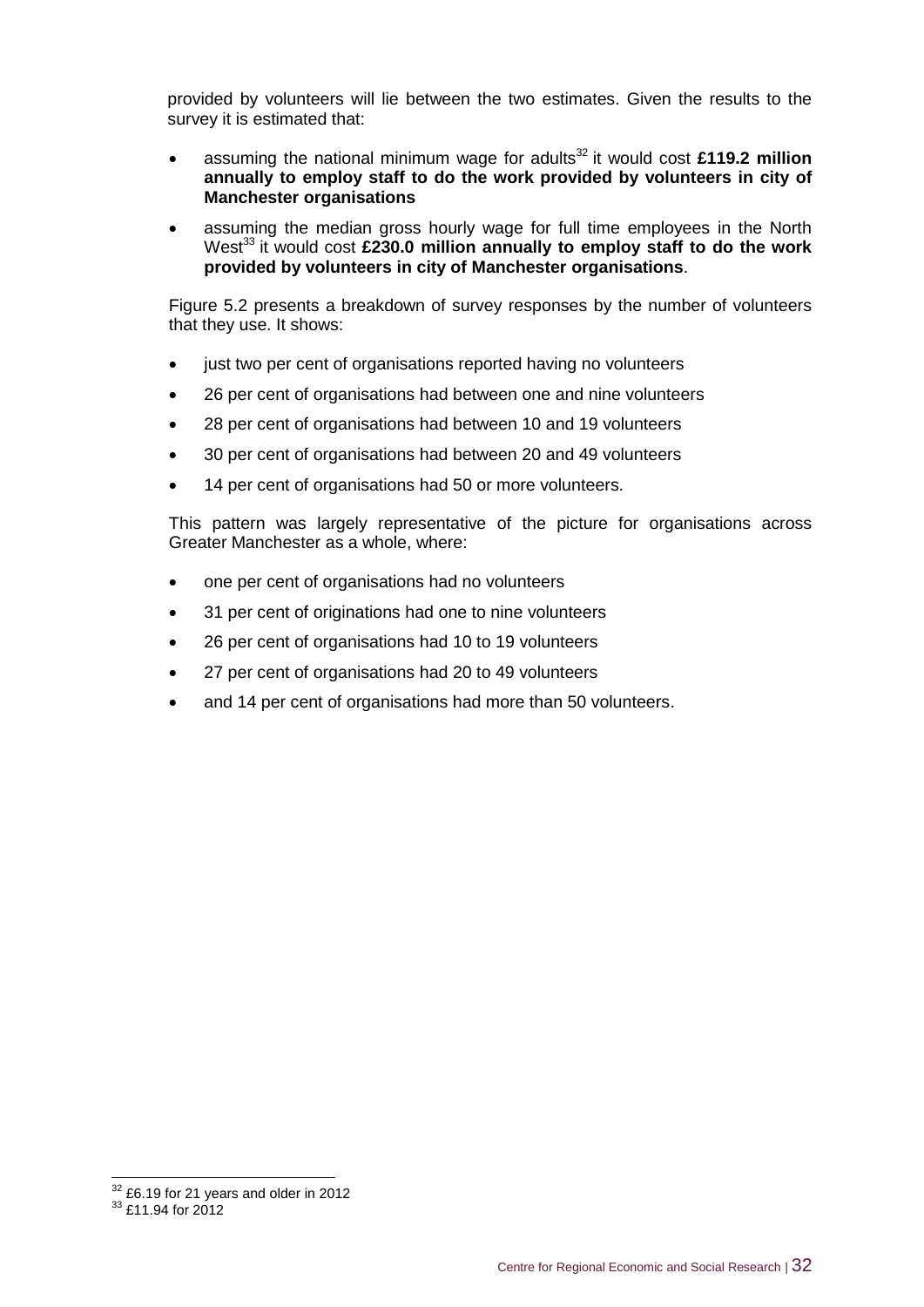provided by volunteers will lie between the two estimates. Given the results to the survey it is estimated that:

- assuming the national minimum wage for adults[32] it would cost **£119.2 million annually to employ staff to do the work provided by volunteers in city of Manchester organisations**
- assuming the median gross hourly wage for full time employees in the North West[33] it would cost **£230.0 million annually to employ staff to do the work provided by volunteers in city of Manchester organisations**.

Figure 5.2 presents a breakdown of survey responses by the number of volunteers that they use. It shows:

- just two per cent of organisations reported having no volunteers
- 26 per cent of organisations had between one and nine volunteers
- 28 per cent of organisations had between 10 and 19 volunteers
- 30 per cent of organisations had between 20 and 49 volunteers
- 14 per cent of organisations had 50 or more volunteers.

This pattern was largely representative of the picture for organisations across Greater Manchester as a whole, where:

- one per cent of organisations had no volunteers
- 31 per cent of originations had one to nine volunteers
- 26 per cent of organisations had 10 to 19 volunteers
- 27 per cent of organisations had 20 to 49 volunteers
- and 14 per cent of organisations had more than 50 volunteers.

---

[32] £6.19 for 21 years and older in 2012

[33] £11.94 for 2012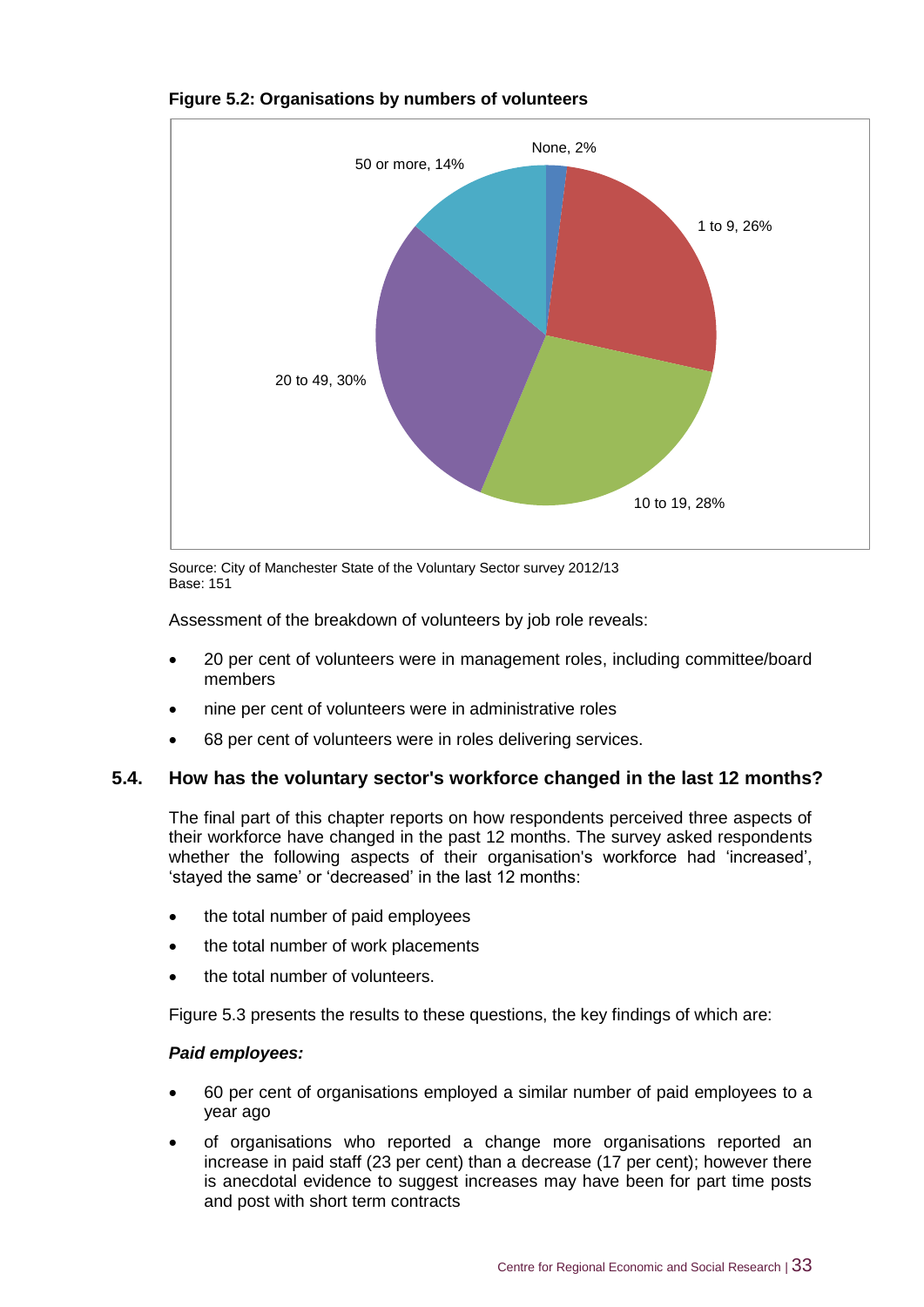**Figure 5.2: Organisations by numbers of volunteers**

| Number of volunteers | Per cent |
| --- | --- |
| None | 2% |
| 1 to 9 | 26% |
| 10 to 19 | 28% |
| 20 to 49 | 30% |
| 50 or more | 14% |

Source: City of Manchester State of the Voluntary Sector survey 2012/13
Base: 151

Assessment of the breakdown of volunteers by job role reveals:

- 20 per cent of volunteers were in management roles, including committee/board members
- nine per cent of volunteers were in administrative roles
- 68 per cent of volunteers were in roles delivering services.

## 5.4. How has the voluntary sector's workforce changed in the last 12 months?

The final part of this chapter reports on how respondents perceived three aspects of their workforce have changed in the past 12 months. The survey asked respondents whether the following aspects of their organisation's workforce had 'increased', 'stayed the same' or 'decreased' in the last 12 months:

- the total number of paid employees
- the total number of work placements
- the total number of volunteers.

Figure 5.3 presents the results to these questions, the key findings of which are:

***Paid employees:***

- 60 per cent of organisations employed a similar number of paid employees to a year ago
- of organisations who reported a change more organisations reported an increase in paid staff (23 per cent) than a decrease (17 per cent); however there is anecdotal evidence to suggest increases may have been for part time posts and post with short term contracts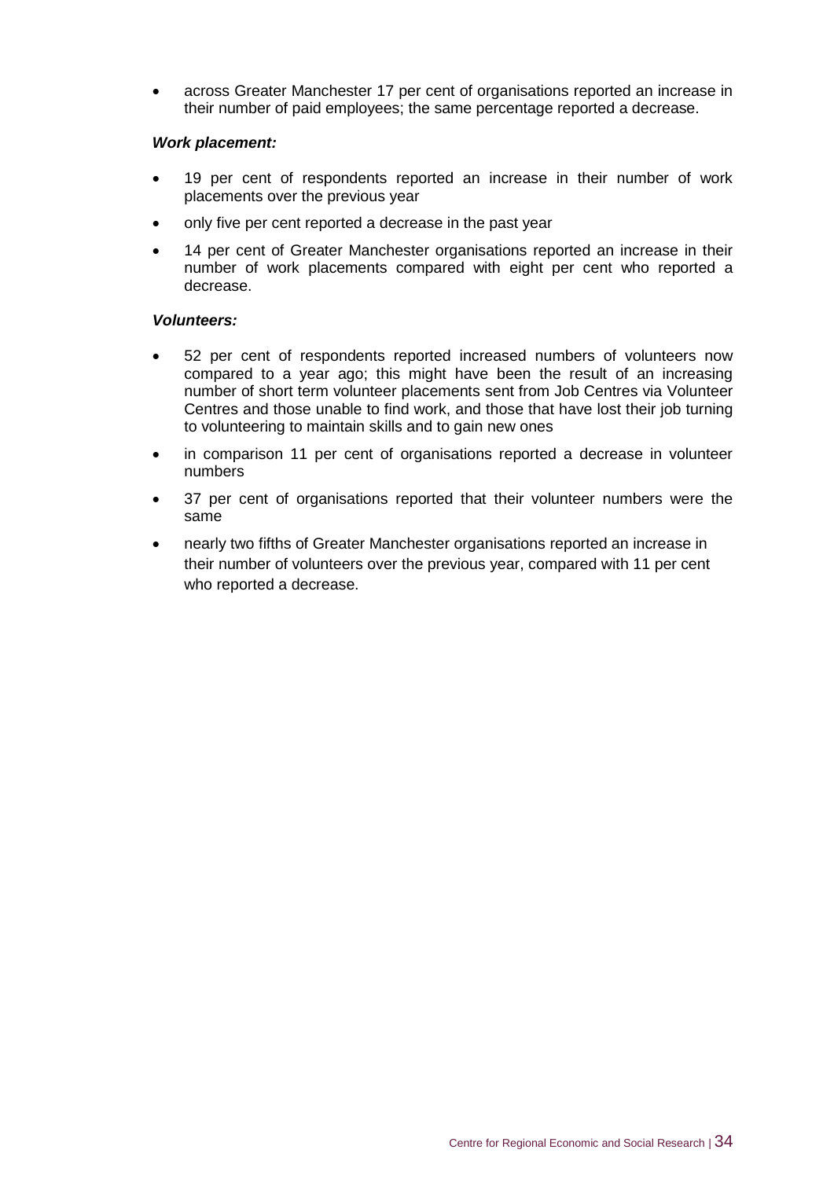- across Greater Manchester 17 per cent of organisations reported an increase in their number of paid employees; the same percentage reported a decrease.

***Work placement:***

- 19 per cent of respondents reported an increase in their number of work placements over the previous year
- only five per cent reported a decrease in the past year
- 14 per cent of Greater Manchester organisations reported an increase in their number of work placements compared with eight per cent who reported a decrease.

***Volunteers:***

- 52 per cent of respondents reported increased numbers of volunteers now compared to a year ago; this might have been the result of an increasing number of short term volunteer placements sent from Job Centres via Volunteer Centres and those unable to find work, and those that have lost their job turning to volunteering to maintain skills and to gain new ones
- in comparison 11 per cent of organisations reported a decrease in volunteer numbers
- 37 per cent of organisations reported that their volunteer numbers were the same
- nearly two fifths of Greater Manchester organisations reported an increase in their number of volunteers over the previous year, compared with 11 per cent who reported a decrease.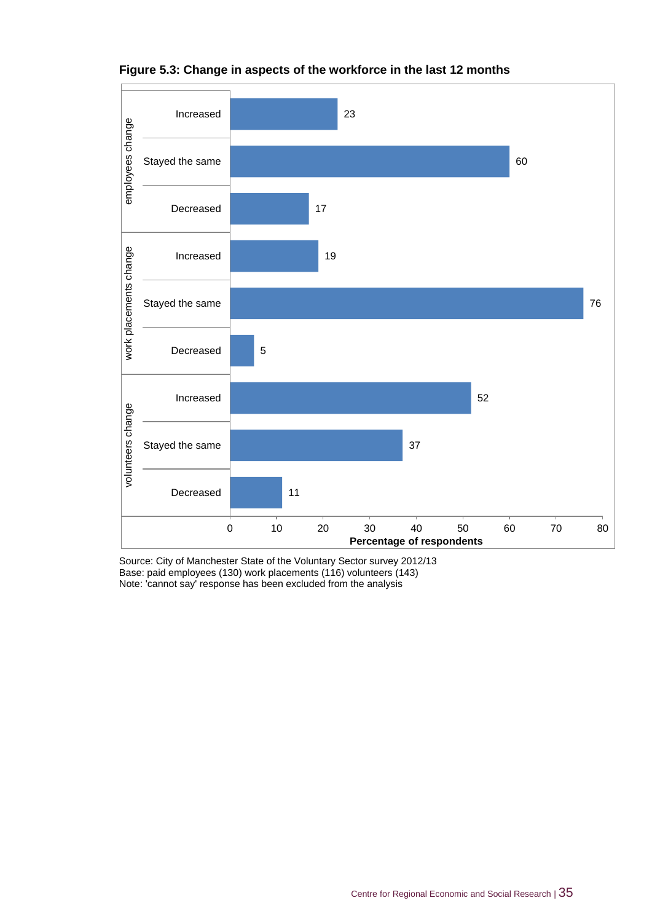**Figure 5.3: Change in aspects of the workforce in the last 12 months**

| | | Percentage of respondents |
|---|---|---|
| employees change | Increased | 23 |
| | Stayed the same | 60 |
| | Decreased | 17 |
| work placements change | Increased | 19 |
| | Stayed the same | 76 |
| | Decreased | 5 |
| volunteers change | Increased | 52 |
| | Stayed the same | 37 |
| | Decreased | 11 |

Source: City of Manchester State of the Voluntary Sector survey 2012/13
Base: paid employees (130) work placements (116) volunteers (143)
Note: 'cannot say' response has been excluded from the analysis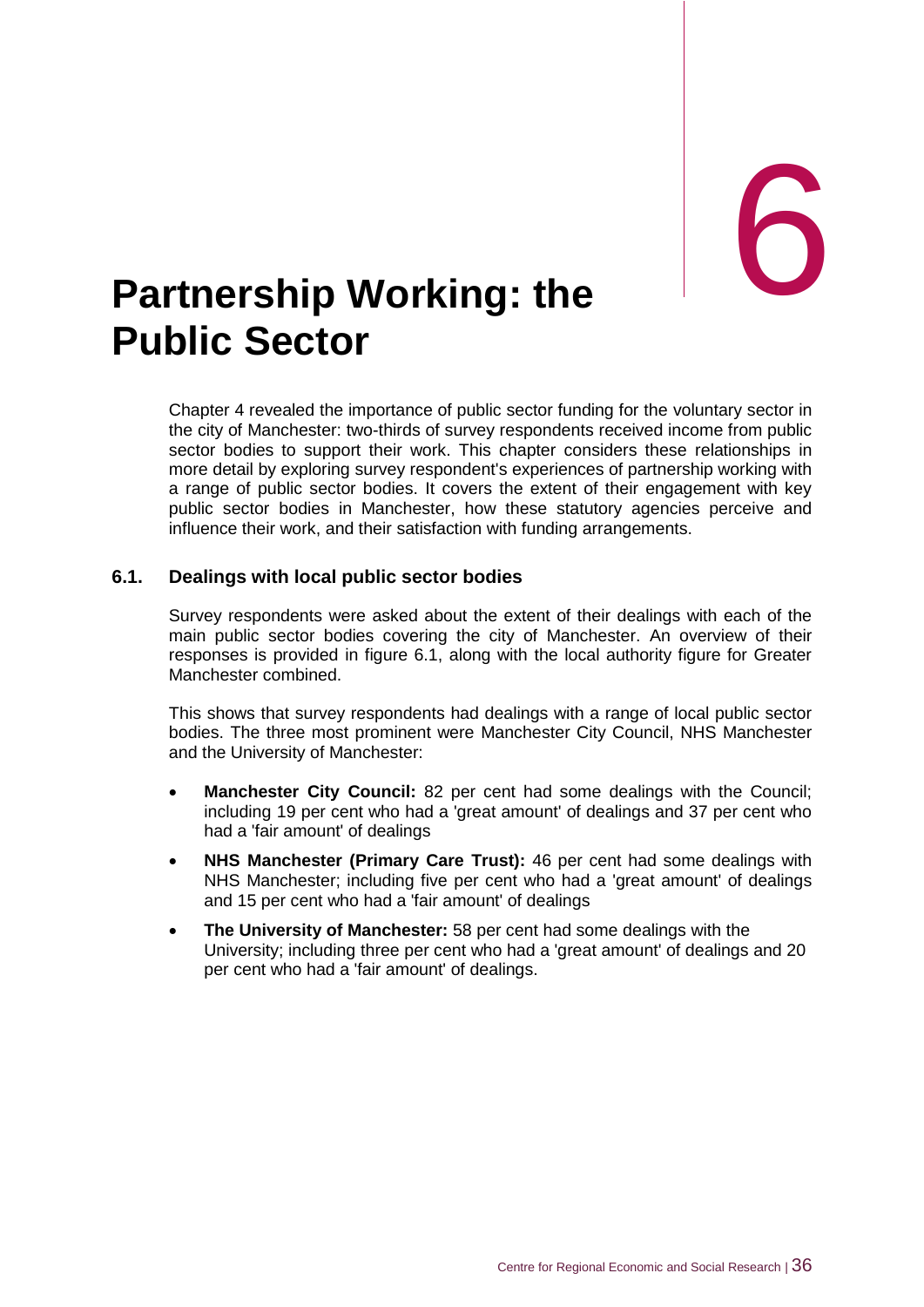# 6 Partnership Working: the Public Sector

Chapter 4 revealed the importance of public sector funding for the voluntary sector in the city of Manchester: two-thirds of survey respondents received income from public sector bodies to support their work. This chapter considers these relationships in more detail by exploring survey respondent's experiences of partnership working with a range of public sector bodies. It covers the extent of their engagement with key public sector bodies in Manchester, how these statutory agencies perceive and influence their work, and their satisfaction with funding arrangements.

## 6.1. Dealings with local public sector bodies

Survey respondents were asked about the extent of their dealings with each of the main public sector bodies covering the city of Manchester. An overview of their responses is provided in figure 6.1, along with the local authority figure for Greater Manchester combined.

This shows that survey respondents had dealings with a range of local public sector bodies. The three most prominent were Manchester City Council, NHS Manchester and the University of Manchester:

- **Manchester City Council:** 82 per cent had some dealings with the Council; including 19 per cent who had a 'great amount' of dealings and 37 per cent who had a 'fair amount' of dealings
- **NHS Manchester (Primary Care Trust):** 46 per cent had some dealings with NHS Manchester; including five per cent who had a 'great amount' of dealings and 15 per cent who had a 'fair amount' of dealings
- **The University of Manchester:** 58 per cent had some dealings with the University; including three per cent who had a 'great amount' of dealings and 20 per cent who had a 'fair amount' of dealings.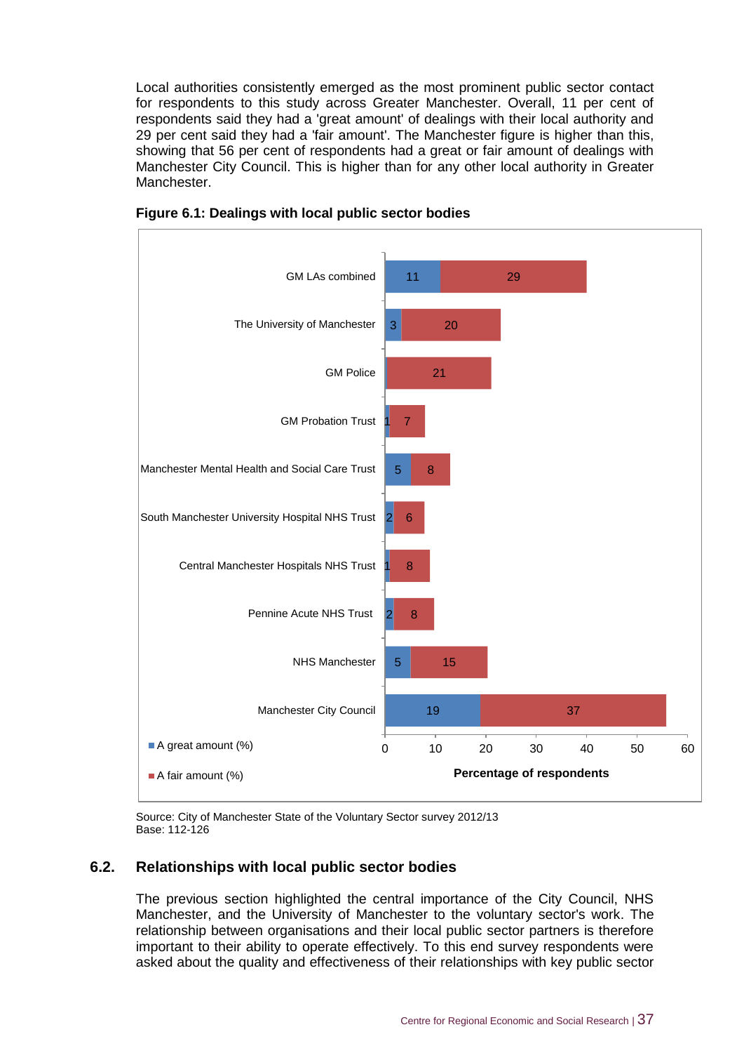Local authorities consistently emerged as the most prominent public sector contact for respondents to this study across Greater Manchester. Overall, 11 per cent of respondents said they had a 'great amount' of dealings with their local authority and 29 per cent said they had a 'fair amount'. The Manchester figure is higher than this, showing that 56 per cent of respondents had a great or fair amount of dealings with Manchester City Council. This is higher than for any other local authority in Greater Manchester.

**Figure 6.1: Dealings with local public sector bodies**

| | A great amount (%) | A fair amount (%) |
|---|---|---|
| GM LAs combined | 11 | 29 |
| The University of Manchester | 3 | 20 |
| GM Police | | 21 |
| GM Probation Trust | 1 | 7 |
| Manchester Mental Health and Social Care Trust | 5 | 8 |
| South Manchester University Hospital NHS Trust | 2 | 6 |
| Central Manchester Hospitals NHS Trust | 1 | 8 |
| Pennine Acute NHS Trust | 2 | 8 |
| NHS Manchester | 5 | 15 |
| Manchester City Council | 19 | 37 |

Percentage of respondents

Source: City of Manchester State of the Voluntary Sector survey 2012/13
Base: 112-126

## 6.2. Relationships with local public sector bodies

The previous section highlighted the central importance of the City Council, NHS Manchester, and the University of Manchester to the voluntary sector's work. The relationship between organisations and their local public sector partners is therefore important to their ability to operate effectively. To this end survey respondents were asked about the quality and effectiveness of their relationships with key public sector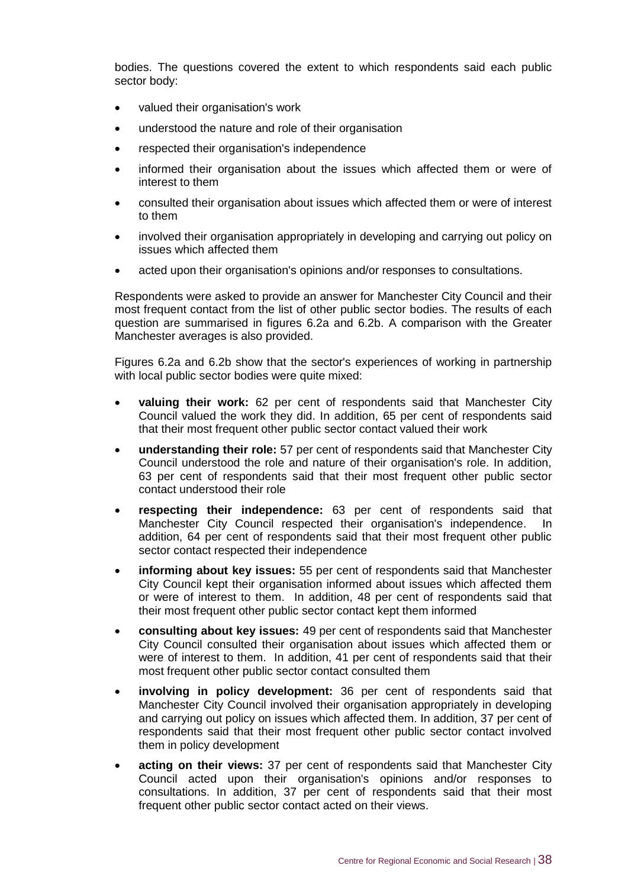bodies. The questions covered the extent to which respondents said each public sector body:

- valued their organisation's work
- understood the nature and role of their organisation
- respected their organisation's independence
- informed their organisation about the issues which affected them or were of interest to them
- consulted their organisation about issues which affected them or were of interest to them
- involved their organisation appropriately in developing and carrying out policy on issues which affected them
- acted upon their organisation's opinions and/or responses to consultations.

Respondents were asked to provide an answer for Manchester City Council and their most frequent contact from the list of other public sector bodies. The results of each question are summarised in figures 6.2a and 6.2b. A comparison with the Greater Manchester averages is also provided.

Figures 6.2a and 6.2b show that the sector's experiences of working in partnership with local public sector bodies were quite mixed:

- **valuing their work:** 62 per cent of respondents said that Manchester City Council valued the work they did. In addition, 65 per cent of respondents said that their most frequent other public sector contact valued their work
- **understanding their role:** 57 per cent of respondents said that Manchester City Council understood the role and nature of their organisation's role. In addition, 63 per cent of respondents said that their most frequent other public sector contact understood their role
- **respecting their independence:** 63 per cent of respondents said that Manchester City Council respected their organisation's independence. In addition, 64 per cent of respondents said that their most frequent other public sector contact respected their independence
- **informing about key issues:** 55 per cent of respondents said that Manchester City Council kept their organisation informed about issues which affected them or were of interest to them. In addition, 48 per cent of respondents said that their most frequent other public sector contact kept them informed
- **consulting about key issues:** 49 per cent of respondents said that Manchester City Council consulted their organisation about issues which affected them or were of interest to them. In addition, 41 per cent of respondents said that their most frequent other public sector contact consulted them
- **involving in policy development:** 36 per cent of respondents said that Manchester City Council involved their organisation appropriately in developing and carrying out policy on issues which affected them. In addition, 37 per cent of respondents said that their most frequent other public sector contact involved them in policy development
- **acting on their views:** 37 per cent of respondents said that Manchester City Council acted upon their organisation's opinions and/or responses to consultations. In addition, 37 per cent of respondents said that their most frequent other public sector contact acted on their views.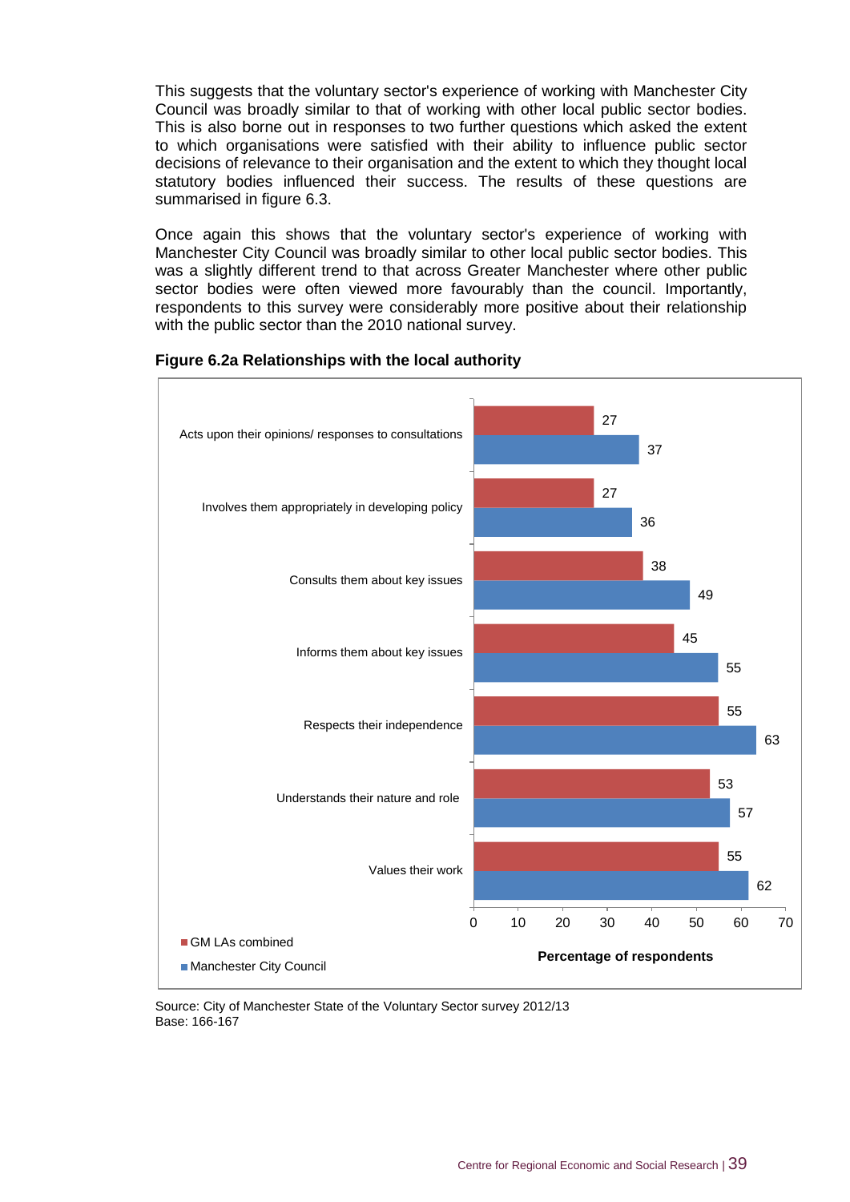This suggests that the voluntary sector's experience of working with Manchester City Council was broadly similar to that of working with other local public sector bodies. This is also borne out in responses to two further questions which asked the extent to which organisations were satisfied with their ability to influence public sector decisions of relevance to their organisation and the extent to which they thought local statutory bodies influenced their success. The results of these questions are summarised in figure 6.3.

Once again this shows that the voluntary sector's experience of working with Manchester City Council was broadly similar to other local public sector bodies. This was a slightly different trend to that across Greater Manchester where other public sector bodies were often viewed more favourably than the council. Importantly, respondents to this survey were considerably more positive about their relationship with the public sector than the 2010 national survey.

**Figure 6.2a Relationships with the local authority**

| | GM LAs combined | Manchester City Council |
|---|---|---|
| Acts upon their opinions/ responses to consultations | 27 | 37 |
| Involves them appropriately in developing policy | 27 | 36 |
| Consults them about key issues | 38 | 49 |
| Informs them about key issues | 45 | 55 |
| Respects their independence | 55 | 63 |
| Understands their nature and role | 53 | 57 |
| Values their work | 55 | 62 |

Percentage of respondents

Source: City of Manchester State of the Voluntary Sector survey 2012/13
Base: 166-167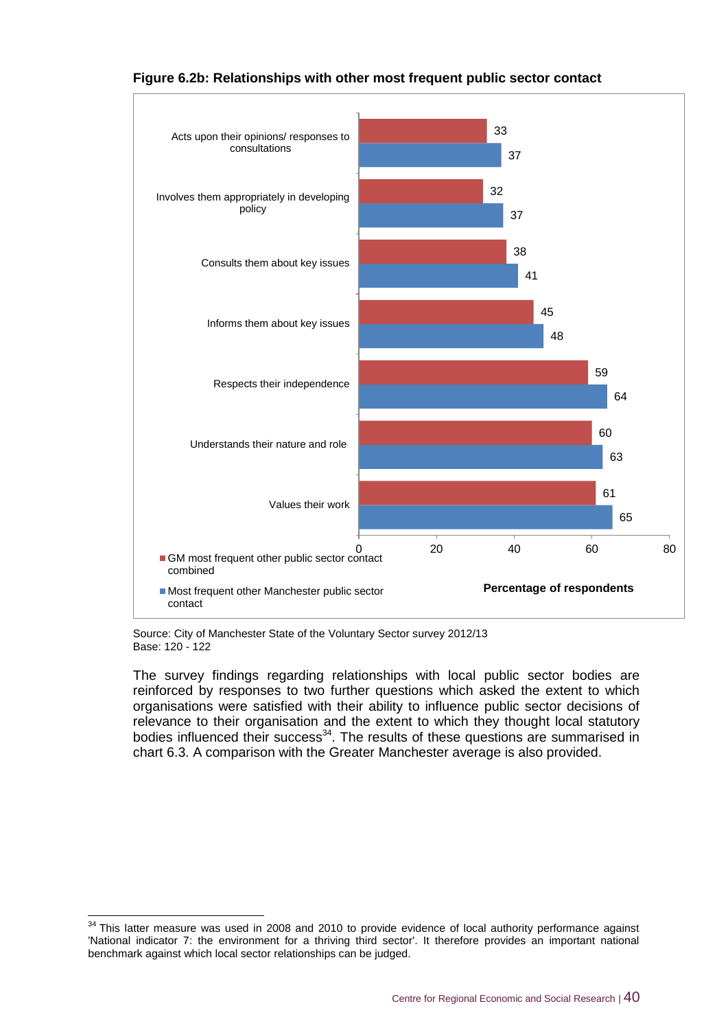**Figure 6.2b: Relationships with other most frequent public sector contact**

| | GM most frequent other public sector contact combined | Most frequent other Manchester public sector contact |
|---|---|---|
| Acts upon their opinions/ responses to consultations | 33 | 37 |
| Involves them appropriately in developing policy | 32 | 37 |
| Consults them about key issues | 38 | 41 |
| Informs them about key issues | 45 | 48 |
| Respects their independence | 59 | 64 |
| Understands their nature and role | 60 | 63 |
| Values their work | 61 | 65 |

Percentage of respondents

Source: City of Manchester State of the Voluntary Sector survey 2012/13
Base: 120 - 122

The survey findings regarding relationships with local public sector bodies are reinforced by responses to two further questions which asked the extent to which organisations were satisfied with their ability to influence public sector decisions of relevance to their organisation and the extent to which they thought local statutory bodies influenced their success[34]. The results of these questions are summarised in chart 6.3. A comparison with the Greater Manchester average is also provided.

[34] This latter measure was used in 2008 and 2010 to provide evidence of local authority performance against 'National indicator 7: the environment for a thriving third sector'. It therefore provides an important national benchmark against which local sector relationships can be judged.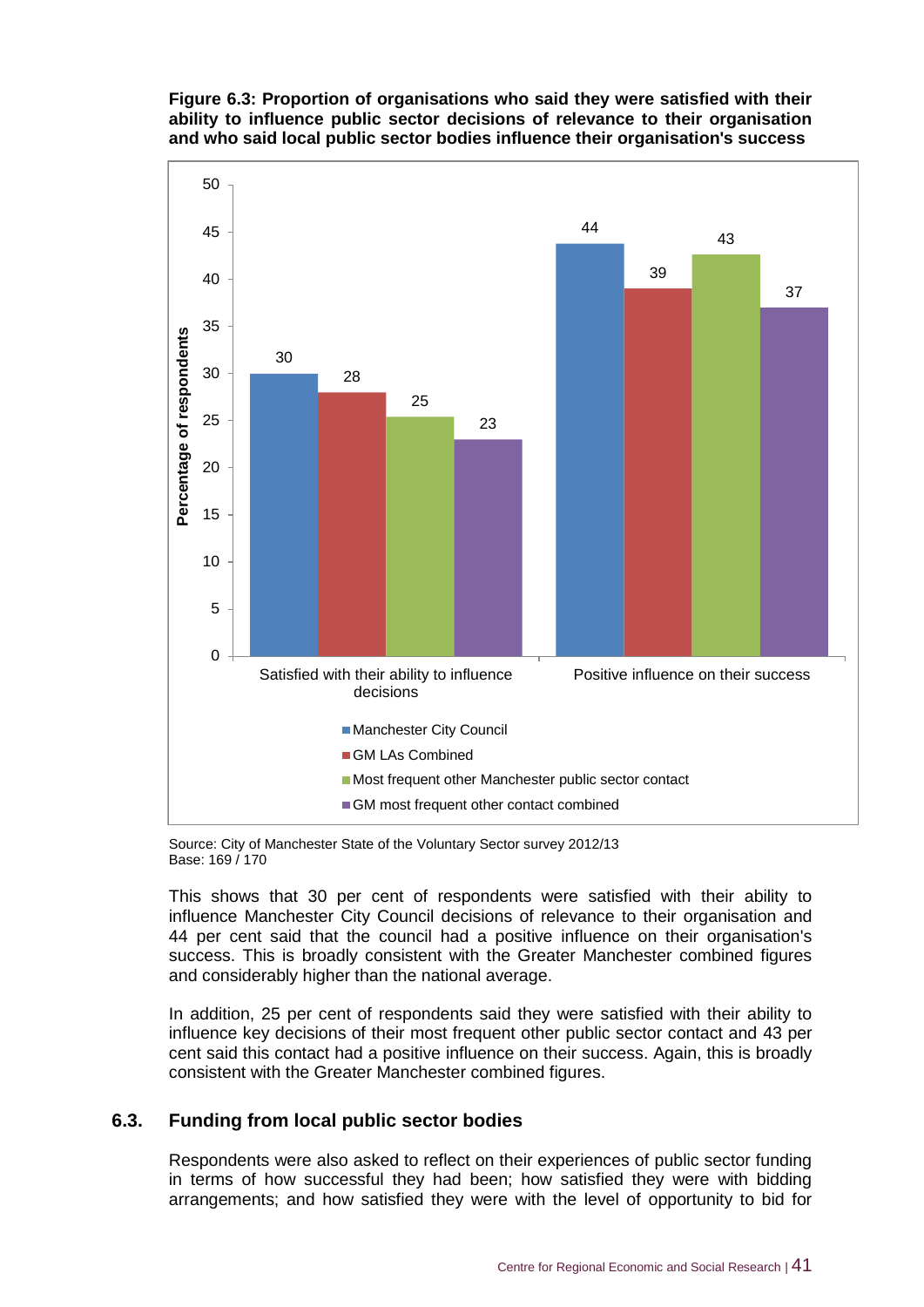**Figure 6.3: Proportion of organisations who said they were satisfied with their ability to influence public sector decisions of relevance to their organisation and who said local public sector bodies influence their organisation's success**

| | Manchester City Council | GM LAs Combined | Most frequent other Manchester public sector contact | GM most frequent other contact combined |
|---|---|---|---|---|
| Satisfied with their ability to influence decisions | 30 | 28 | 25 | 23 |
| Positive influence on their success | 44 | 39 | 43 | 37 |

Source: City of Manchester State of the Voluntary Sector survey 2012/13
Base: 169 / 170

This shows that 30 per cent of respondents were satisfied with their ability to influence Manchester City Council decisions of relevance to their organisation and 44 per cent said that the council had a positive influence on their organisation's success. This is broadly consistent with the Greater Manchester combined figures and considerably higher than the national average.

In addition, 25 per cent of respondents said they were satisfied with their ability to influence key decisions of their most frequent other public sector contact and 43 per cent said this contact had a positive influence on their success. Again, this is broadly consistent with the Greater Manchester combined figures.

## 6.3. Funding from local public sector bodies

Respondents were also asked to reflect on their experiences of public sector funding in terms of how successful they had been; how satisfied they were with bidding arrangements; and how satisfied they were with the level of opportunity to bid for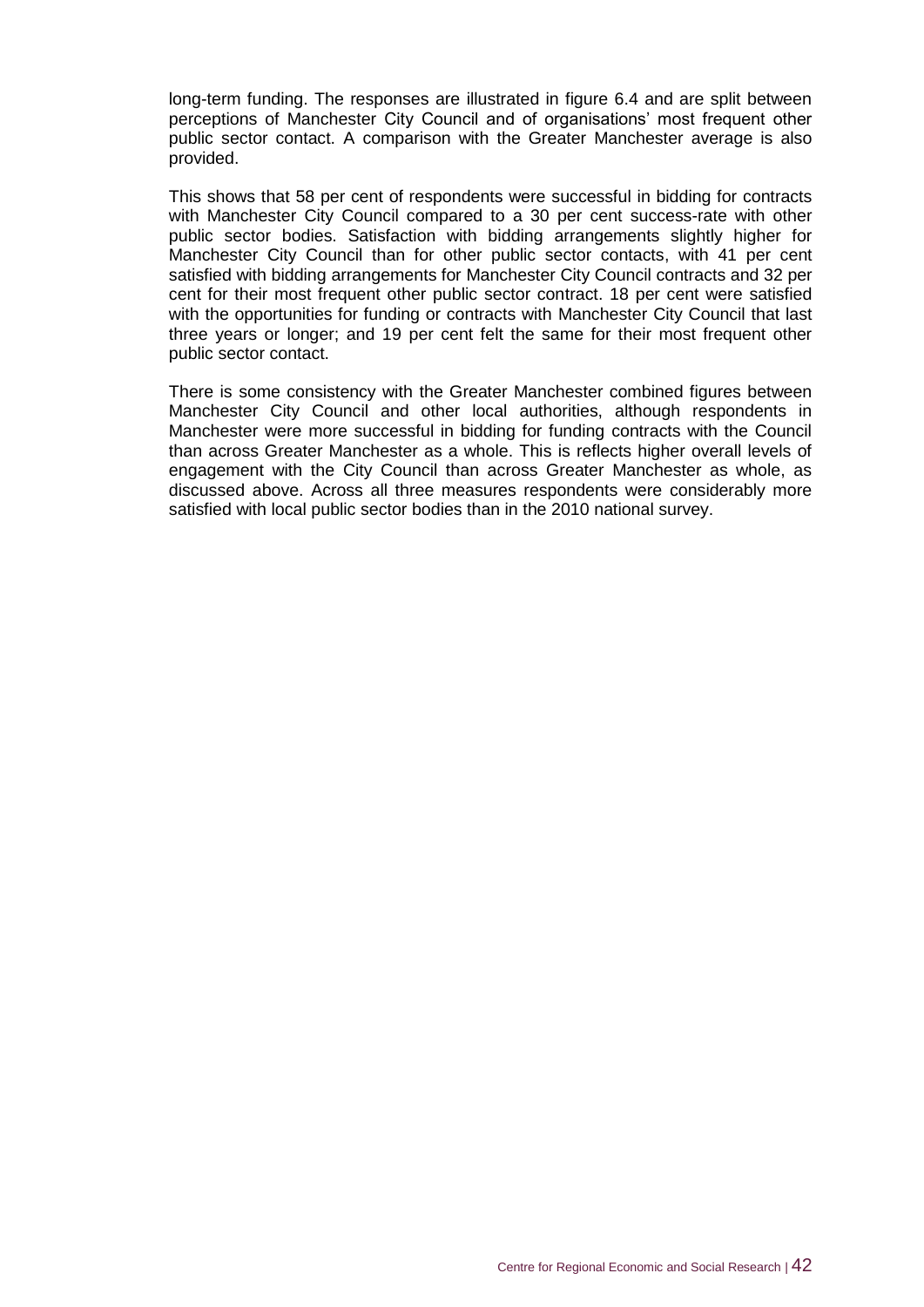long-term funding. The responses are illustrated in figure 6.4 and are split between perceptions of Manchester City Council and of organisations' most frequent other public sector contact. A comparison with the Greater Manchester average is also provided.

This shows that 58 per cent of respondents were successful in bidding for contracts with Manchester City Council compared to a 30 per cent success-rate with other public sector bodies. Satisfaction with bidding arrangements slightly higher for Manchester City Council than for other public sector contacts, with 41 per cent satisfied with bidding arrangements for Manchester City Council contracts and 32 per cent for their most frequent other public sector contract. 18 per cent were satisfied with the opportunities for funding or contracts with Manchester City Council that last three years or longer; and 19 per cent felt the same for their most frequent other public sector contact.

There is some consistency with the Greater Manchester combined figures between Manchester City Council and other local authorities, although respondents in Manchester were more successful in bidding for funding contracts with the Council than across Greater Manchester as a whole. This is reflects higher overall levels of engagement with the City Council than across Greater Manchester as whole, as discussed above. Across all three measures respondents were considerably more satisfied with local public sector bodies than in the 2010 national survey.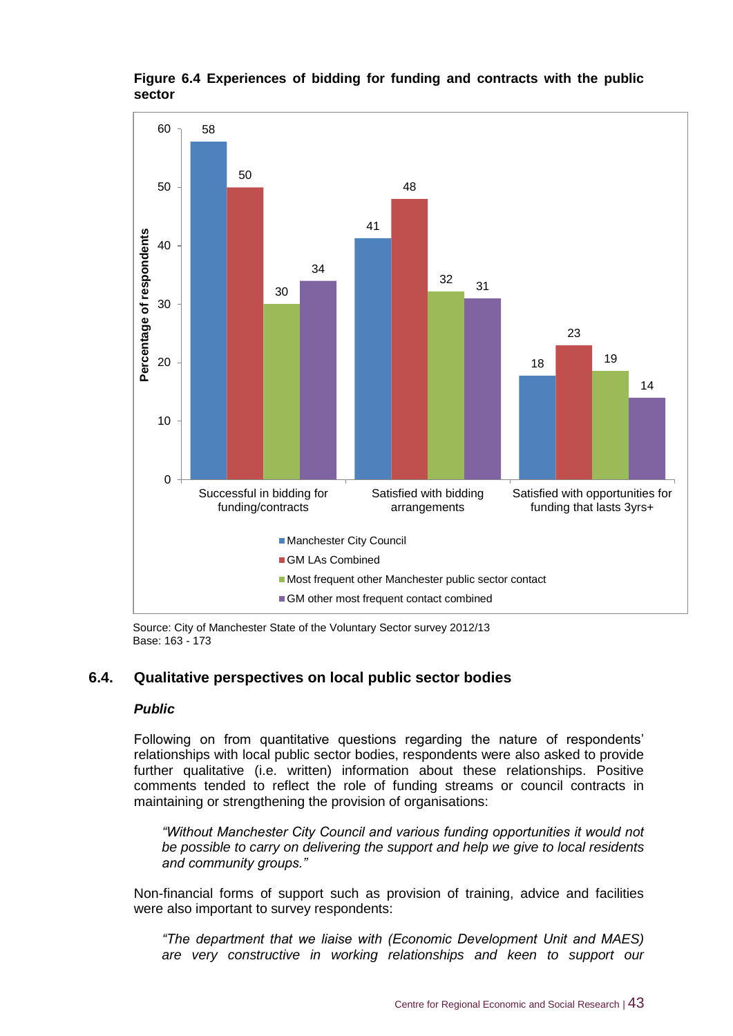**Figure 6.4 Experiences of bidding for funding and contracts with the public sector**

| | Manchester City Council | GM LAs Combined | Most frequent other Manchester public sector contact | GM other most frequent contact combined |
|---|---|---|---|---|
| Successful in bidding for funding/contracts | 58 | 50 | 30 | 34 |
| Satisfied with bidding arrangements | 41 | 48 | 32 | 31 |
| Satisfied with opportunities for funding that lasts 3yrs+ | 18 | 23 | 19 | 14 |

Percentage of respondents

Source: City of Manchester State of the Voluntary Sector survey 2012/13
Base: 163 - 173

## 6.4. Qualitative perspectives on local public sector bodies

***Public***

Following on from quantitative questions regarding the nature of respondents' relationships with local public sector bodies, respondents were also asked to provide further qualitative (i.e. written) information about these relationships. Positive comments tended to reflect the role of funding streams or council contracts in maintaining or strengthening the provision of organisations:

> *"Without Manchester City Council and various funding opportunities it would not be possible to carry on delivering the support and help we give to local residents and community groups."*

Non-financial forms of support such as provision of training, advice and facilities were also important to survey respondents:

> *"The department that we liaise with (Economic Development Unit and MAES) are very constructive in working relationships and keen to support our*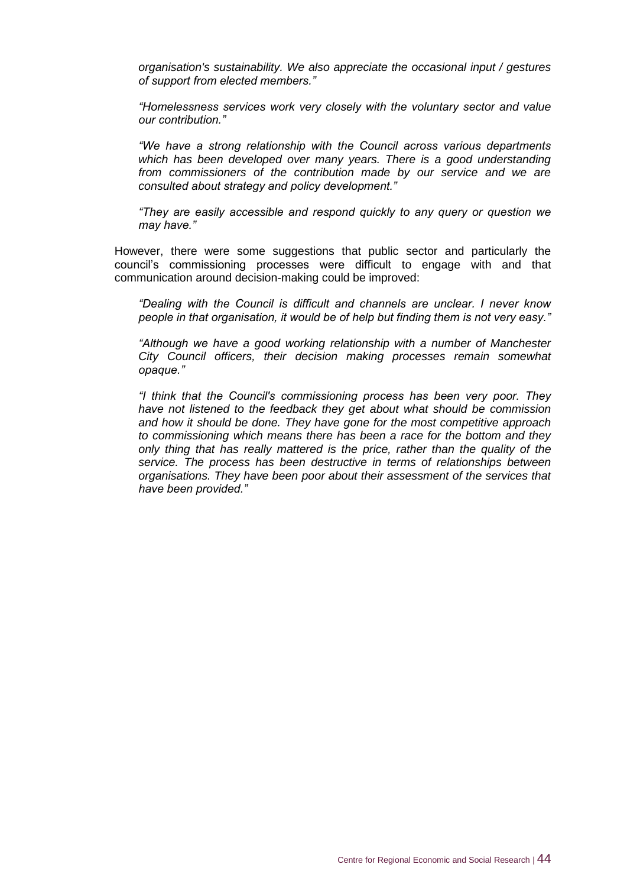*organisation's sustainability. We also appreciate the occasional input / gestures of support from elected members."*

*"Homelessness services work very closely with the voluntary sector and value our contribution."*

*"We have a strong relationship with the Council across various departments which has been developed over many years. There is a good understanding from commissioners of the contribution made by our service and we are consulted about strategy and policy development."*

*"They are easily accessible and respond quickly to any query or question we may have."*

However, there were some suggestions that public sector and particularly the council's commissioning processes were difficult to engage with and that communication around decision-making could be improved:

*"Dealing with the Council is difficult and channels are unclear. I never know people in that organisation, it would be of help but finding them is not very easy."*

*"Although we have a good working relationship with a number of Manchester City Council officers, their decision making processes remain somewhat opaque."*

*"I think that the Council's commissioning process has been very poor. They have not listened to the feedback they get about what should be commission and how it should be done. They have gone for the most competitive approach to commissioning which means there has been a race for the bottom and they only thing that has really mattered is the price, rather than the quality of the service. The process has been destructive in terms of relationships between organisations. They have been poor about their assessment of the services that have been provided."*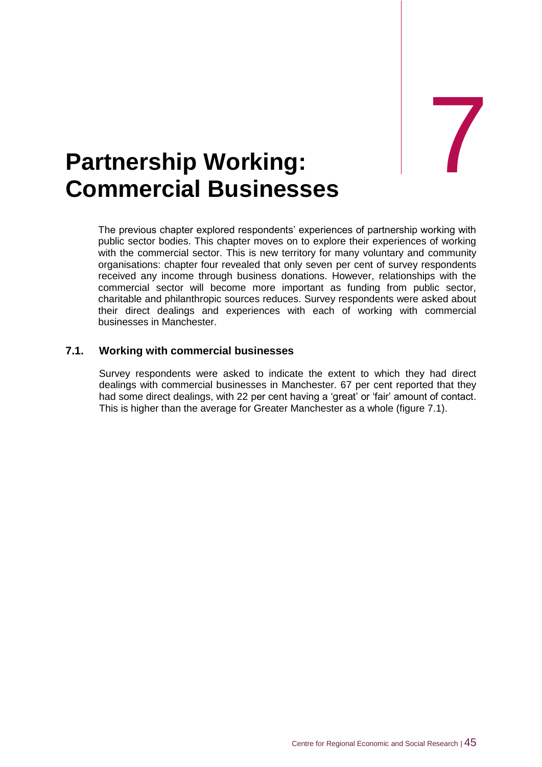# 7 Partnership Working: Commercial Businesses

The previous chapter explored respondents' experiences of partnership working with public sector bodies. This chapter moves on to explore their experiences of working with the commercial sector. This is new territory for many voluntary and community organisations: chapter four revealed that only seven per cent of survey respondents received any income through business donations. However, relationships with the commercial sector will become more important as funding from public sector, charitable and philanthropic sources reduces. Survey respondents were asked about their direct dealings and experiences with each of working with commercial businesses in Manchester.

## 7.1. Working with commercial businesses

Survey respondents were asked to indicate the extent to which they had direct dealings with commercial businesses in Manchester. 67 per cent reported that they had some direct dealings, with 22 per cent having a 'great' or 'fair' amount of contact. This is higher than the average for Greater Manchester as a whole (figure 7.1).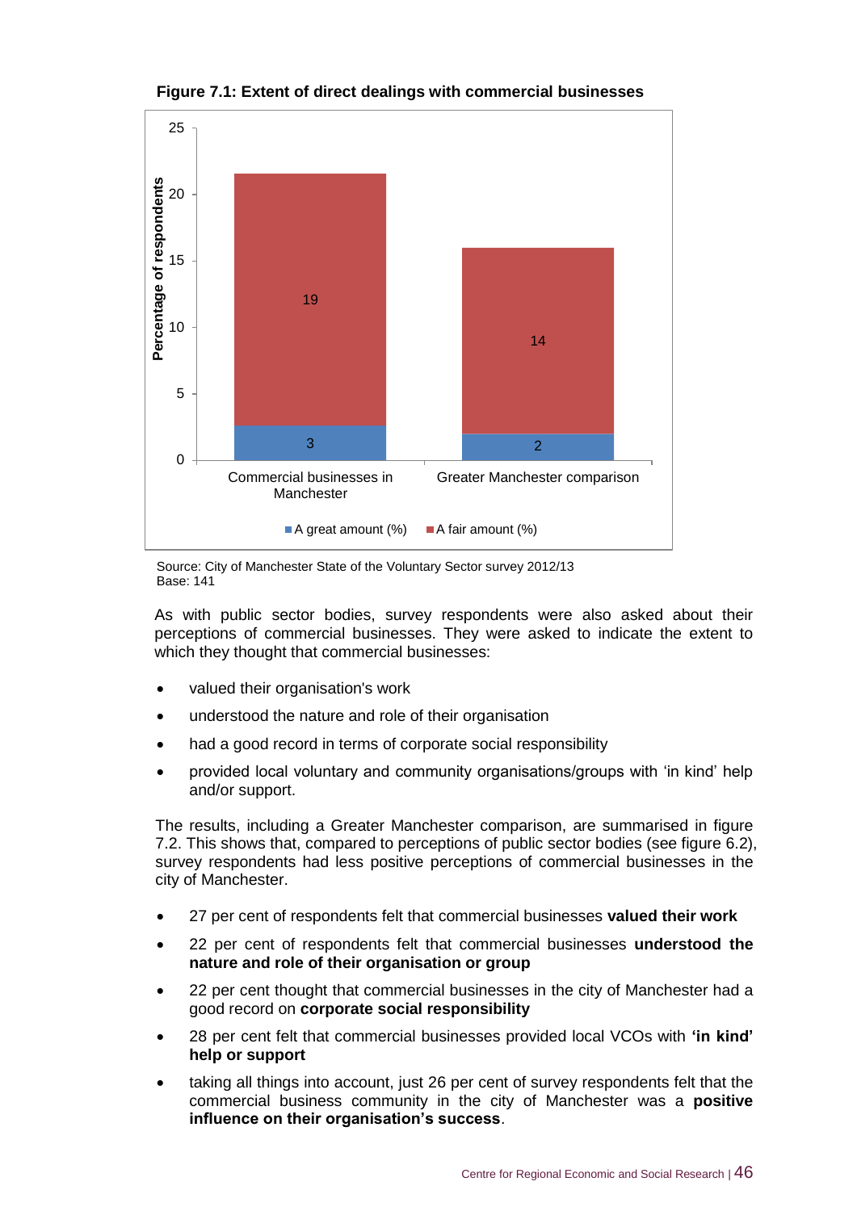**Figure 7.1: Extent of direct dealings with commercial businesses**

| | A great amount (%) | A fair amount (%) |
|---|---|---|
| Commercial businesses in Manchester | 3 | 19 |
| Greater Manchester comparison | 2 | 14 |

Source: City of Manchester State of the Voluntary Sector survey 2012/13
Base: 141

As with public sector bodies, survey respondents were also asked about their perceptions of commercial businesses. They were asked to indicate the extent to which they thought that commercial businesses:

- valued their organisation's work
- understood the nature and role of their organisation
- had a good record in terms of corporate social responsibility
- provided local voluntary and community organisations/groups with 'in kind' help and/or support.

The results, including a Greater Manchester comparison, are summarised in figure 7.2. This shows that, compared to perceptions of public sector bodies (see figure 6.2), survey respondents had less positive perceptions of commercial businesses in the city of Manchester.

- 27 per cent of respondents felt that commercial businesses **valued their work**
- 22 per cent of respondents felt that commercial businesses **understood the nature and role of their organisation or group**
- 22 per cent thought that commercial businesses in the city of Manchester had a good record on **corporate social responsibility**
- 28 per cent felt that commercial businesses provided local VCOs with **'in kind' help or support**
- taking all things into account, just 26 per cent of survey respondents felt that the commercial business community in the city of Manchester was a **positive influence on their organisation's success**.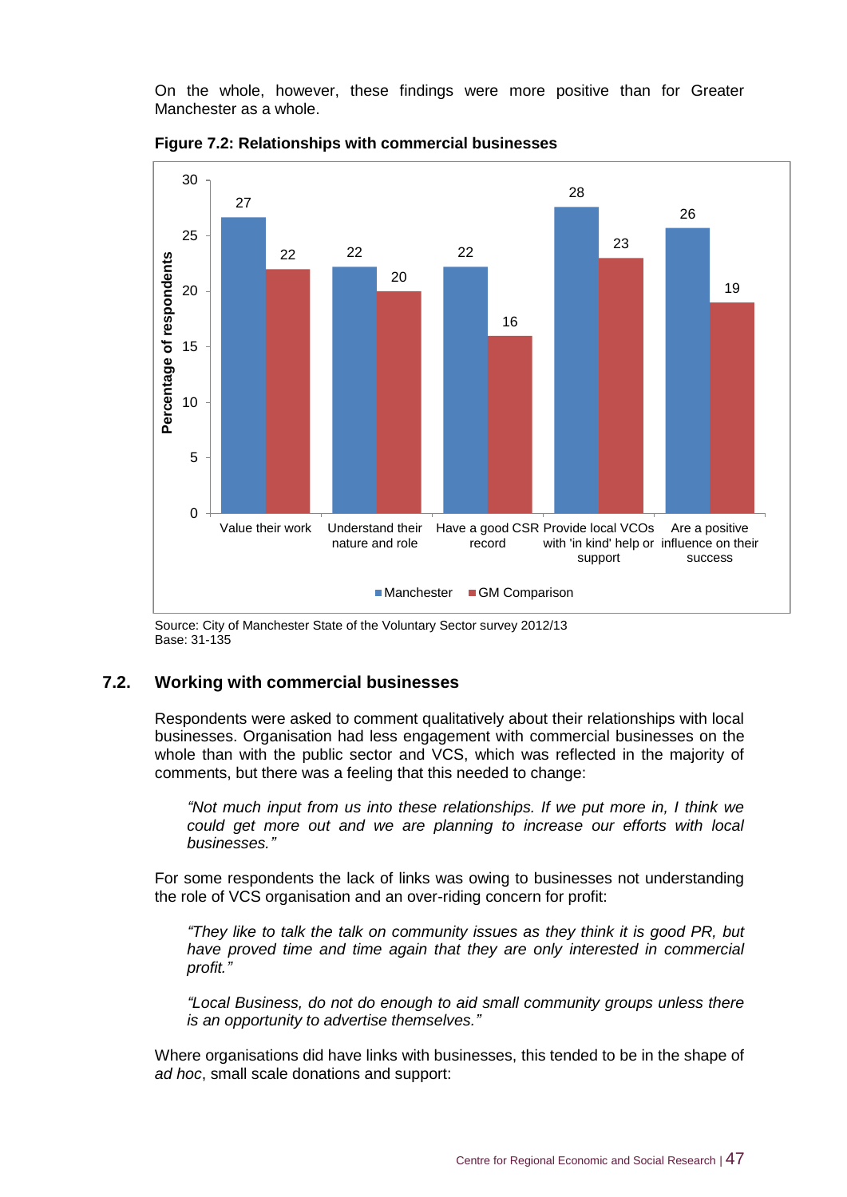On the whole, however, these findings were more positive than for Greater Manchester as a whole.

**Figure 7.2: Relationships with commercial businesses**

| | Manchester | GM Comparison |
|---|---|---|
| Value their work | 27 | 22 |
| Understand their nature and role | 22 | 20 |
| Have a good CSR record | 22 | 16 |
| Provide local VCOs with 'in kind' help or support | 28 | 23 |
| Are a positive influence on their success | 26 | 19 |

Percentage of respondents

Source: City of Manchester State of the Voluntary Sector survey 2012/13
Base: 31-135

## 7.2. Working with commercial businesses

Respondents were asked to comment qualitatively about their relationships with local businesses. Organisation had less engagement with commercial businesses on the whole than with the public sector and VCS, which was reflected in the majority of comments, but there was a feeling that this needed to change:

> *"Not much input from us into these relationships. If we put more in, I think we could get more out and we are planning to increase our efforts with local businesses."*

For some respondents the lack of links was owing to businesses not understanding the role of VCS organisation and an over-riding concern for profit:

> *"They like to talk the talk on community issues as they think it is good PR, but have proved time and time again that they are only interested in commercial profit."*

> *"Local Business, do not do enough to aid small community groups unless there is an opportunity to advertise themselves."*

Where organisations did have links with businesses, this tended to be in the shape of *ad hoc*, small scale donations and support: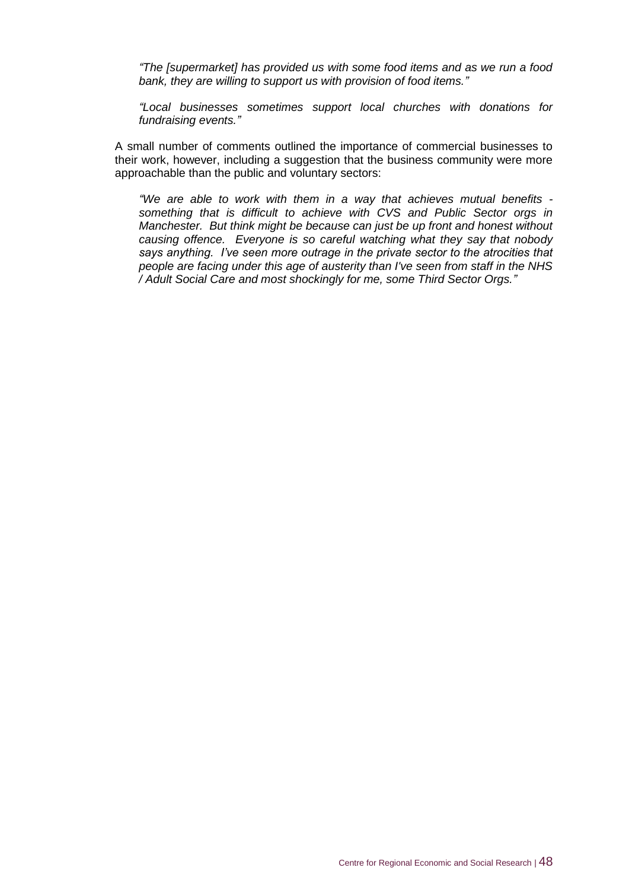*"The [supermarket] has provided us with some food items and as we run a food bank, they are willing to support us with provision of food items."*

*"Local businesses sometimes support local churches with donations for fundraising events."*

A small number of comments outlined the importance of commercial businesses to their work, however, including a suggestion that the business community were more approachable than the public and voluntary sectors:

*"We are able to work with them in a way that achieves mutual benefits - something that is difficult to achieve with CVS and Public Sector orgs in Manchester. But think might be because can just be up front and honest without causing offence. Everyone is so careful watching what they say that nobody says anything. I've seen more outrage in the private sector to the atrocities that people are facing under this age of austerity than I've seen from staff in the NHS / Adult Social Care and most shockingly for me, some Third Sector Orgs."*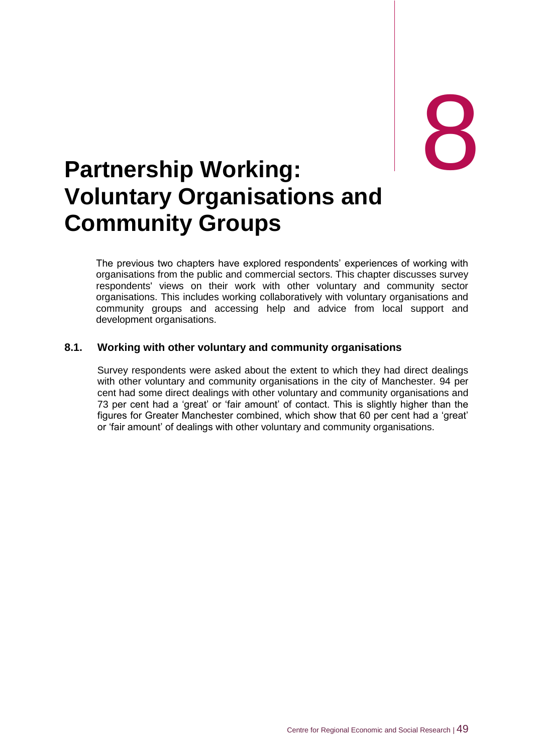# 8 Partnership Working: Voluntary Organisations and Community Groups

The previous two chapters have explored respondents' experiences of working with organisations from the public and commercial sectors. This chapter discusses survey respondents' views on their work with other voluntary and community sector organisations. This includes working collaboratively with voluntary organisations and community groups and accessing help and advice from local support and development organisations.

## 8.1. Working with other voluntary and community organisations

Survey respondents were asked about the extent to which they had direct dealings with other voluntary and community organisations in the city of Manchester. 94 per cent had some direct dealings with other voluntary and community organisations and 73 per cent had a 'great' or 'fair amount' of contact. This is slightly higher than the figures for Greater Manchester combined, which show that 60 per cent had a 'great' or 'fair amount' of dealings with other voluntary and community organisations.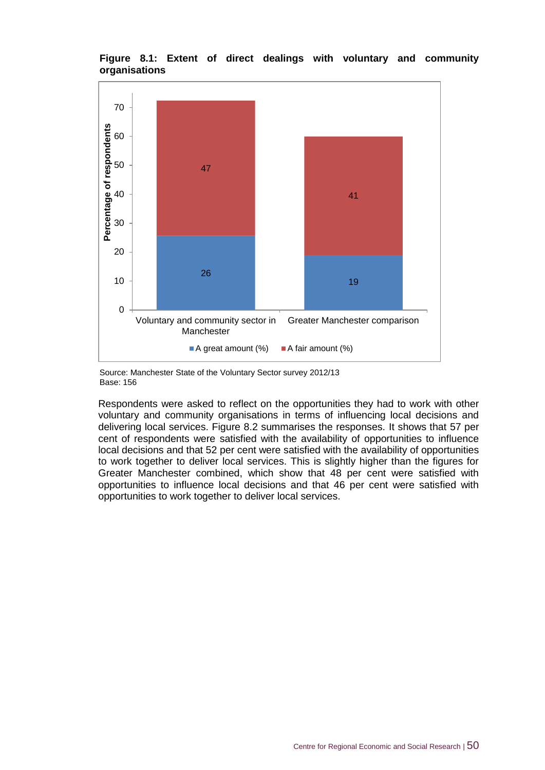**Figure 8.1: Extent of direct dealings with voluntary and community organisations**

| | A great amount (%) | A fair amount (%) |
|---|---|---|
| Voluntary and community sector in Manchester | 26 | 47 |
| Greater Manchester comparison | 19 | 41 |

Source: Manchester State of the Voluntary Sector survey 2012/13
Base: 156

Respondents were asked to reflect on the opportunities they had to work with other voluntary and community organisations in terms of influencing local decisions and delivering local services. Figure 8.2 summarises the responses. It shows that 57 per cent of respondents were satisfied with the availability of opportunities to influence local decisions and that 52 per cent were satisfied with the availability of opportunities to work together to deliver local services. This is slightly higher than the figures for Greater Manchester combined, which show that 48 per cent were satisfied with opportunities to influence local decisions and that 46 per cent were satisfied with opportunities to work together to deliver local services.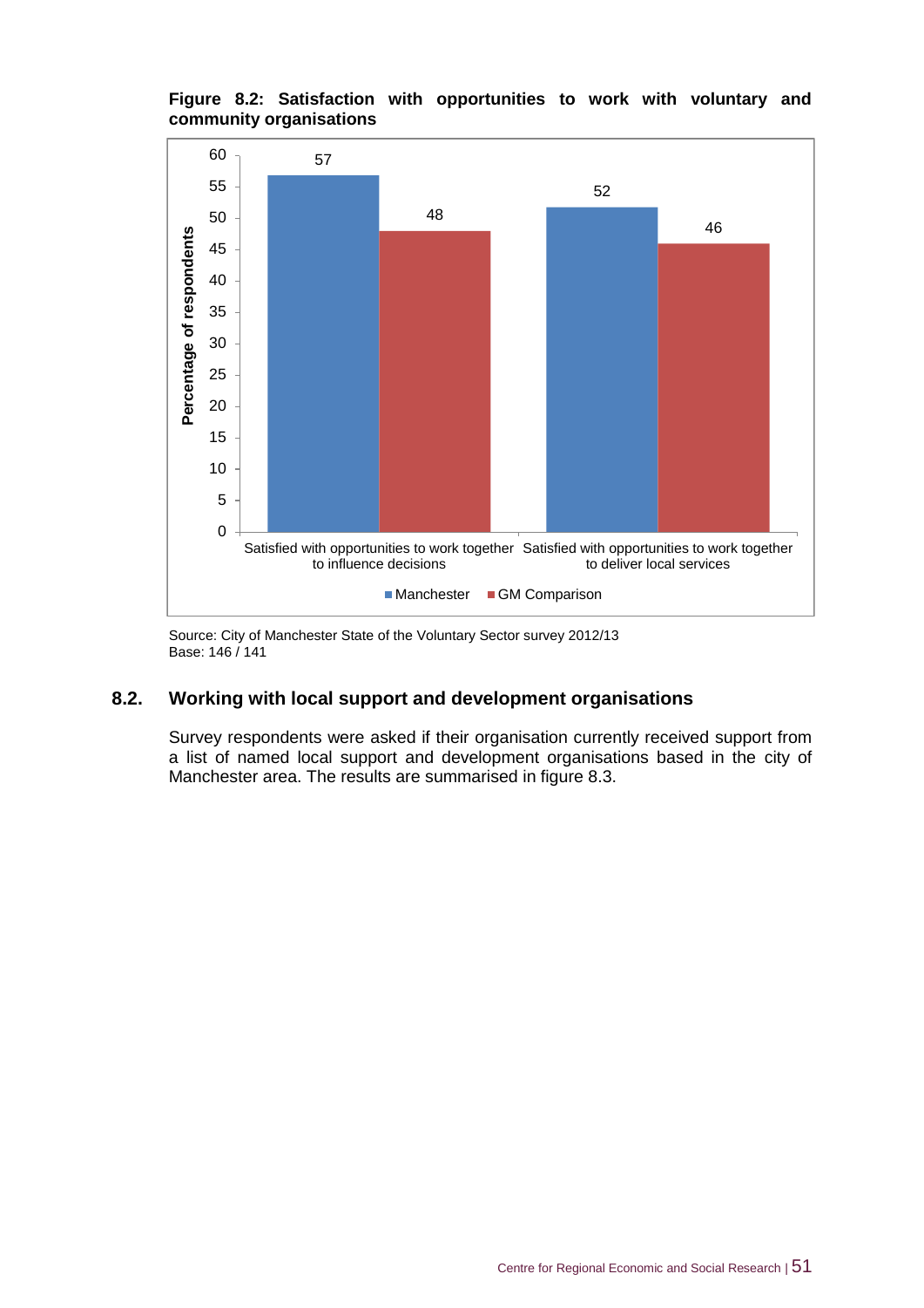**Figure 8.2: Satisfaction with opportunities to work with voluntary and community organisations**

| | Manchester | GM Comparison |
|---|---|---|
| Satisfied with opportunities to work together to influence decisions | 57 | 48 |
| Satisfied with opportunities to work together to deliver local services | 52 | 46 |

Source: City of Manchester State of the Voluntary Sector survey 2012/13
Base: 146 / 141

## 8.2. Working with local support and development organisations

Survey respondents were asked if their organisation currently received support from a list of named local support and development organisations based in the city of Manchester area. The results are summarised in figure 8.3.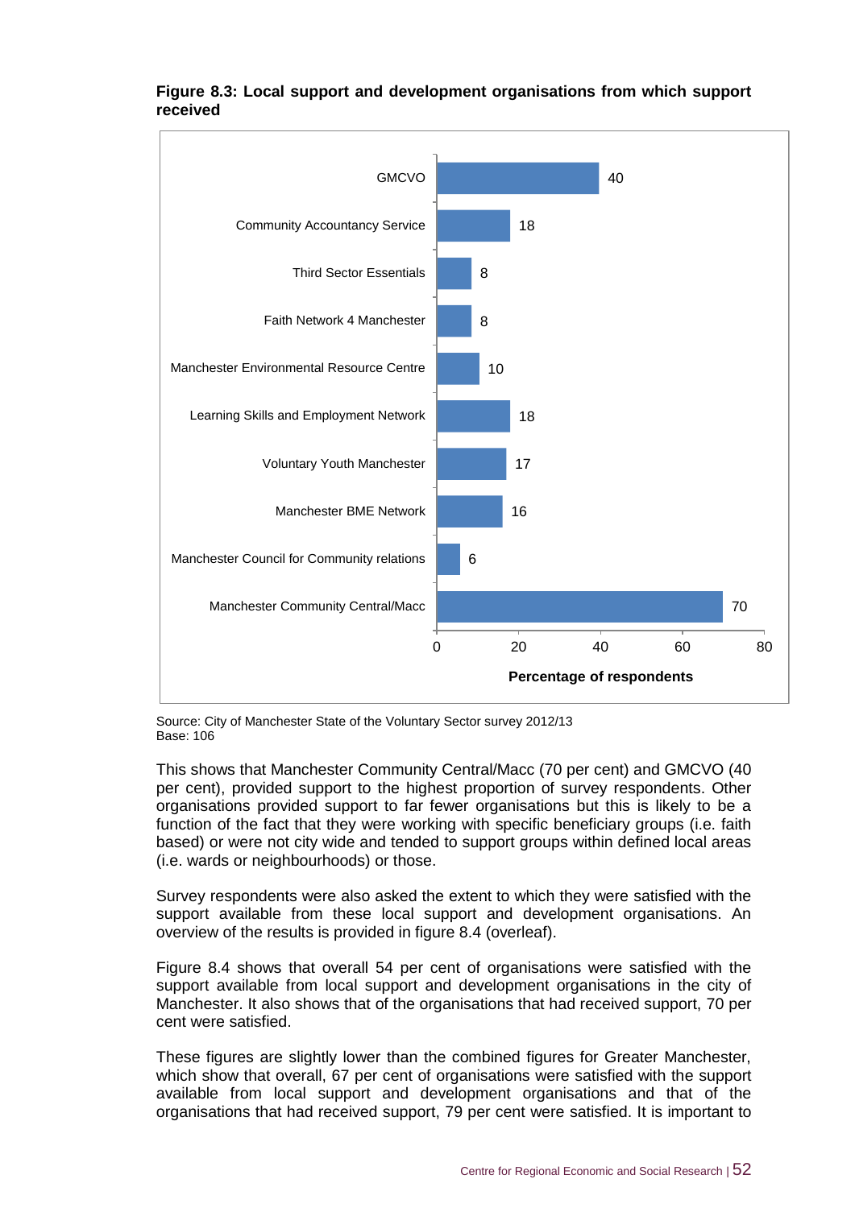**Figure 8.3: Local support and development organisations from which support received**

| Organisation | Percentage of respondents |
|---|---|
| GMCVO | 40 |
| Community Accountancy Service | 18 |
| Third Sector Essentials | 8 |
| Faith Network 4 Manchester | 8 |
| Manchester Environmental Resource Centre | 10 |
| Learning Skills and Employment Network | 18 |
| Voluntary Youth Manchester | 17 |
| Manchester BME Network | 16 |
| Manchester Council for Community relations | 6 |
| Manchester Community Central/Macc | 70 |

Source: City of Manchester State of the Voluntary Sector survey 2012/13
Base: 106

This shows that Manchester Community Central/Macc (70 per cent) and GMCVO (40 per cent), provided support to the highest proportion of survey respondents. Other organisations provided support to far fewer organisations but this is likely to be a function of the fact that they were working with specific beneficiary groups (i.e. faith based) or were not city wide and tended to support groups within defined local areas (i.e. wards or neighbourhoods) or those.

Survey respondents were also asked the extent to which they were satisfied with the support available from these local support and development organisations. An overview of the results is provided in figure 8.4 (overleaf).

Figure 8.4 shows that overall 54 per cent of organisations were satisfied with the support available from local support and development organisations in the city of Manchester. It also shows that of the organisations that had received support, 70 per cent were satisfied.

These figures are slightly lower than the combined figures for Greater Manchester, which show that overall, 67 per cent of organisations were satisfied with the support available from local support and development organisations and that of the organisations that had received support, 79 per cent were satisfied. It is important to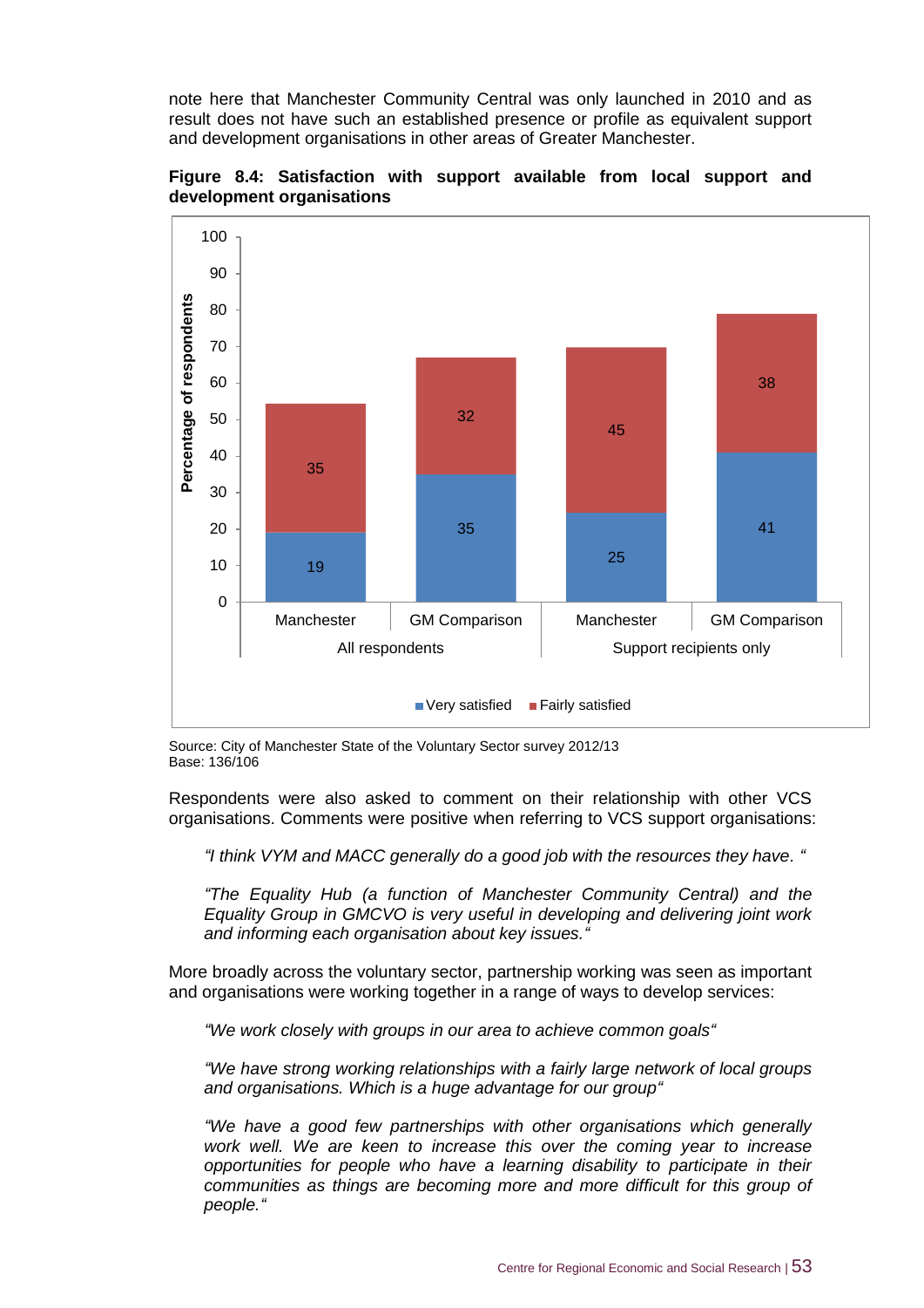note here that Manchester Community Central was only launched in 2010 and as result does not have such an established presence or profile as equivalent support and development organisations in other areas of Greater Manchester.

**Figure 8.4: Satisfaction with support available from local support and development organisations**

| | All respondents | | Support recipients only | |
|---|---|---|---|---|
| | Manchester | GM Comparison | Manchester | GM Comparison |
| Very satisfied | 19 | 35 | 25 | 41 |
| Fairly satisfied | 35 | 32 | 45 | 38 |

Source: City of Manchester State of the Voluntary Sector survey 2012/13
Base: 136/106

Respondents were also asked to comment on their relationship with other VCS organisations. Comments were positive when referring to VCS support organisations:

> *"I think VYM and MACC generally do a good job with the resources they have. "*

> *"The Equality Hub (a function of Manchester Community Central) and the Equality Group in GMCVO is very useful in developing and delivering joint work and informing each organisation about key issues."*

More broadly across the voluntary sector, partnership working was seen as important and organisations were working together in a range of ways to develop services:

> *"We work closely with groups in our area to achieve common goals"*

> *"We have strong working relationships with a fairly large network of local groups and organisations. Which is a huge advantage for our group"*

> *"We have a good few partnerships with other organisations which generally work well. We are keen to increase this over the coming year to increase opportunities for people who have a learning disability to participate in their communities as things are becoming more and more difficult for this group of people."*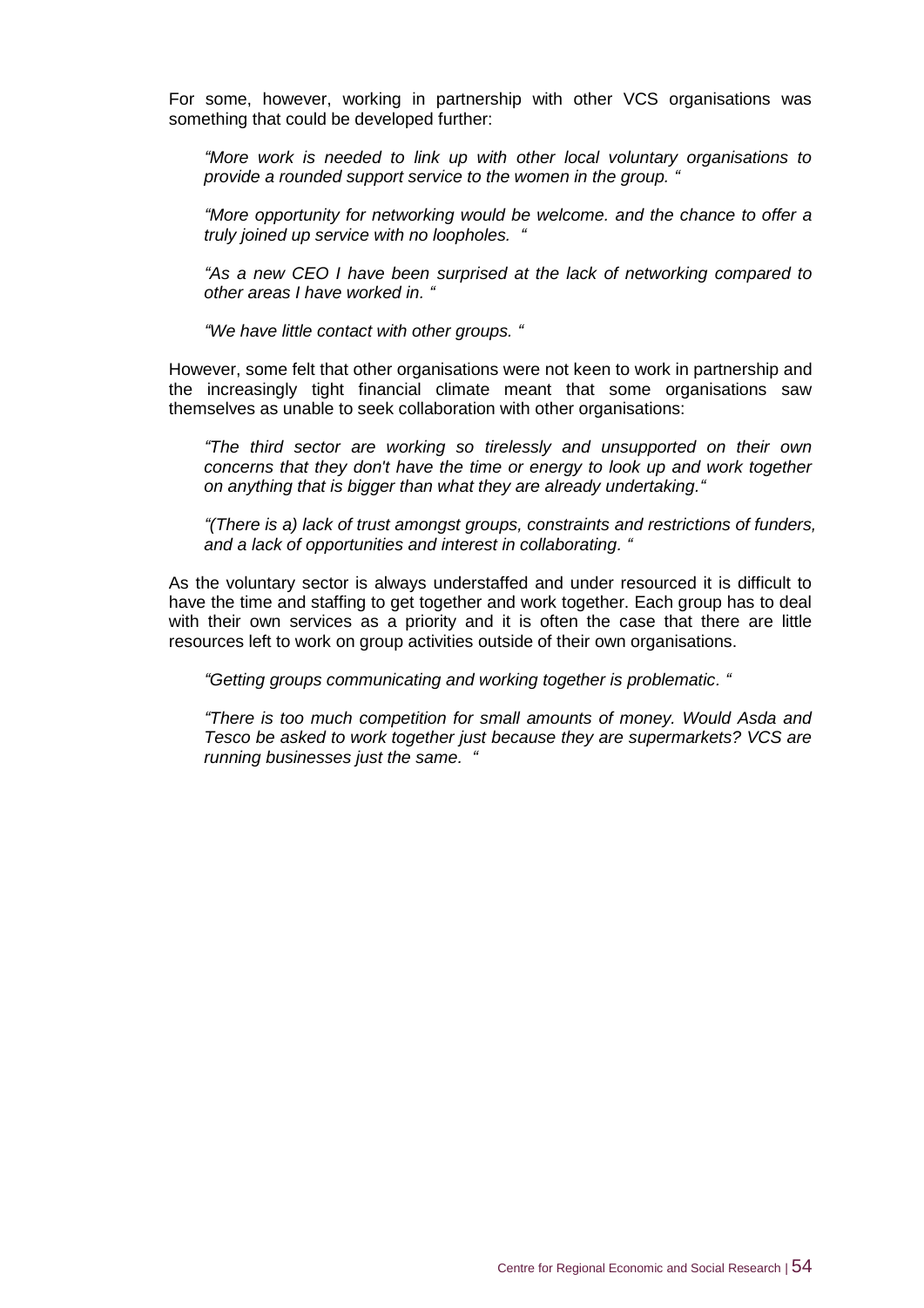For some, however, working in partnership with other VCS organisations was something that could be developed further:

> *"More work is needed to link up with other local voluntary organisations to provide a rounded support service to the women in the group. "*

> *"More opportunity for networking would be welcome. and the chance to offer a truly joined up service with no loopholes. "*

> *"As a new CEO I have been surprised at the lack of networking compared to other areas I have worked in. "*

> *"We have little contact with other groups. "*

However, some felt that other organisations were not keen to work in partnership and the increasingly tight financial climate meant that some organisations saw themselves as unable to seek collaboration with other organisations:

> *"The third sector are working so tirelessly and unsupported on their own concerns that they don't have the time or energy to look up and work together on anything that is bigger than what they are already undertaking."*

> *"(There is a) lack of trust amongst groups, constraints and restrictions of funders, and a lack of opportunities and interest in collaborating. "*

As the voluntary sector is always understaffed and under resourced it is difficult to have the time and staffing to get together and work together. Each group has to deal with their own services as a priority and it is often the case that there are little resources left to work on group activities outside of their own organisations.

> *"Getting groups communicating and working together is problematic. "*

> *"There is too much competition for small amounts of money. Would Asda and Tesco be asked to work together just because they are supermarkets? VCS are running businesses just the same. "*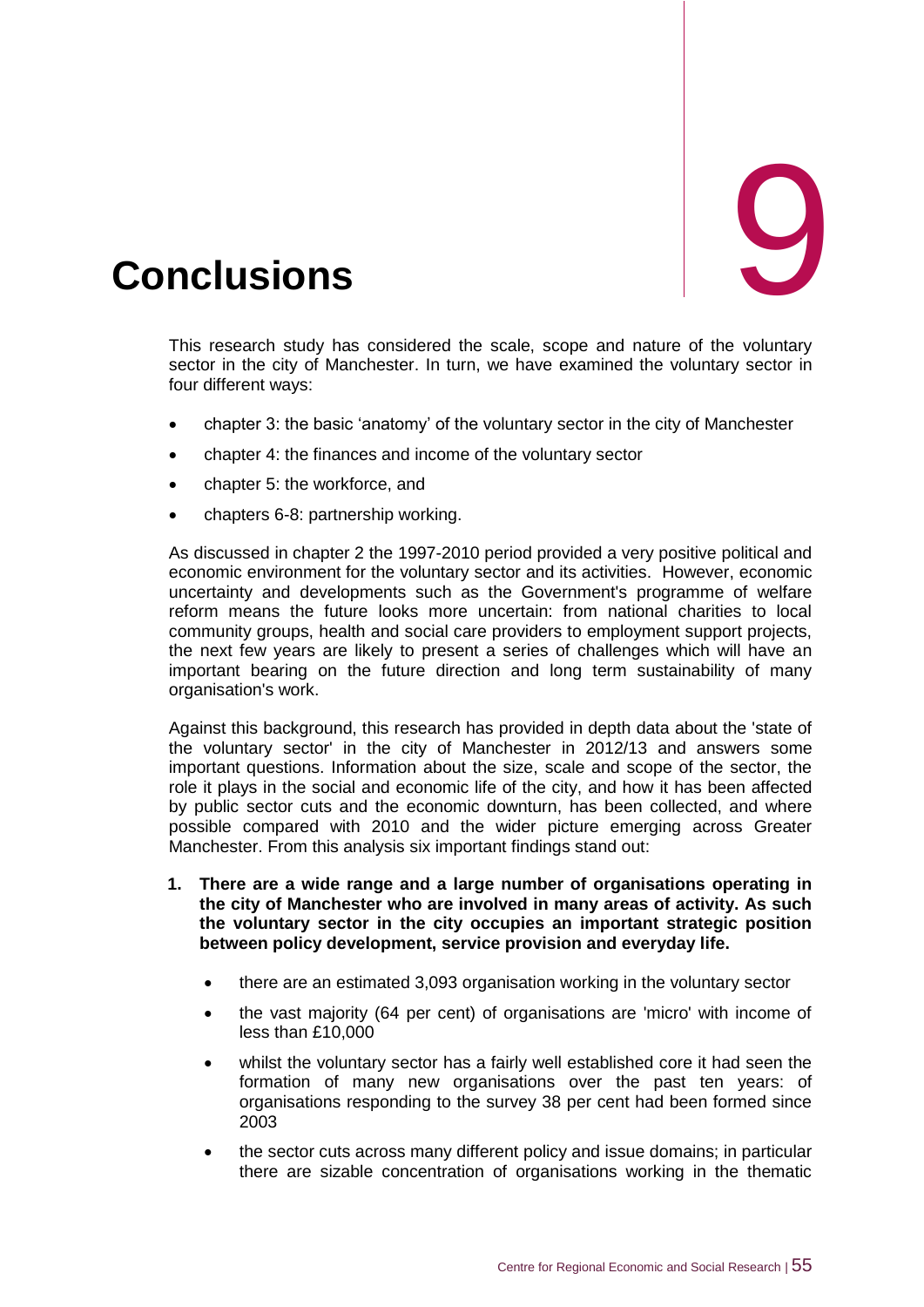# 9 Conclusions

This research study has considered the scale, scope and nature of the voluntary sector in the city of Manchester. In turn, we have examined the voluntary sector in four different ways:

- chapter 3: the basic 'anatomy' of the voluntary sector in the city of Manchester
- chapter 4: the finances and income of the voluntary sector
- chapter 5: the workforce, and
- chapters 6-8: partnership working.

As discussed in chapter 2 the 1997-2010 period provided a very positive political and economic environment for the voluntary sector and its activities. However, economic uncertainty and developments such as the Government's programme of welfare reform means the future looks more uncertain: from national charities to local community groups, health and social care providers to employment support projects, the next few years are likely to present a series of challenges which will have an important bearing on the future direction and long term sustainability of many organisation's work.

Against this background, this research has provided in depth data about the 'state of the voluntary sector' in the city of Manchester in 2012/13 and answers some important questions. Information about the size, scale and scope of the sector, the role it plays in the social and economic life of the city, and how it has been affected by public sector cuts and the economic downturn, has been collected, and where possible compared with 2010 and the wider picture emerging across Greater Manchester. From this analysis six important findings stand out:

1. **There are a wide range and a large number of organisations operating in the city of Manchester who are involved in many areas of activity. As such the voluntary sector in the city occupies an important strategic position between policy development, service provision and everyday life.**

   - there are an estimated 3,093 organisation working in the voluntary sector
   - the vast majority (64 per cent) of organisations are 'micro' with income of less than £10,000
   - whilst the voluntary sector has a fairly well established core it had seen the formation of many new organisations over the past ten years: of organisations responding to the survey 38 per cent had been formed since 2003
   - the sector cuts across many different policy and issue domains; in particular there are sizable concentration of organisations working in the thematic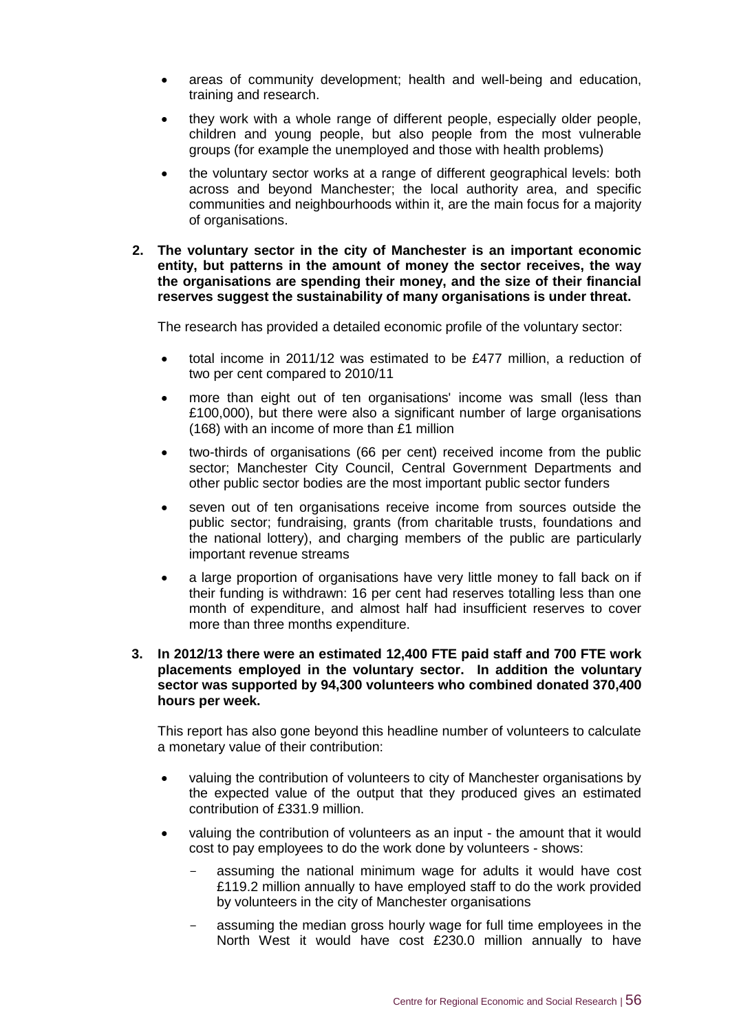- areas of community development; health and well-being and education, training and research.
- they work with a whole range of different people, especially older people, children and young people, but also people from the most vulnerable groups (for example the unemployed and those with health problems)
- the voluntary sector works at a range of different geographical levels: both across and beyond Manchester; the local authority area, and specific communities and neighbourhoods within it, are the main focus for a majority of organisations.

**2. The voluntary sector in the city of Manchester is an important economic entity, but patterns in the amount of money the sector receives, the way the organisations are spending their money, and the size of their financial reserves suggest the sustainability of many organisations is under threat.**

The research has provided a detailed economic profile of the voluntary sector:

- total income in 2011/12 was estimated to be £477 million, a reduction of two per cent compared to 2010/11
- more than eight out of ten organisations' income was small (less than £100,000), but there were also a significant number of large organisations (168) with an income of more than £1 million
- two-thirds of organisations (66 per cent) received income from the public sector; Manchester City Council, Central Government Departments and other public sector bodies are the most important public sector funders
- seven out of ten organisations receive income from sources outside the public sector; fundraising, grants (from charitable trusts, foundations and the national lottery), and charging members of the public are particularly important revenue streams
- a large proportion of organisations have very little money to fall back on if their funding is withdrawn: 16 per cent had reserves totalling less than one month of expenditure, and almost half had insufficient reserves to cover more than three months expenditure.

**3. In 2012/13 there were an estimated 12,400 FTE paid staff and 700 FTE work placements employed in the voluntary sector. In addition the voluntary sector was supported by 94,300 volunteers who combined donated 370,400 hours per week.**

This report has also gone beyond this headline number of volunteers to calculate a monetary value of their contribution:

- valuing the contribution of volunteers to city of Manchester organisations by the expected value of the output that they produced gives an estimated contribution of £331.9 million.
- valuing the contribution of volunteers as an input - the amount that it would cost to pay employees to do the work done by volunteers - shows:
  - assuming the national minimum wage for adults it would have cost £119.2 million annually to have employed staff to do the work provided by volunteers in the city of Manchester organisations
  - assuming the median gross hourly wage for full time employees in the North West it would have cost £230.0 million annually to have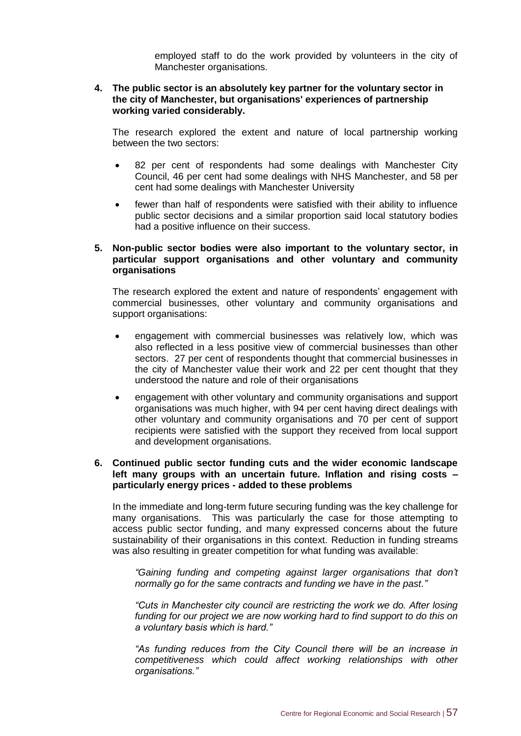employed staff to do the work provided by volunteers in the city of Manchester organisations.

4. **The public sector is an absolutely key partner for the voluntary sector in the city of Manchester, but organisations' experiences of partnership working varied considerably.**

   The research explored the extent and nature of local partnership working between the two sectors:

   - 82 per cent of respondents had some dealings with Manchester City Council, 46 per cent had some dealings with NHS Manchester, and 58 per cent had some dealings with Manchester University
   - fewer than half of respondents were satisfied with their ability to influence public sector decisions and a similar proportion said local statutory bodies had a positive influence on their success.

5. **Non-public sector bodies were also important to the voluntary sector, in particular support organisations and other voluntary and community organisations**

   The research explored the extent and nature of respondents' engagement with commercial businesses, other voluntary and community organisations and support organisations:

   - engagement with commercial businesses was relatively low, which was also reflected in a less positive view of commercial businesses than other sectors. 27 per cent of respondents thought that commercial businesses in the city of Manchester value their work and 22 per cent thought that they understood the nature and role of their organisations
   - engagement with other voluntary and community organisations and support organisations was much higher, with 94 per cent having direct dealings with other voluntary and community organisations and 70 per cent of support recipients were satisfied with the support they received from local support and development organisations.

6. **Continued public sector funding cuts and the wider economic landscape left many groups with an uncertain future. Inflation and rising costs – particularly energy prices - added to these problems**

   In the immediate and long-term future securing funding was the key challenge for many organisations. This was particularly the case for those attempting to access public sector funding, and many expressed concerns about the future sustainability of their organisations in this context. Reduction in funding streams was also resulting in greater competition for what funding was available:

   *"Gaining funding and competing against larger organisations that don't normally go for the same contracts and funding we have in the past."*

   *"Cuts in Manchester city council are restricting the work we do. After losing funding for our project we are now working hard to find support to do this on a voluntary basis which is hard."*

   *"As funding reduces from the City Council there will be an increase in competitiveness which could affect working relationships with other organisations."*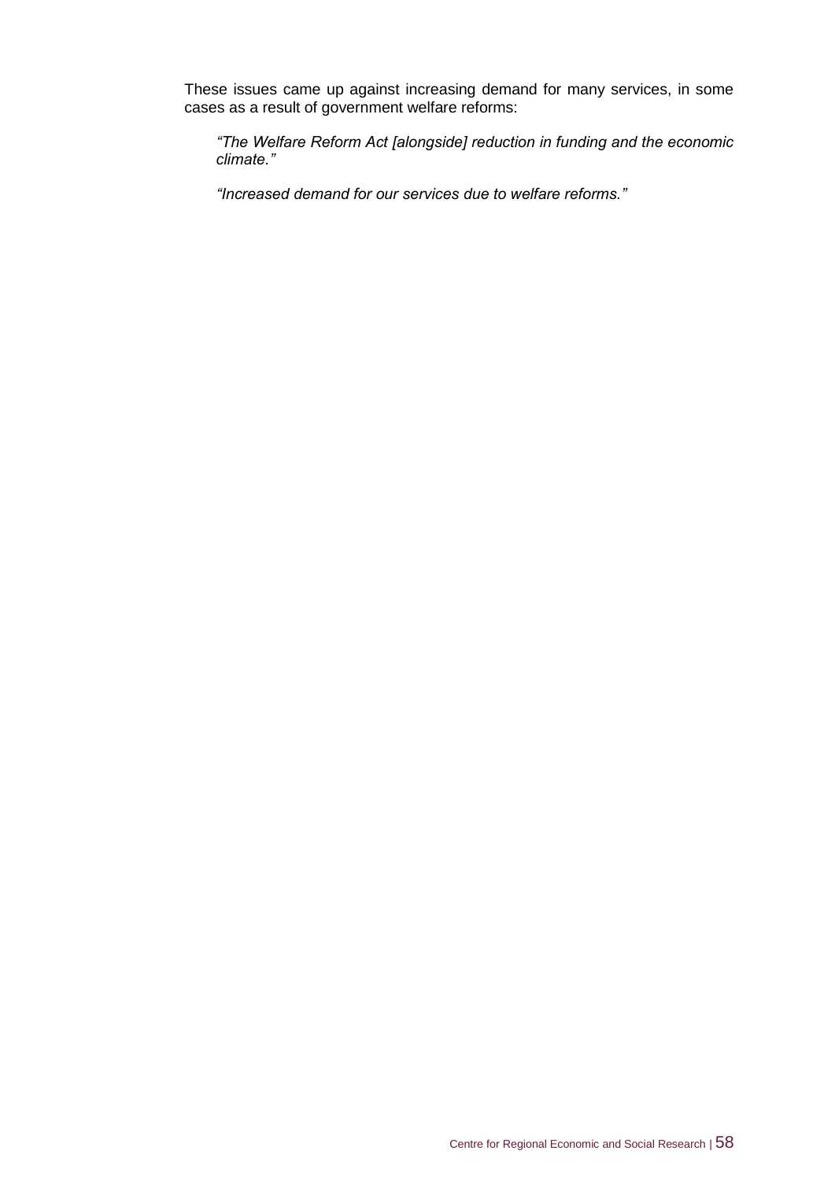These issues came up against increasing demand for many services, in some cases as a result of government welfare reforms:

> *"The Welfare Reform Act [alongside] reduction in funding and the economic climate."*

> *"Increased demand for our services due to welfare reforms."*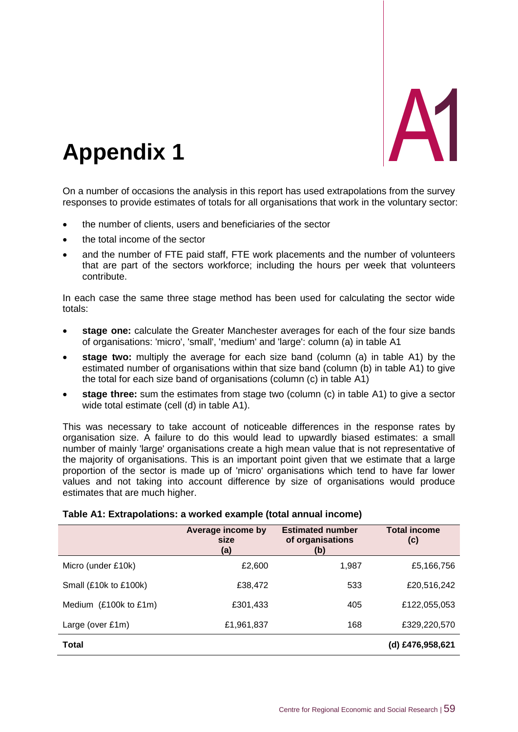# Appendix 1

On a number of occasions the analysis in this report has used extrapolations from the survey responses to provide estimates of totals for all organisations that work in the voluntary sector:

- the number of clients, users and beneficiaries of the sector
- the total income of the sector
- and the number of FTE paid staff, FTE work placements and the number of volunteers that are part of the sectors workforce; including the hours per week that volunteers contribute.

In each case the same three stage method has been used for calculating the sector wide totals:

- **stage one:** calculate the Greater Manchester averages for each of the four size bands of organisations: 'micro', 'small', 'medium' and 'large': column (a) in table A1
- **stage two:** multiply the average for each size band (column (a) in table A1) by the estimated number of organisations within that size band (column (b) in table A1) to give the total for each size band of organisations (column (c) in table A1)
- **stage three:** sum the estimates from stage two (column (c) in table A1) to give a sector wide total estimate (cell (d) in table A1).

This was necessary to take account of noticeable differences in the response rates by organisation size. A failure to do this would lead to upwardly biased estimates: a small number of mainly 'large' organisations create a high mean value that is not representative of the majority of organisations. This is an important point given that we estimate that a large proportion of the sector is made up of 'micro' organisations which tend to have far lower values and not taking into account difference by size of organisations would produce estimates that are much higher.

**Table A1: Extrapolations: a worked example (total annual income)**

| | Average income by size (a) | Estimated number of organisations (b) | Total income (c) |
|---|---|---|---|
| Micro (under £10k) | £2,600 | 1,987 | £5,166,756 |
| Small (£10k to £100k) | £38,472 | 533 | £20,516,242 |
| Medium (£100k to £1m) | £301,433 | 405 | £122,055,053 |
| Large (over £1m) | £1,961,837 | 168 | £329,220,570 |
| **Total** | | | **(d) £476,958,621** |